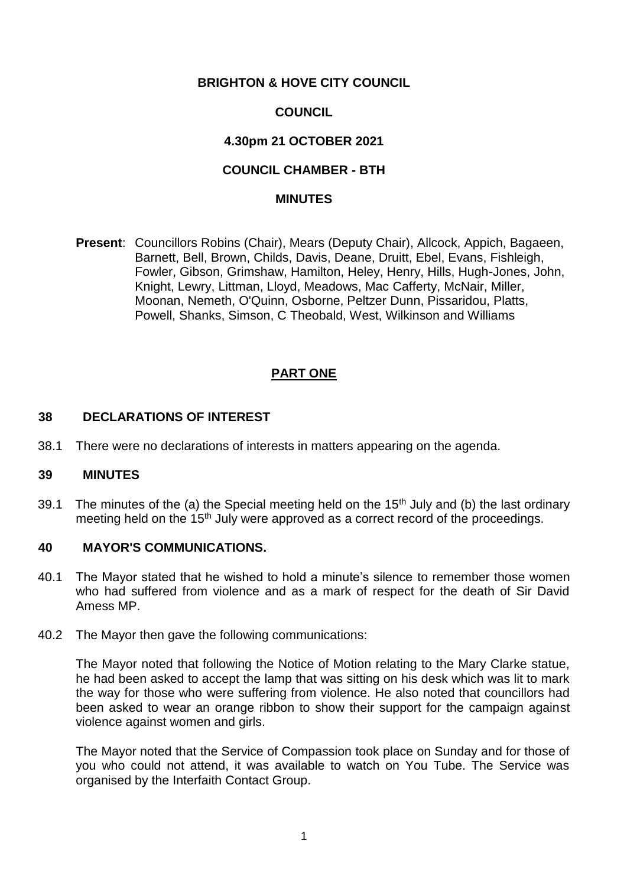**BRIGHTON & HOVE CITY COUNCIL**

**COUNCIL**

**4.30pm 21 OCTOBER 2021**

**COUNCIL CHAMBER - BTH**

**MINUTES**

**Present**: Councillors Robins (Chair), Mears (Deputy Chair), Allcock, Appich, Bagaeen, Barnett, Bell, Brown, Childs, Davis, Deane, Druitt, Ebel, Evans, Fishleigh, Fowler, Gibson, Grimshaw, Hamilton, Heley, Henry, Hills, Hugh-Jones, John, Knight, Lewry, Littman, Lloyd, Meadows, Mac Cafferty, McNair, Miller, Moonan, Nemeth, O'Quinn, Osborne, Peltzer Dunn, Pissaridou, Platts, Powell, Shanks, Simson, C Theobald, West, Wilkinson and Williams

## PART ONE

### 38 DECLARATIONS OF INTEREST

38.1 There were no declarations of interests in matters appearing on the agenda.

### 39 MINUTES

39.1 The minutes of the (a) the Special meeting held on the 15th July and (b) the last ordinary meeting held on the 15th July were approved as a correct record of the proceedings.

### 40 MAYOR'S COMMUNICATIONS.

40.1 The Mayor stated that he wished to hold a minute's silence to remember those women who had suffered from violence and as a mark of respect for the death of Sir David Amess MP.

40.2 The Mayor then gave the following communications:

The Mayor noted that following the Notice of Motion relating to the Mary Clarke statue, he had been asked to accept the lamp that was sitting on his desk which was lit to mark the way for those who were suffering from violence. He also noted that councillors had been asked to wear an orange ribbon to show their support for the campaign against violence against women and girls.

The Mayor noted that the Service of Compassion took place on Sunday and for those of you who could not attend, it was available to watch on You Tube. The Service was organised by the Interfaith Contact Group.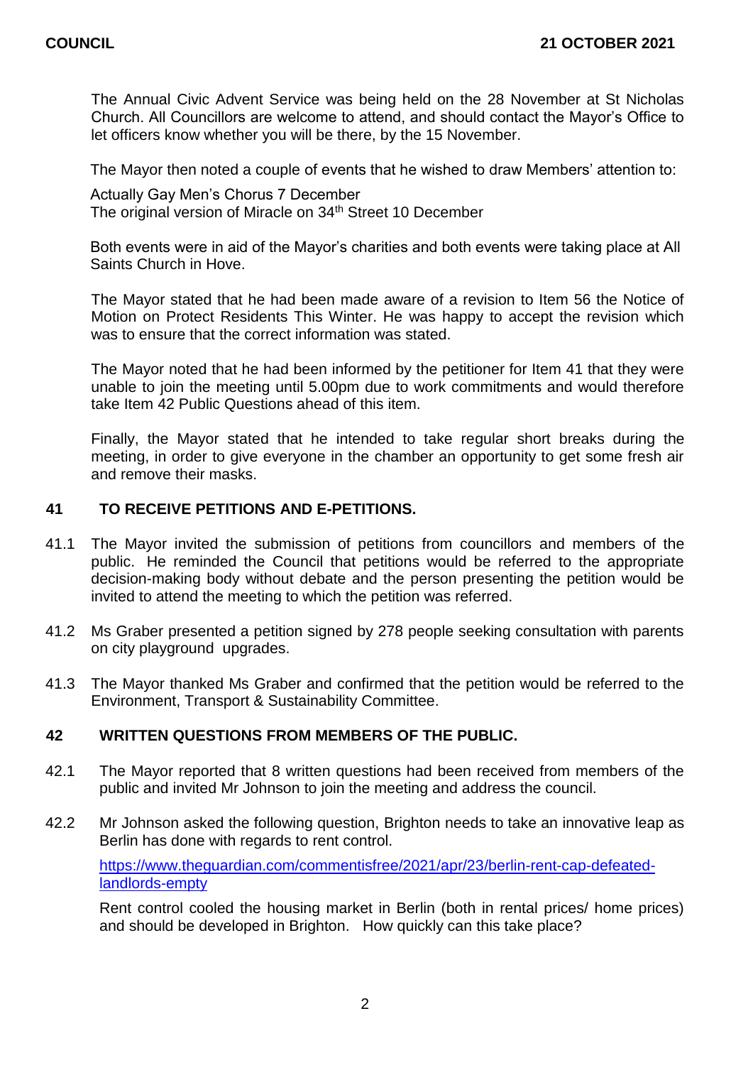The Annual Civic Advent Service was being held on the 28 November at St Nicholas Church. All Councillors are welcome to attend, and should contact the Mayor's Office to let officers know whether you will be there, by the 15 November.

The Mayor then noted a couple of events that he wished to draw Members' attention to:

Actually Gay Men's Chorus 7 December
The original version of Miracle on 34th Street 10 December

Both events were in aid of the Mayor's charities and both events were taking place at All Saints Church in Hove.

The Mayor stated that he had been made aware of a revision to Item 56 the Notice of Motion on Protect Residents This Winter. He was happy to accept the revision which was to ensure that the correct information was stated.

The Mayor noted that he had been informed by the petitioner for Item 41 that they were unable to join the meeting until 5.00pm due to work commitments and would therefore take Item 42 Public Questions ahead of this item.

Finally, the Mayor stated that he intended to take regular short breaks during the meeting, in order to give everyone in the chamber an opportunity to get some fresh air and remove their masks.

## 41 TO RECEIVE PETITIONS AND E-PETITIONS.

41.1 The Mayor invited the submission of petitions from councillors and members of the public. He reminded the Council that petitions would be referred to the appropriate decision-making body without debate and the person presenting the petition would be invited to attend the meeting to which the petition was referred.

41.2 Ms Graber presented a petition signed by 278 people seeking consultation with parents on city playground upgrades.

41.3 The Mayor thanked Ms Graber and confirmed that the petition would be referred to the Environment, Transport & Sustainability Committee.

## 42 WRITTEN QUESTIONS FROM MEMBERS OF THE PUBLIC.

42.1 The Mayor reported that 8 written questions had been received from members of the public and invited Mr Johnson to join the meeting and address the council.

42.2 Mr Johnson asked the following question, Brighton needs to take an innovative leap as Berlin has done with regards to rent control.

[https://www.theguardian.com/commentisfree/2021/apr/23/berlin-rent-cap-defeated-landlords-empty](https://www.theguardian.com/commentisfree/2021/apr/23/berlin-rent-cap-defeated-landlords-empty)

Rent control cooled the housing market in Berlin (both in rental prices/ home prices) and should be developed in Brighton. How quickly can this take place?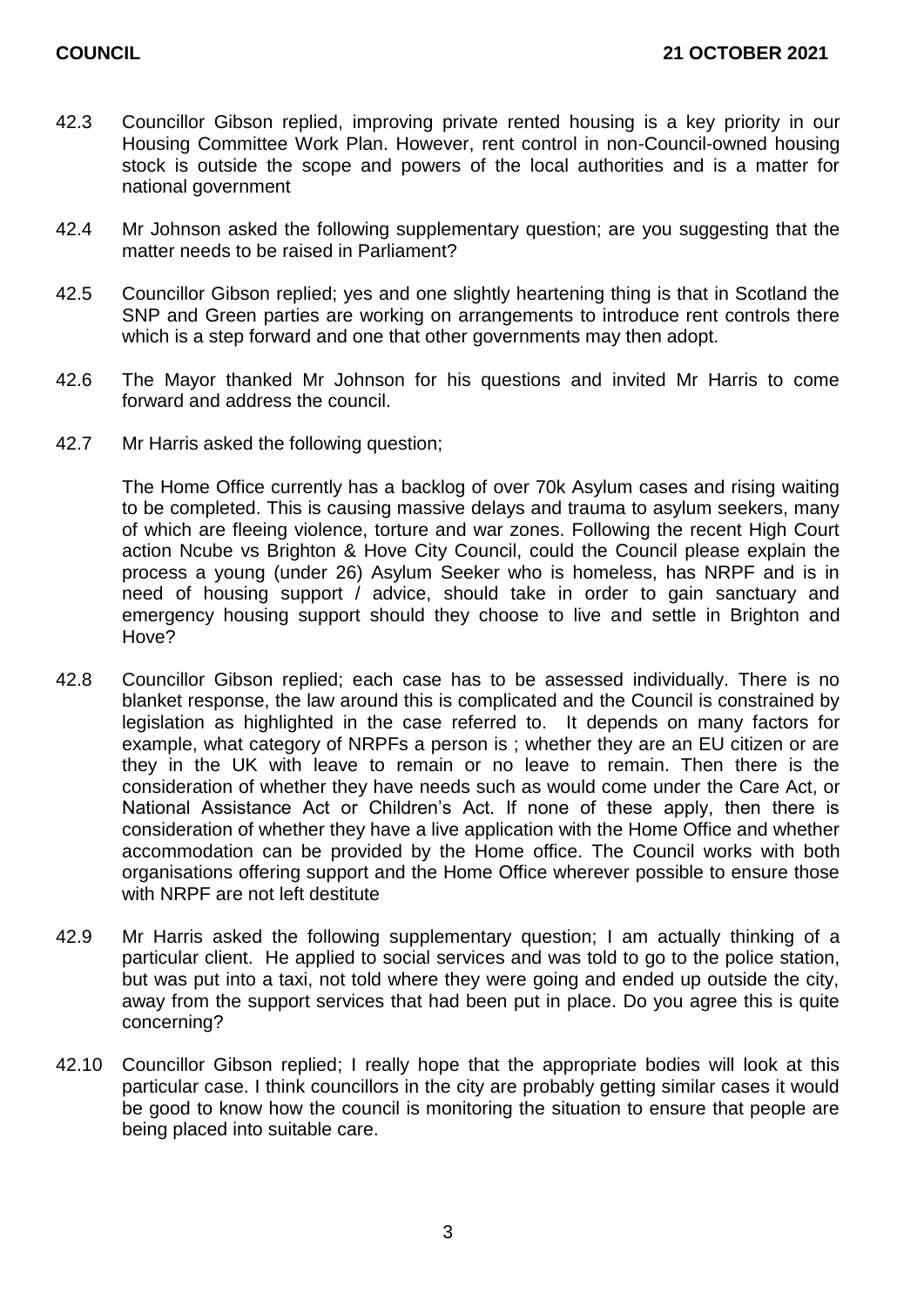42.3 Councillor Gibson replied, improving private rented housing is a key priority in our Housing Committee Work Plan. However, rent control in non-Council-owned housing stock is outside the scope and powers of the local authorities and is a matter for national government

42.4 Mr Johnson asked the following supplementary question; are you suggesting that the matter needs to be raised in Parliament?

42.5 Councillor Gibson replied; yes and one slightly heartening thing is that in Scotland the SNP and Green parties are working on arrangements to introduce rent controls there which is a step forward and one that other governments may then adopt.

42.6 The Mayor thanked Mr Johnson for his questions and invited Mr Harris to come forward and address the council.

42.7 Mr Harris asked the following question;

The Home Office currently has a backlog of over 70k Asylum cases and rising waiting to be completed. This is causing massive delays and trauma to asylum seekers, many of which are fleeing violence, torture and war zones. Following the recent High Court action Ncube vs Brighton & Hove City Council, could the Council please explain the process a young (under 26) Asylum Seeker who is homeless, has NRPF and is in need of housing support / advice, should take in order to gain sanctuary and emergency housing support should they choose to live and settle in Brighton and Hove?

42.8 Councillor Gibson replied; each case has to be assessed individually. There is no blanket response, the law around this is complicated and the Council is constrained by legislation as highlighted in the case referred to. It depends on many factors for example, what category of NRPFs a person is ; whether they are an EU citizen or are they in the UK with leave to remain or no leave to remain. Then there is the consideration of whether they have needs such as would come under the Care Act, or National Assistance Act or Children's Act. If none of these apply, then there is consideration of whether they have a live application with the Home Office and whether accommodation can be provided by the Home office. The Council works with both organisations offering support and the Home Office wherever possible to ensure those with NRPF are not left destitute

42.9 Mr Harris asked the following supplementary question; I am actually thinking of a particular client. He applied to social services and was told to go to the police station, but was put into a taxi, not told where they were going and ended up outside the city, away from the support services that had been put in place. Do you agree this is quite concerning?

42.10 Councillor Gibson replied; I really hope that the appropriate bodies will look at this particular case. I think councillors in the city are probably getting similar cases it would be good to know how the council is monitoring the situation to ensure that people are being placed into suitable care.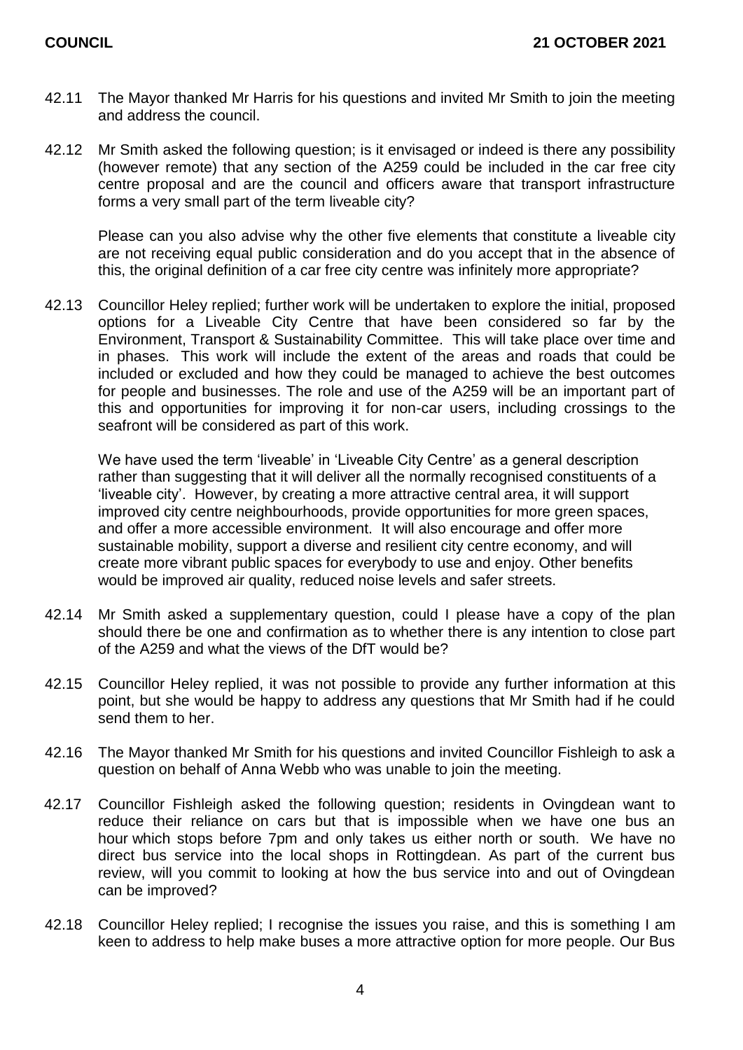42.11 The Mayor thanked Mr Harris for his questions and invited Mr Smith to join the meeting and address the council.

42.12 Mr Smith asked the following question; is it envisaged or indeed is there any possibility (however remote) that any section of the A259 could be included in the car free city centre proposal and are the council and officers aware that transport infrastructure forms a very small part of the term liveable city?

Please can you also advise why the other five elements that constitute a liveable city are not receiving equal public consideration and do you accept that in the absence of this, the original definition of a car free city centre was infinitely more appropriate?

42.13 Councillor Heley replied; further work will be undertaken to explore the initial, proposed options for a Liveable City Centre that have been considered so far by the Environment, Transport & Sustainability Committee. This will take place over time and in phases. This work will include the extent of the areas and roads that could be included or excluded and how they could be managed to achieve the best outcomes for people and businesses. The role and use of the A259 will be an important part of this and opportunities for improving it for non-car users, including crossings to the seafront will be considered as part of this work.

We have used the term 'liveable' in 'Liveable City Centre' as a general description rather than suggesting that it will deliver all the normally recognised constituents of a 'liveable city'. However, by creating a more attractive central area, it will support improved city centre neighbourhoods, provide opportunities for more green spaces, and offer a more accessible environment. It will also encourage and offer more sustainable mobility, support a diverse and resilient city centre economy, and will create more vibrant public spaces for everybody to use and enjoy. Other benefits would be improved air quality, reduced noise levels and safer streets.

42.14 Mr Smith asked a supplementary question, could I please have a copy of the plan should there be one and confirmation as to whether there is any intention to close part of the A259 and what the views of the DfT would be?

42.15 Councillor Heley replied, it was not possible to provide any further information at this point, but she would be happy to address any questions that Mr Smith had if he could send them to her.

42.16 The Mayor thanked Mr Smith for his questions and invited Councillor Fishleigh to ask a question on behalf of Anna Webb who was unable to join the meeting.

42.17 Councillor Fishleigh asked the following question; residents in Ovingdean want to reduce their reliance on cars but that is impossible when we have one bus an hour which stops before 7pm and only takes us either north or south. We have no direct bus service into the local shops in Rottingdean. As part of the current bus review, will you commit to looking at how the bus service into and out of Ovingdean can be improved?

42.18 Councillor Heley replied; I recognise the issues you raise, and this is something I am keen to address to help make buses a more attractive option for more people. Our Bus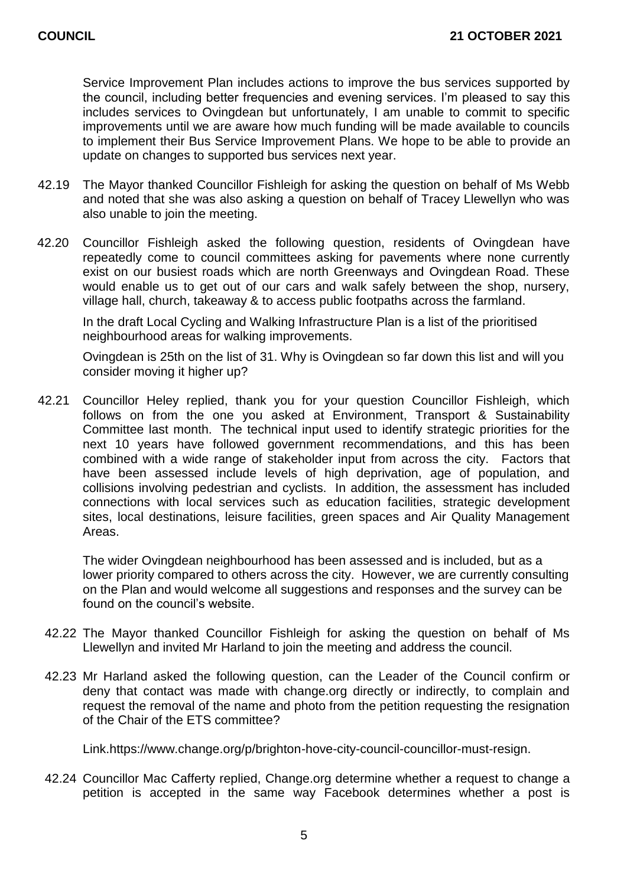Service Improvement Plan includes actions to improve the bus services supported by the council, including better frequencies and evening services. I'm pleased to say this includes services to Ovingdean but unfortunately, I am unable to commit to specific improvements until we are aware how much funding will be made available to councils to implement their Bus Service Improvement Plans. We hope to be able to provide an update on changes to supported bus services next year.

42.19 The Mayor thanked Councillor Fishleigh for asking the question on behalf of Ms Webb and noted that she was also asking a question on behalf of Tracey Llewellyn who was also unable to join the meeting.

42.20 Councillor Fishleigh asked the following question, residents of Ovingdean have repeatedly come to council committees asking for pavements where none currently exist on our busiest roads which are north Greenways and Ovingdean Road. These would enable us to get out of our cars and walk safely between the shop, nursery, village hall, church, takeaway & to access public footpaths across the farmland.

In the draft Local Cycling and Walking Infrastructure Plan is a list of the prioritised neighbourhood areas for walking improvements.

Ovingdean is 25th on the list of 31. Why is Ovingdean so far down this list and will you consider moving it higher up?

42.21 Councillor Heley replied, thank you for your question Councillor Fishleigh, which follows on from the one you asked at Environment, Transport & Sustainability Committee last month. The technical input used to identify strategic priorities for the next 10 years have followed government recommendations, and this has been combined with a wide range of stakeholder input from across the city. Factors that have been assessed include levels of high deprivation, age of population, and collisions involving pedestrian and cyclists. In addition, the assessment has included connections with local services such as education facilities, strategic development sites, local destinations, leisure facilities, green spaces and Air Quality Management Areas.

The wider Ovingdean neighbourhood has been assessed and is included, but as a lower priority compared to others across the city. However, we are currently consulting on the Plan and would welcome all suggestions and responses and the survey can be found on the council's website.

42.22 The Mayor thanked Councillor Fishleigh for asking the question on behalf of Ms Llewellyn and invited Mr Harland to join the meeting and address the council.

42.23 Mr Harland asked the following question, can the Leader of the Council confirm or deny that contact was made with change.org directly or indirectly, to complain and request the removal of the name and photo from the petition requesting the resignation of the Chair of the ETS committee?

Link.https://www.change.org/p/brighton-hove-city-council-councillor-must-resign.

42.24 Councillor Mac Cafferty replied, Change.org determine whether a request to change a petition is accepted in the same way Facebook determines whether a post is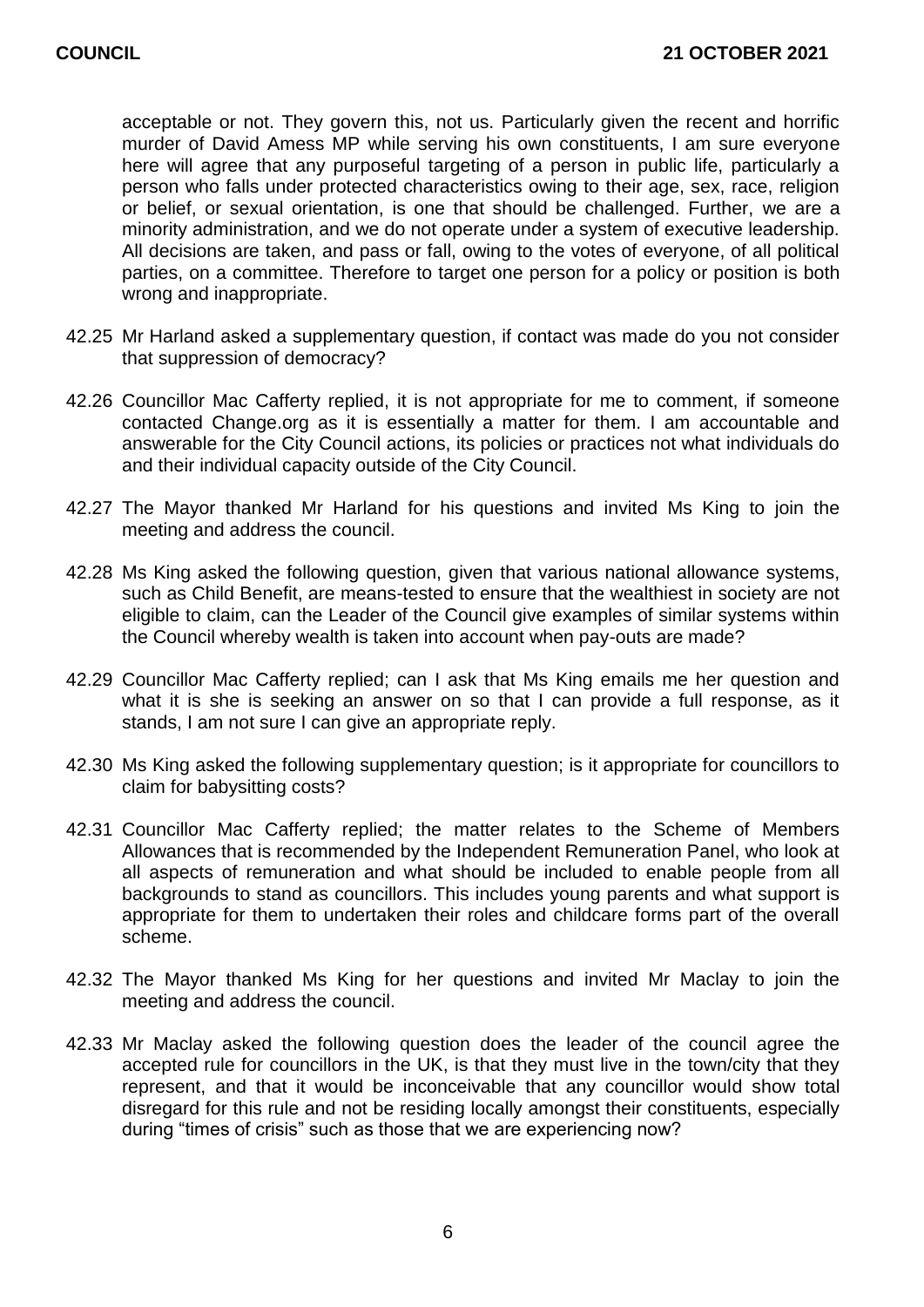acceptable or not. They govern this, not us. Particularly given the recent and horrific murder of David Amess MP while serving his own constituents, I am sure everyone here will agree that any purposeful targeting of a person in public life, particularly a person who falls under protected characteristics owing to their age, sex, race, religion or belief, or sexual orientation, is one that should be challenged. Further, we are a minority administration, and we do not operate under a system of executive leadership. All decisions are taken, and pass or fall, owing to the votes of everyone, of all political parties, on a committee. Therefore to target one person for a policy or position is both wrong and inappropriate.

42.25 Mr Harland asked a supplementary question, if contact was made do you not consider that suppression of democracy?

42.26 Councillor Mac Cafferty replied, it is not appropriate for me to comment, if someone contacted Change.org as it is essentially a matter for them. I am accountable and answerable for the City Council actions, its policies or practices not what individuals do and their individual capacity outside of the City Council.

42.27 The Mayor thanked Mr Harland for his questions and invited Ms King to join the meeting and address the council.

42.28 Ms King asked the following question, given that various national allowance systems, such as Child Benefit, are means-tested to ensure that the wealthiest in society are not eligible to claim, can the Leader of the Council give examples of similar systems within the Council whereby wealth is taken into account when pay-outs are made?

42.29 Councillor Mac Cafferty replied; can I ask that Ms King emails me her question and what it is she is seeking an answer on so that I can provide a full response, as it stands, I am not sure I can give an appropriate reply.

42.30 Ms King asked the following supplementary question; is it appropriate for councillors to claim for babysitting costs?

42.31 Councillor Mac Cafferty replied; the matter relates to the Scheme of Members Allowances that is recommended by the Independent Remuneration Panel, who look at all aspects of remuneration and what should be included to enable people from all backgrounds to stand as councillors. This includes young parents and what support is appropriate for them to undertaken their roles and childcare forms part of the overall scheme.

42.32 The Mayor thanked Ms King for her questions and invited Mr Maclay to join the meeting and address the council.

42.33 Mr Maclay asked the following question does the leader of the council agree the accepted rule for councillors in the UK, is that they must live in the town/city that they represent, and that it would be inconceivable that any councillor would show total disregard for this rule and not be residing locally amongst their constituents, especially during "times of crisis" such as those that we are experiencing now?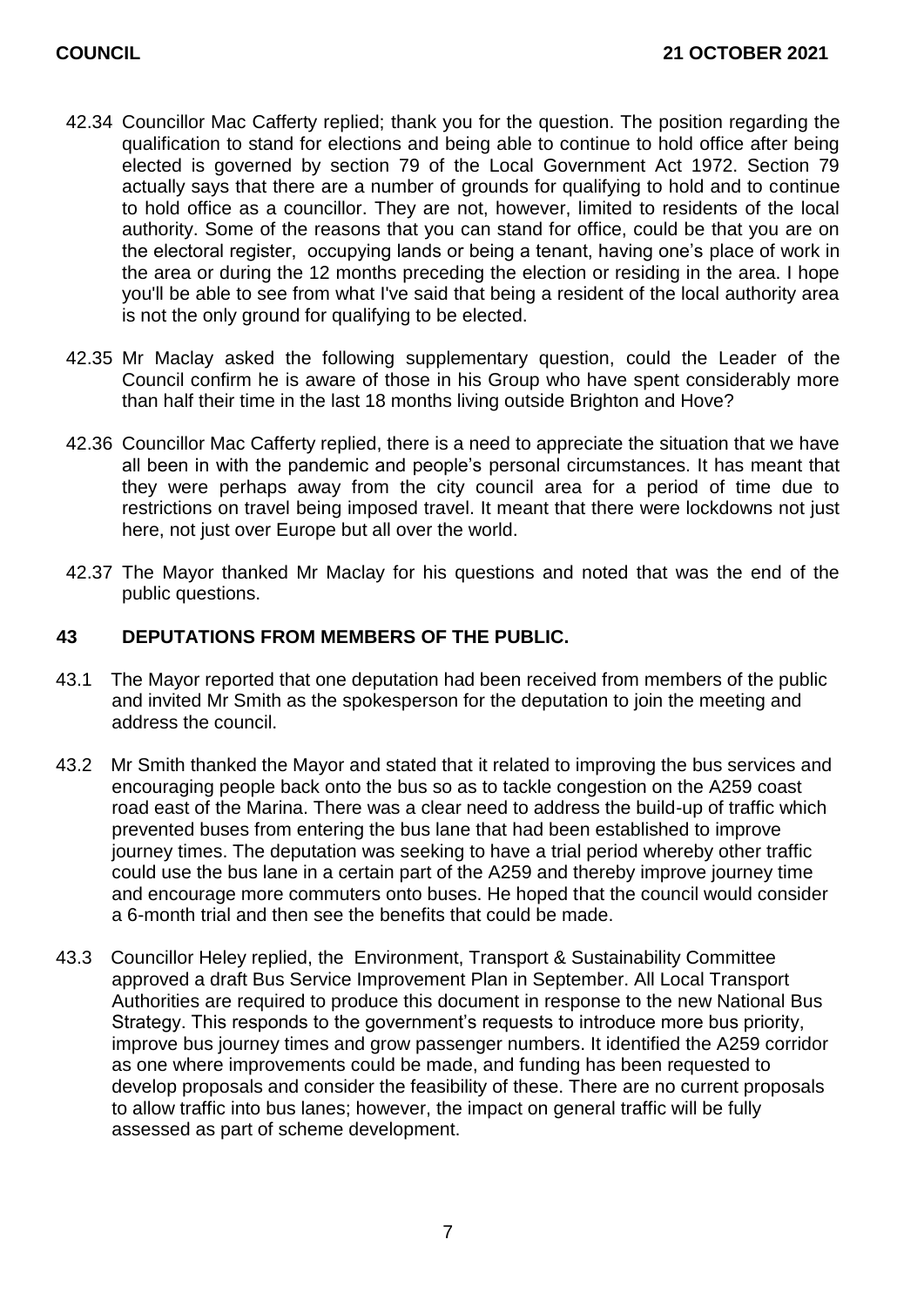42.34 Councillor Mac Cafferty replied; thank you for the question. The position regarding the qualification to stand for elections and being able to continue to hold office after being elected is governed by section 79 of the Local Government Act 1972. Section 79 actually says that there are a number of grounds for qualifying to hold and to continue to hold office as a councillor. They are not, however, limited to residents of the local authority. Some of the reasons that you can stand for office, could be that you are on the electoral register, occupying lands or being a tenant, having one's place of work in the area or during the 12 months preceding the election or residing in the area. I hope you'll be able to see from what I've said that being a resident of the local authority area is not the only ground for qualifying to be elected.

42.35 Mr Maclay asked the following supplementary question, could the Leader of the Council confirm he is aware of those in his Group who have spent considerably more than half their time in the last 18 months living outside Brighton and Hove?

42.36 Councillor Mac Cafferty replied, there is a need to appreciate the situation that we have all been in with the pandemic and people's personal circumstances. It has meant that they were perhaps away from the city council area for a period of time due to restrictions on travel being imposed travel. It meant that there were lockdowns not just here, not just over Europe but all over the world.

42.37 The Mayor thanked Mr Maclay for his questions and noted that was the end of the public questions.

## 43 DEPUTATIONS FROM MEMBERS OF THE PUBLIC.

43.1 The Mayor reported that one deputation had been received from members of the public and invited Mr Smith as the spokesperson for the deputation to join the meeting and address the council.

43.2 Mr Smith thanked the Mayor and stated that it related to improving the bus services and encouraging people back onto the bus so as to tackle congestion on the A259 coast road east of the Marina. There was a clear need to address the build-up of traffic which prevented buses from entering the bus lane that had been established to improve journey times. The deputation was seeking to have a trial period whereby other traffic could use the bus lane in a certain part of the A259 and thereby improve journey time and encourage more commuters onto buses. He hoped that the council would consider a 6-month trial and then see the benefits that could be made.

43.3 Councillor Heley replied, the Environment, Transport & Sustainability Committee approved a draft Bus Service Improvement Plan in September. All Local Transport Authorities are required to produce this document in response to the new National Bus Strategy. This responds to the government's requests to introduce more bus priority, improve bus journey times and grow passenger numbers. It identified the A259 corridor as one where improvements could be made, and funding has been requested to develop proposals and consider the feasibility of these. There are no current proposals to allow traffic into bus lanes; however, the impact on general traffic will be fully assessed as part of scheme development.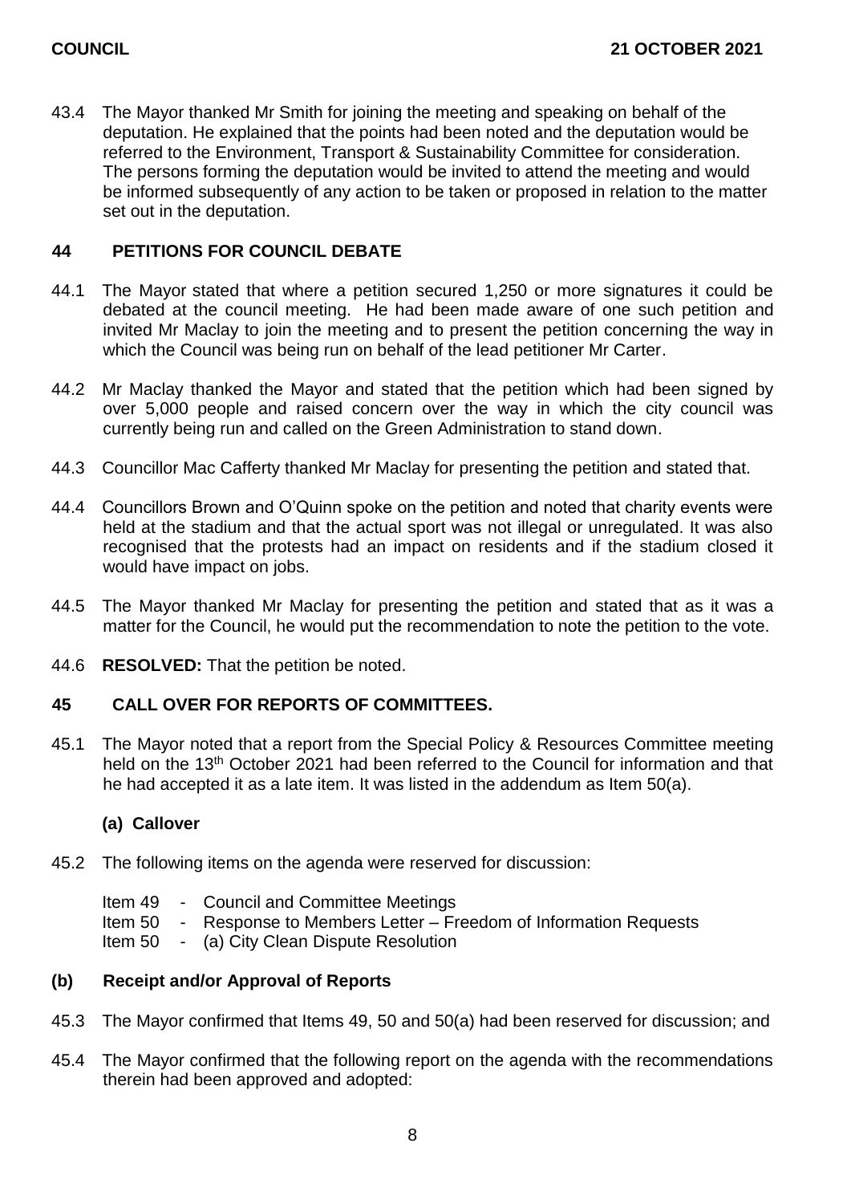43.4 The Mayor thanked Mr Smith for joining the meeting and speaking on behalf of the deputation. He explained that the points had been noted and the deputation would be referred to the Environment, Transport & Sustainability Committee for consideration. The persons forming the deputation would be invited to attend the meeting and would be informed subsequently of any action to be taken or proposed in relation to the matter set out in the deputation.

## 44 PETITIONS FOR COUNCIL DEBATE

44.1 The Mayor stated that where a petition secured 1,250 or more signatures it could be debated at the council meeting. He had been made aware of one such petition and invited Mr Maclay to join the meeting and to present the petition concerning the way in which the Council was being run on behalf of the lead petitioner Mr Carter.

44.2 Mr Maclay thanked the Mayor and stated that the petition which had been signed by over 5,000 people and raised concern over the way in which the city council was currently being run and called on the Green Administration to stand down.

44.3 Councillor Mac Cafferty thanked Mr Maclay for presenting the petition and stated that.

44.4 Councillors Brown and O'Quinn spoke on the petition and noted that charity events were held at the stadium and that the actual sport was not illegal or unregulated. It was also recognised that the protests had an impact on residents and if the stadium closed it would have impact on jobs.

44.5 The Mayor thanked Mr Maclay for presenting the petition and stated that as it was a matter for the Council, he would put the recommendation to note the petition to the vote.

44.6 **RESOLVED:** That the petition be noted.

## 45 CALL OVER FOR REPORTS OF COMMITTEES.

45.1 The Mayor noted that a report from the Special Policy & Resources Committee meeting held on the 13th October 2021 had been referred to the Council for information and that he had accepted it as a late item. It was listed in the addendum as Item 50(a).

### (a) Callover

45.2 The following items on the agenda were reserved for discussion:

Item 49 - Council and Committee Meetings
Item 50 - Response to Members Letter – Freedom of Information Requests
Item 50 - (a) City Clean Dispute Resolution

### (b) Receipt and/or Approval of Reports

45.3 The Mayor confirmed that Items 49, 50 and 50(a) had been reserved for discussion; and

45.4 The Mayor confirmed that the following report on the agenda with the recommendations therein had been approved and adopted: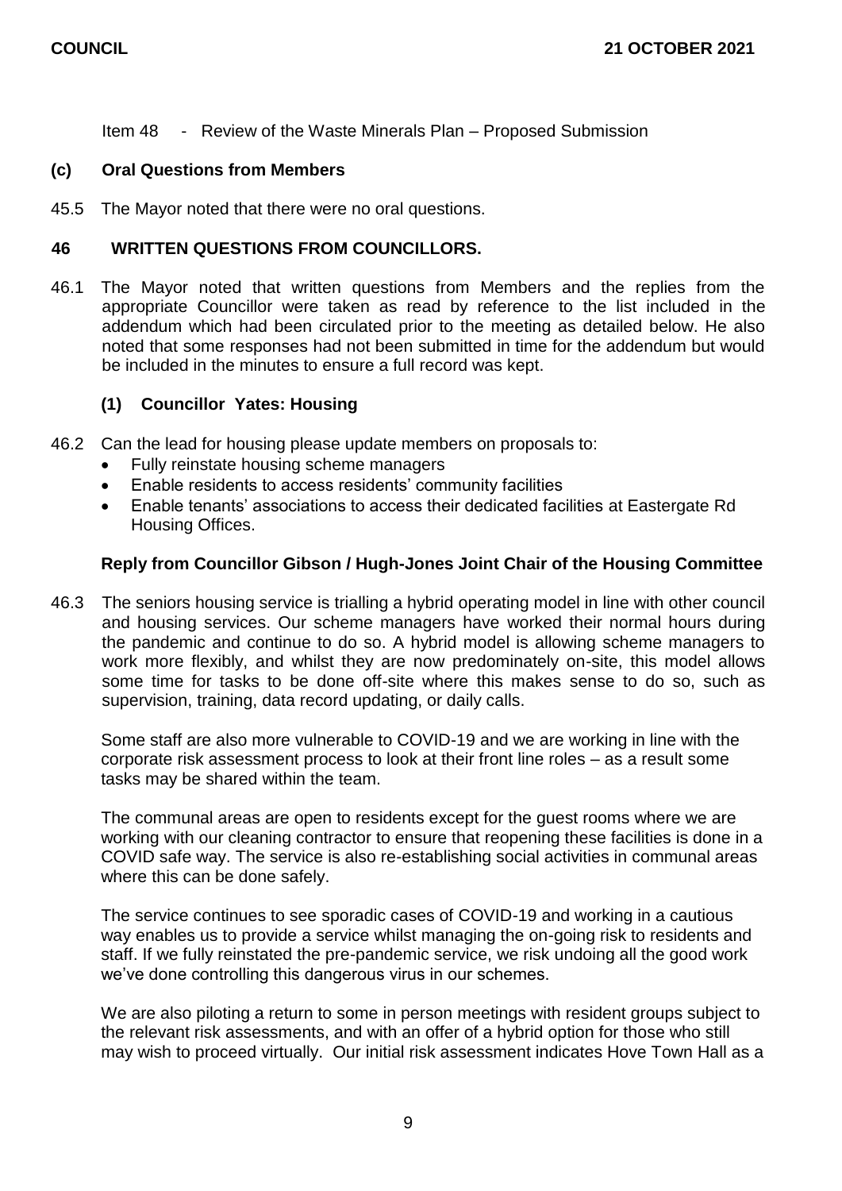Item 48 - Review of the Waste Minerals Plan – Proposed Submission

**(c) Oral Questions from Members**

45.5 The Mayor noted that there were no oral questions.

## 46 WRITTEN QUESTIONS FROM COUNCILLORS.

46.1 The Mayor noted that written questions from Members and the replies from the appropriate Councillor were taken as read by reference to the list included in the addendum which had been circulated prior to the meeting as detailed below. He also noted that some responses had not been submitted in time for the addendum but would be included in the minutes to ensure a full record was kept.

### (1) Councillor Yates: Housing

46.2 Can the lead for housing please update members on proposals to:

- Fully reinstate housing scheme managers
- Enable residents to access residents' community facilities
- Enable tenants' associations to access their dedicated facilities at Eastergate Rd Housing Offices.

**Reply from Councillor Gibson / Hugh-Jones Joint Chair of the Housing Committee**

46.3 The seniors housing service is trialling a hybrid operating model in line with other council and housing services. Our scheme managers have worked their normal hours during the pandemic and continue to do so. A hybrid model is allowing scheme managers to work more flexibly, and whilst they are now predominately on-site, this model allows some time for tasks to be done off-site where this makes sense to do so, such as supervision, training, data record updating, or daily calls.

Some staff are also more vulnerable to COVID-19 and we are working in line with the corporate risk assessment process to look at their front line roles – as a result some tasks may be shared within the team.

The communal areas are open to residents except for the guest rooms where we are working with our cleaning contractor to ensure that reopening these facilities is done in a COVID safe way. The service is also re-establishing social activities in communal areas where this can be done safely.

The service continues to see sporadic cases of COVID-19 and working in a cautious way enables us to provide a service whilst managing the on-going risk to residents and staff. If we fully reinstated the pre-pandemic service, we risk undoing all the good work we've done controlling this dangerous virus in our schemes.

We are also piloting a return to some in person meetings with resident groups subject to the relevant risk assessments, and with an offer of a hybrid option for those who still may wish to proceed virtually. Our initial risk assessment indicates Hove Town Hall as a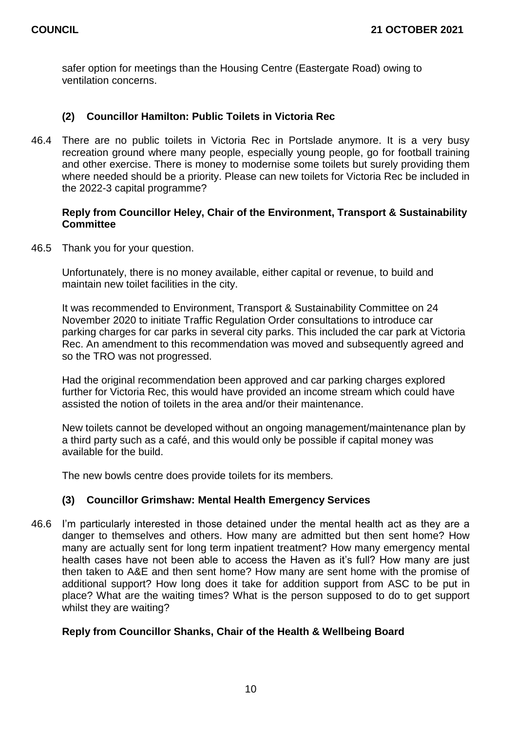safer option for meetings than the Housing Centre (Eastergate Road) owing to ventilation concerns.

### (2) Councillor Hamilton: Public Toilets in Victoria Rec

46.4 There are no public toilets in Victoria Rec in Portslade anymore. It is a very busy recreation ground where many people, especially young people, go for football training and other exercise. There is money to modernise some toilets but surely providing them where needed should be a priority. Please can new toilets for Victoria Rec be included in the 2022-3 capital programme?

**Reply from Councillor Heley, Chair of the Environment, Transport & Sustainability Committee**

46.5 Thank you for your question.

Unfortunately, there is no money available, either capital or revenue, to build and maintain new toilet facilities in the city.

It was recommended to Environment, Transport & Sustainability Committee on 24 November 2020 to initiate Traffic Regulation Order consultations to introduce car parking charges for car parks in several city parks. This included the car park at Victoria Rec. An amendment to this recommendation was moved and subsequently agreed and so the TRO was not progressed.

Had the original recommendation been approved and car parking charges explored further for Victoria Rec, this would have provided an income stream which could have assisted the notion of toilets in the area and/or their maintenance.

New toilets cannot be developed without an ongoing management/maintenance plan by a third party such as a café, and this would only be possible if capital money was available for the build.

The new bowls centre does provide toilets for its members.

### (3) Councillor Grimshaw: Mental Health Emergency Services

46.6 I'm particularly interested in those detained under the mental health act as they are a danger to themselves and others. How many are admitted but then sent home? How many are actually sent for long term inpatient treatment? How many emergency mental health cases have not been able to access the Haven as it's full? How many are just then taken to A&E and then sent home? How many are sent home with the promise of additional support? How long does it take for addition support from ASC to be put in place? What are the waiting times? What is the person supposed to do to get support whilst they are waiting?

**Reply from Councillor Shanks, Chair of the Health & Wellbeing Board**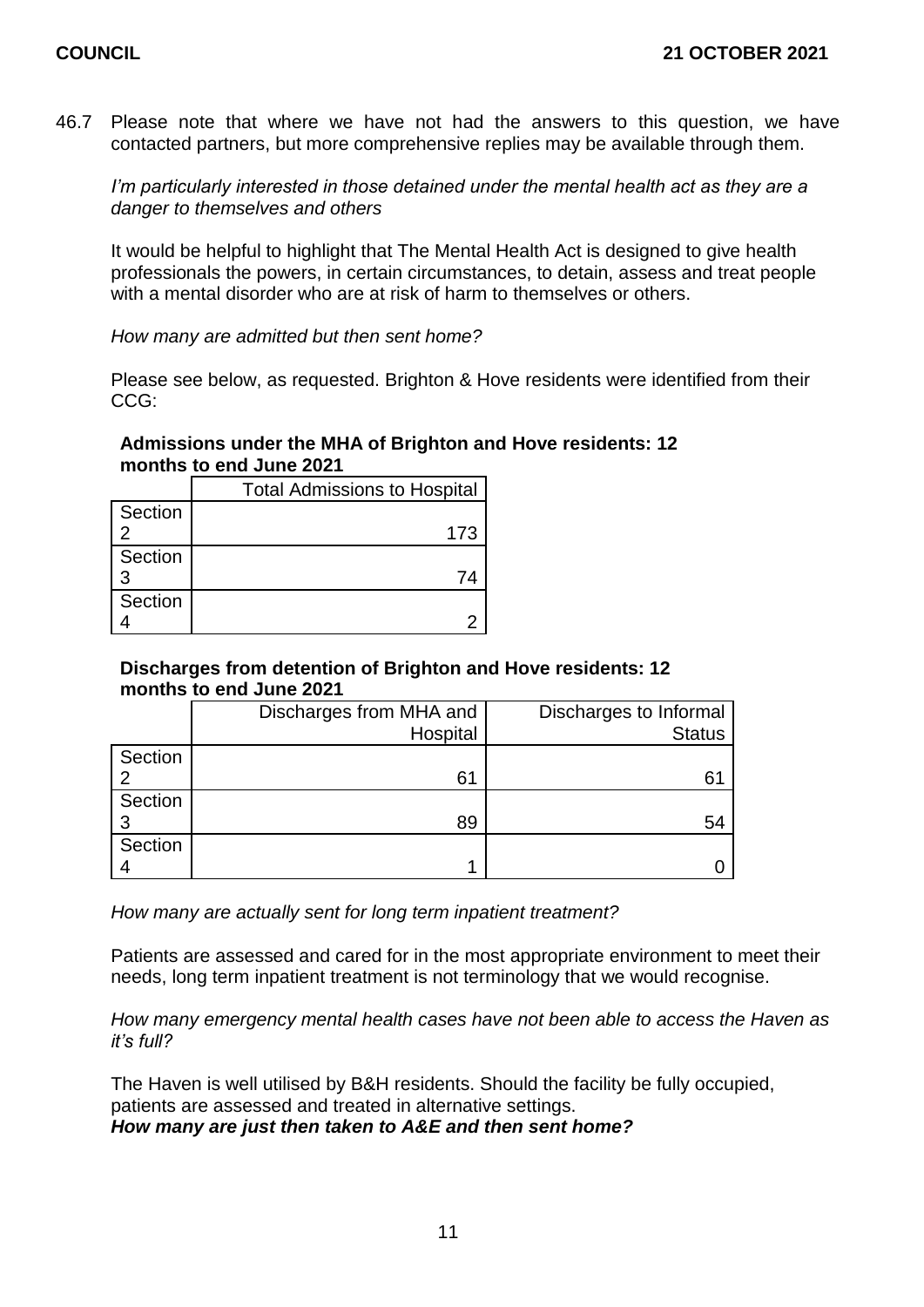46.7 Please note that where we have not had the answers to this question, we have contacted partners, but more comprehensive replies may be available through them.

*I'm particularly interested in those detained under the mental health act as they are a danger to themselves and others*

It would be helpful to highlight that The Mental Health Act is designed to give health professionals the powers, in certain circumstances, to detain, assess and treat people with a mental disorder who are at risk of harm to themselves or others.

*How many are admitted but then sent home?*

Please see below, as requested. Brighton & Hove residents were identified from their CCG:

**Admissions under the MHA of Brighton and Hove residents: 12 months to end June 2021**

| | Total Admissions to Hospital |
|---|---|
| Section 2 | 173 |
| Section 3 | 74 |
| Section 4 | 2 |

**Discharges from detention of Brighton and Hove residents: 12 months to end June 2021**

| | Discharges from MHA and Hospital | Discharges to Informal Status |
|---|---|---|
| Section 2 | 61 | 61 |
| Section 3 | 89 | 54 |
| Section 4 | 1 | 0 |

*How many are actually sent for long term inpatient treatment?*

Patients are assessed and cared for in the most appropriate environment to meet their needs, long term inpatient treatment is not terminology that we would recognise.

*How many emergency mental health cases have not been able to access the Haven as it's full?*

The Haven is well utilised by B&H residents. Should the facility be fully occupied, patients are assessed and treated in alternative settings.

***How many are just then taken to A&E and then sent home?***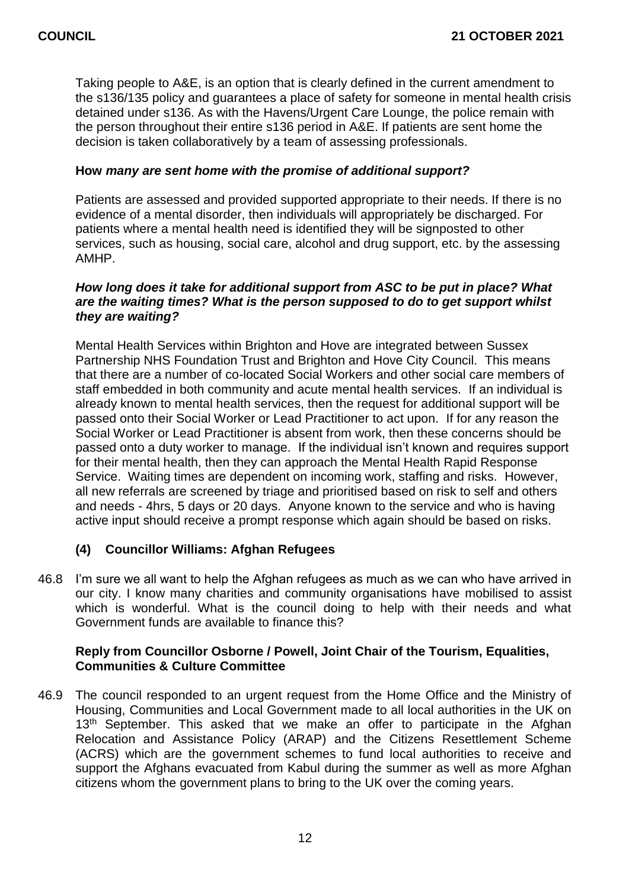Taking people to A&E, is an option that is clearly defined in the current amendment to the s136/135 policy and guarantees a place of safety for someone in mental health crisis detained under s136. As with the Havens/Urgent Care Lounge, the police remain with the person throughout their entire s136 period in A&E. If patients are sent home the decision is taken collaboratively by a team of assessing professionals.

**How** ***many are sent home with the promise of additional support?***

Patients are assessed and provided supported appropriate to their needs. If there is no evidence of a mental disorder, then individuals will appropriately be discharged. For patients where a mental health need is identified they will be signposted to other services, such as housing, social care, alcohol and drug support, etc. by the assessing AMHP.

***How long does it take for additional support from ASC to be put in place? What are the waiting times? What is the person supposed to do to get support whilst they are waiting?***

Mental Health Services within Brighton and Hove are integrated between Sussex Partnership NHS Foundation Trust and Brighton and Hove City Council. This means that there are a number of co-located Social Workers and other social care members of staff embedded in both community and acute mental health services. If an individual is already known to mental health services, then the request for additional support will be passed onto their Social Worker or Lead Practitioner to act upon. If for any reason the Social Worker or Lead Practitioner is absent from work, then these concerns should be passed onto a duty worker to manage. If the individual isn't known and requires support for their mental health, then they can approach the Mental Health Rapid Response Service. Waiting times are dependent on incoming work, staffing and risks. However, all new referrals are screened by triage and prioritised based on risk to self and others and needs - 4hrs, 5 days or 20 days. Anyone known to the service and who is having active input should receive a prompt response which again should be based on risks.

### (4) Councillor Williams: Afghan Refugees

46.8 I'm sure we all want to help the Afghan refugees as much as we can who have arrived in our city. I know many charities and community organisations have mobilised to assist which is wonderful. What is the council doing to help with their needs and what Government funds are available to finance this?

**Reply from Councillor Osborne / Powell, Joint Chair of the Tourism, Equalities, Communities & Culture Committee**

46.9 The council responded to an urgent request from the Home Office and the Ministry of Housing, Communities and Local Government made to all local authorities in the UK on 13th September. This asked that we make an offer to participate in the Afghan Relocation and Assistance Policy (ARAP) and the Citizens Resettlement Scheme (ACRS) which are the government schemes to fund local authorities to receive and support the Afghans evacuated from Kabul during the summer as well as more Afghan citizens whom the government plans to bring to the UK over the coming years.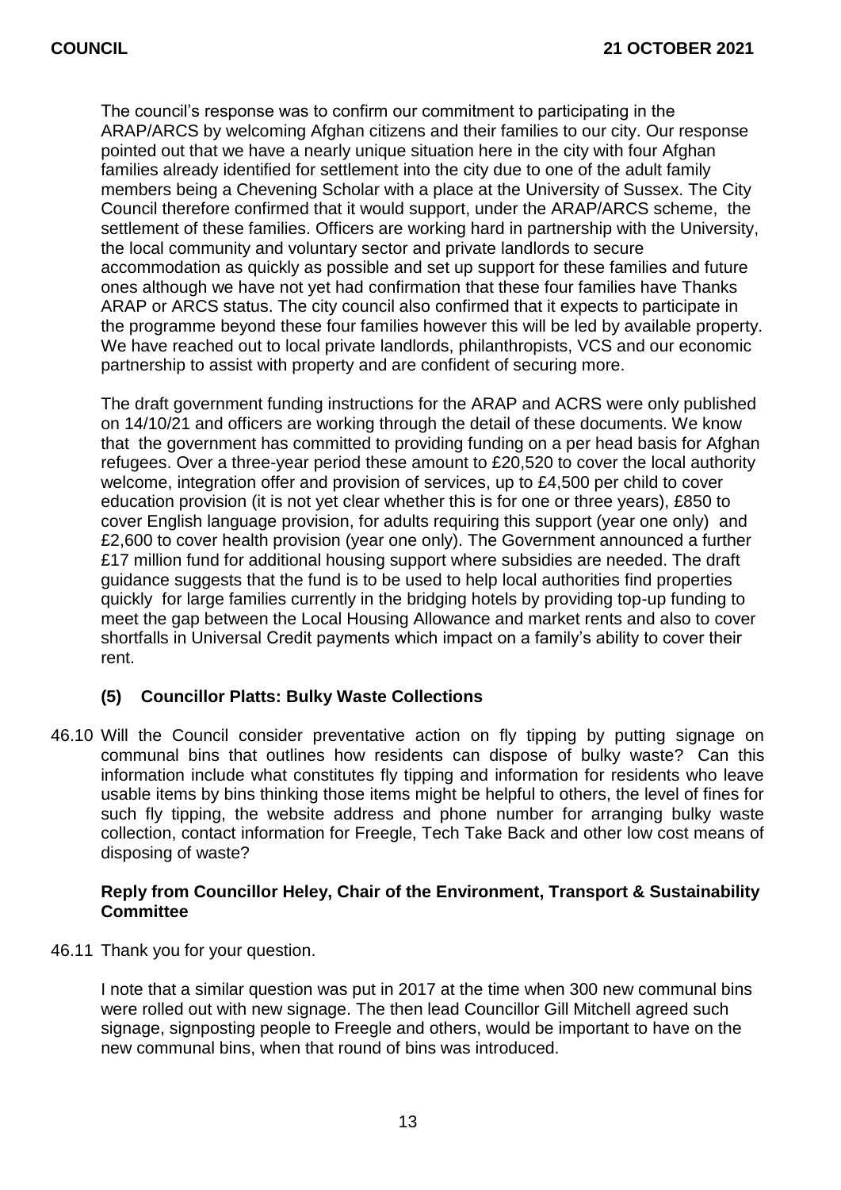The council's response was to confirm our commitment to participating in the ARAP/ARCS by welcoming Afghan citizens and their families to our city. Our response pointed out that we have a nearly unique situation here in the city with four Afghan families already identified for settlement into the city due to one of the adult family members being a Chevening Scholar with a place at the University of Sussex. The City Council therefore confirmed that it would support, under the ARAP/ARCS scheme, the settlement of these families. Officers are working hard in partnership with the University, the local community and voluntary sector and private landlords to secure accommodation as quickly as possible and set up support for these families and future ones although we have not yet had confirmation that these four families have Thanks ARAP or ARCS status. The city council also confirmed that it expects to participate in the programme beyond these four families however this will be led by available property. We have reached out to local private landlords, philanthropists, VCS and our economic partnership to assist with property and are confident of securing more.

The draft government funding instructions for the ARAP and ACRS were only published on 14/10/21 and officers are working through the detail of these documents. We know that the government has committed to providing funding on a per head basis for Afghan refugees. Over a three-year period these amount to £20,520 to cover the local authority welcome, integration offer and provision of services, up to £4,500 per child to cover education provision (it is not yet clear whether this is for one or three years), £850 to cover English language provision, for adults requiring this support (year one only) and £2,600 to cover health provision (year one only). The Government announced a further £17 million fund for additional housing support where subsidies are needed. The draft guidance suggests that the fund is to be used to help local authorities find properties quickly for large families currently in the bridging hotels by providing top-up funding to meet the gap between the Local Housing Allowance and market rents and also to cover shortfalls in Universal Credit payments which impact on a family's ability to cover their rent.

### (5) Councillor Platts: Bulky Waste Collections

46.10 Will the Council consider preventative action on fly tipping by putting signage on communal bins that outlines how residents can dispose of bulky waste? Can this information include what constitutes fly tipping and information for residents who leave usable items by bins thinking those items might be helpful to others, the level of fines for such fly tipping, the website address and phone number for arranging bulky waste collection, contact information for Freegle, Tech Take Back and other low cost means of disposing of waste?

**Reply from Councillor Heley, Chair of the Environment, Transport & Sustainability Committee**

46.11 Thank you for your question.

I note that a similar question was put in 2017 at the time when 300 new communal bins were rolled out with new signage. The then lead Councillor Gill Mitchell agreed such signage, signposting people to Freegle and others, would be important to have on the new communal bins, when that round of bins was introduced.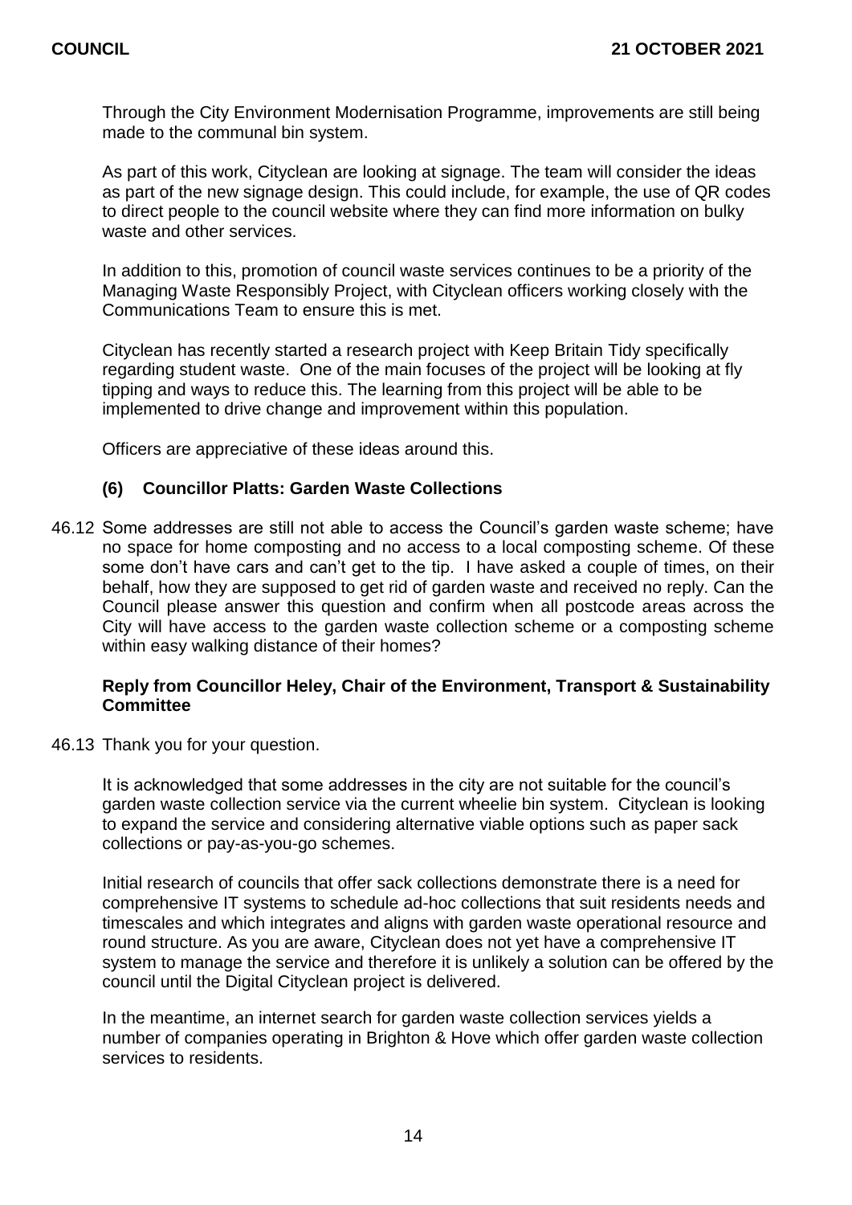Through the City Environment Modernisation Programme, improvements are still being made to the communal bin system.

As part of this work, Cityclean are looking at signage. The team will consider the ideas as part of the new signage design. This could include, for example, the use of QR codes to direct people to the council website where they can find more information on bulky waste and other services.

In addition to this, promotion of council waste services continues to be a priority of the Managing Waste Responsibly Project, with Cityclean officers working closely with the Communications Team to ensure this is met.

Cityclean has recently started a research project with Keep Britain Tidy specifically regarding student waste. One of the main focuses of the project will be looking at fly tipping and ways to reduce this. The learning from this project will be able to be implemented to drive change and improvement within this population.

Officers are appreciative of these ideas around this.

### (6) Councillor Platts: Garden Waste Collections

46.12 Some addresses are still not able to access the Council's garden waste scheme; have no space for home composting and no access to a local composting scheme. Of these some don't have cars and can't get to the tip. I have asked a couple of times, on their behalf, how they are supposed to get rid of garden waste and received no reply. Can the Council please answer this question and confirm when all postcode areas across the City will have access to the garden waste collection scheme or a composting scheme within easy walking distance of their homes?

**Reply from Councillor Heley, Chair of the Environment, Transport & Sustainability Committee**

46.13 Thank you for your question.

It is acknowledged that some addresses in the city are not suitable for the council's garden waste collection service via the current wheelie bin system. Cityclean is looking to expand the service and considering alternative viable options such as paper sack collections or pay-as-you-go schemes.

Initial research of councils that offer sack collections demonstrate there is a need for comprehensive IT systems to schedule ad-hoc collections that suit residents needs and timescales and which integrates and aligns with garden waste operational resource and round structure. As you are aware, Cityclean does not yet have a comprehensive IT system to manage the service and therefore it is unlikely a solution can be offered by the council until the Digital Cityclean project is delivered.

In the meantime, an internet search for garden waste collection services yields a number of companies operating in Brighton & Hove which offer garden waste collection services to residents.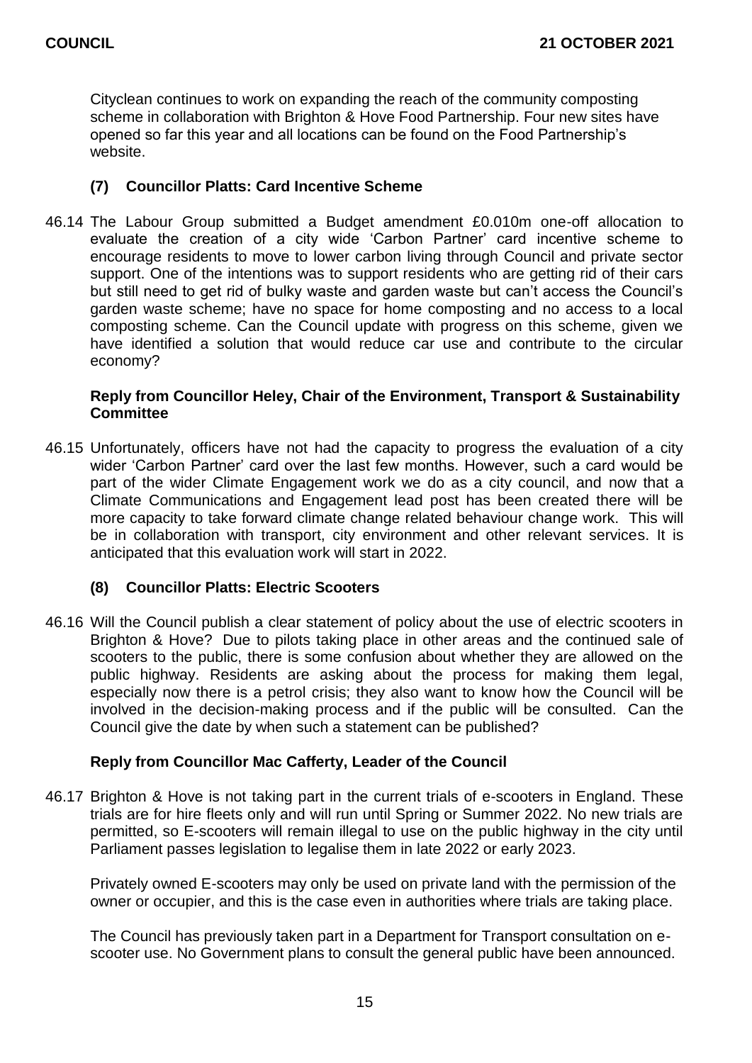Cityclean continues to work on expanding the reach of the community composting scheme in collaboration with Brighton & Hove Food Partnership. Four new sites have opened so far this year and all locations can be found on the Food Partnership's website.

### (7) Councillor Platts: Card Incentive Scheme

46.14 The Labour Group submitted a Budget amendment £0.010m one-off allocation to evaluate the creation of a city wide 'Carbon Partner' card incentive scheme to encourage residents to move to lower carbon living through Council and private sector support. One of the intentions was to support residents who are getting rid of their cars but still need to get rid of bulky waste and garden waste but can't access the Council's garden waste scheme; have no space for home composting and no access to a local composting scheme. Can the Council update with progress on this scheme, given we have identified a solution that would reduce car use and contribute to the circular economy?

**Reply from Councillor Heley, Chair of the Environment, Transport & Sustainability Committee**

46.15 Unfortunately, officers have not had the capacity to progress the evaluation of a city wider 'Carbon Partner' card over the last few months. However, such a card would be part of the wider Climate Engagement work we do as a city council, and now that a Climate Communications and Engagement lead post has been created there will be more capacity to take forward climate change related behaviour change work. This will be in collaboration with transport, city environment and other relevant services. It is anticipated that this evaluation work will start in 2022.

### (8) Councillor Platts: Electric Scooters

46.16 Will the Council publish a clear statement of policy about the use of electric scooters in Brighton & Hove? Due to pilots taking place in other areas and the continued sale of scooters to the public, there is some confusion about whether they are allowed on the public highway. Residents are asking about the process for making them legal, especially now there is a petrol crisis; they also want to know how the Council will be involved in the decision-making process and if the public will be consulted. Can the Council give the date by when such a statement can be published?

**Reply from Councillor Mac Cafferty, Leader of the Council**

46.17 Brighton & Hove is not taking part in the current trials of e-scooters in England. These trials are for hire fleets only and will run until Spring or Summer 2022. No new trials are permitted, so E-scooters will remain illegal to use on the public highway in the city until Parliament passes legislation to legalise them in late 2022 or early 2023.

Privately owned E-scooters may only be used on private land with the permission of the owner or occupier, and this is the case even in authorities where trials are taking place.

The Council has previously taken part in a Department for Transport consultation on e-scooter use. No Government plans to consult the general public have been announced.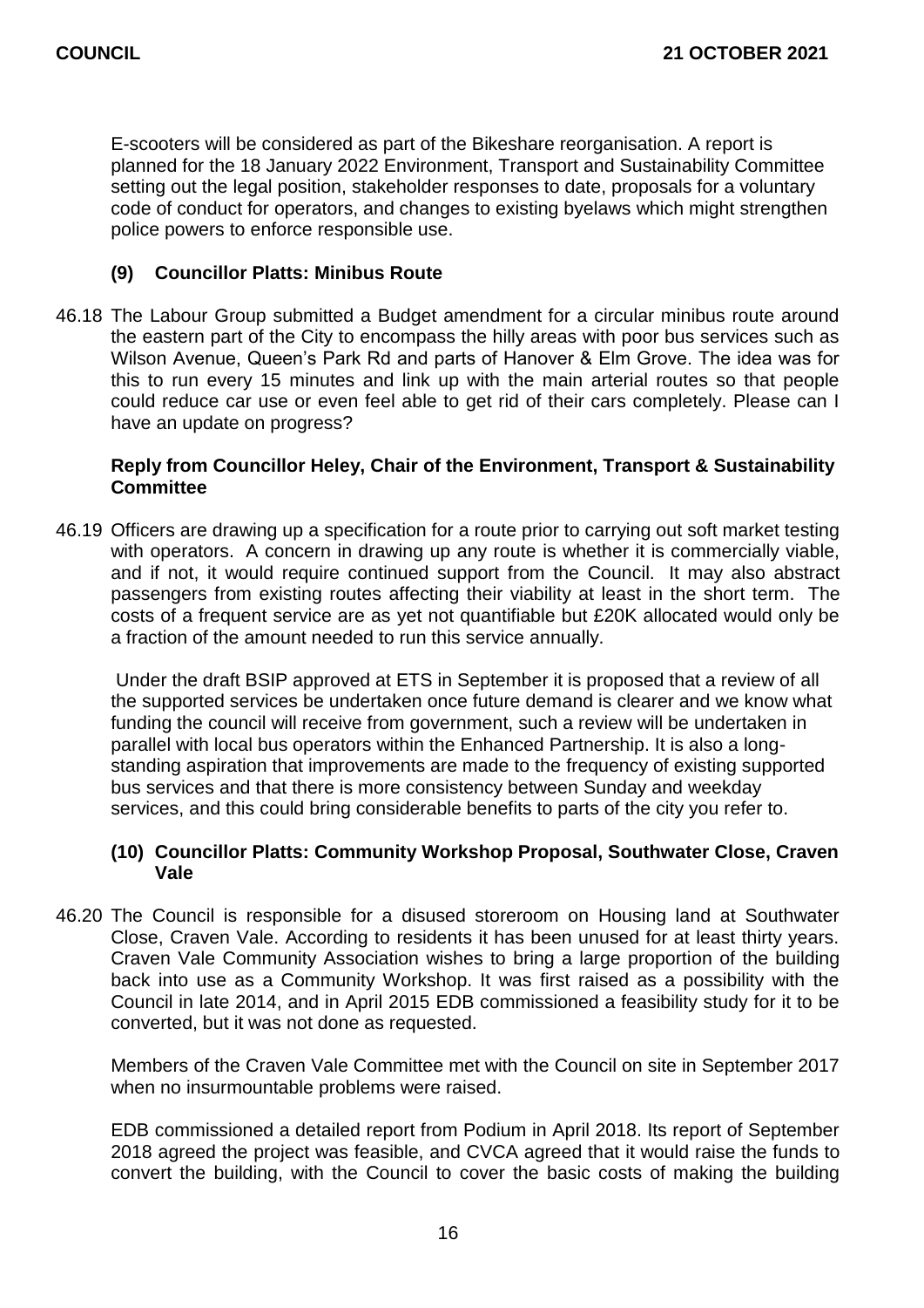E-scooters will be considered as part of the Bikeshare reorganisation. A report is planned for the 18 January 2022 Environment, Transport and Sustainability Committee setting out the legal position, stakeholder responses to date, proposals for a voluntary code of conduct for operators, and changes to existing byelaws which might strengthen police powers to enforce responsible use.

### (9) Councillor Platts: Minibus Route

46.18 The Labour Group submitted a Budget amendment for a circular minibus route around the eastern part of the City to encompass the hilly areas with poor bus services such as Wilson Avenue, Queen's Park Rd and parts of Hanover & Elm Grove. The idea was for this to run every 15 minutes and link up with the main arterial routes so that people could reduce car use or even feel able to get rid of their cars completely. Please can I have an update on progress?

**Reply from Councillor Heley, Chair of the Environment, Transport & Sustainability Committee**

46.19 Officers are drawing up a specification for a route prior to carrying out soft market testing with operators. A concern in drawing up any route is whether it is commercially viable, and if not, it would require continued support from the Council. It may also abstract passengers from existing routes affecting their viability at least in the short term. The costs of a frequent service are as yet not quantifiable but £20K allocated would only be a fraction of the amount needed to run this service annually.

Under the draft BSIP approved at ETS in September it is proposed that a review of all the supported services be undertaken once future demand is clearer and we know what funding the council will receive from government, such a review will be undertaken in parallel with local bus operators within the Enhanced Partnership. It is also a long-standing aspiration that improvements are made to the frequency of existing supported bus services and that there is more consistency between Sunday and weekday services, and this could bring considerable benefits to parts of the city you refer to.

### (10) Councillor Platts: Community Workshop Proposal, Southwater Close, Craven Vale

46.20 The Council is responsible for a disused storeroom on Housing land at Southwater Close, Craven Vale. According to residents it has been unused for at least thirty years. Craven Vale Community Association wishes to bring a large proportion of the building back into use as a Community Workshop. It was first raised as a possibility with the Council in late 2014, and in April 2015 EDB commissioned a feasibility study for it to be converted, but it was not done as requested.

Members of the Craven Vale Committee met with the Council on site in September 2017 when no insurmountable problems were raised.

EDB commissioned a detailed report from Podium in April 2018. Its report of September 2018 agreed the project was feasible, and CVCA agreed that it would raise the funds to convert the building, with the Council to cover the basic costs of making the building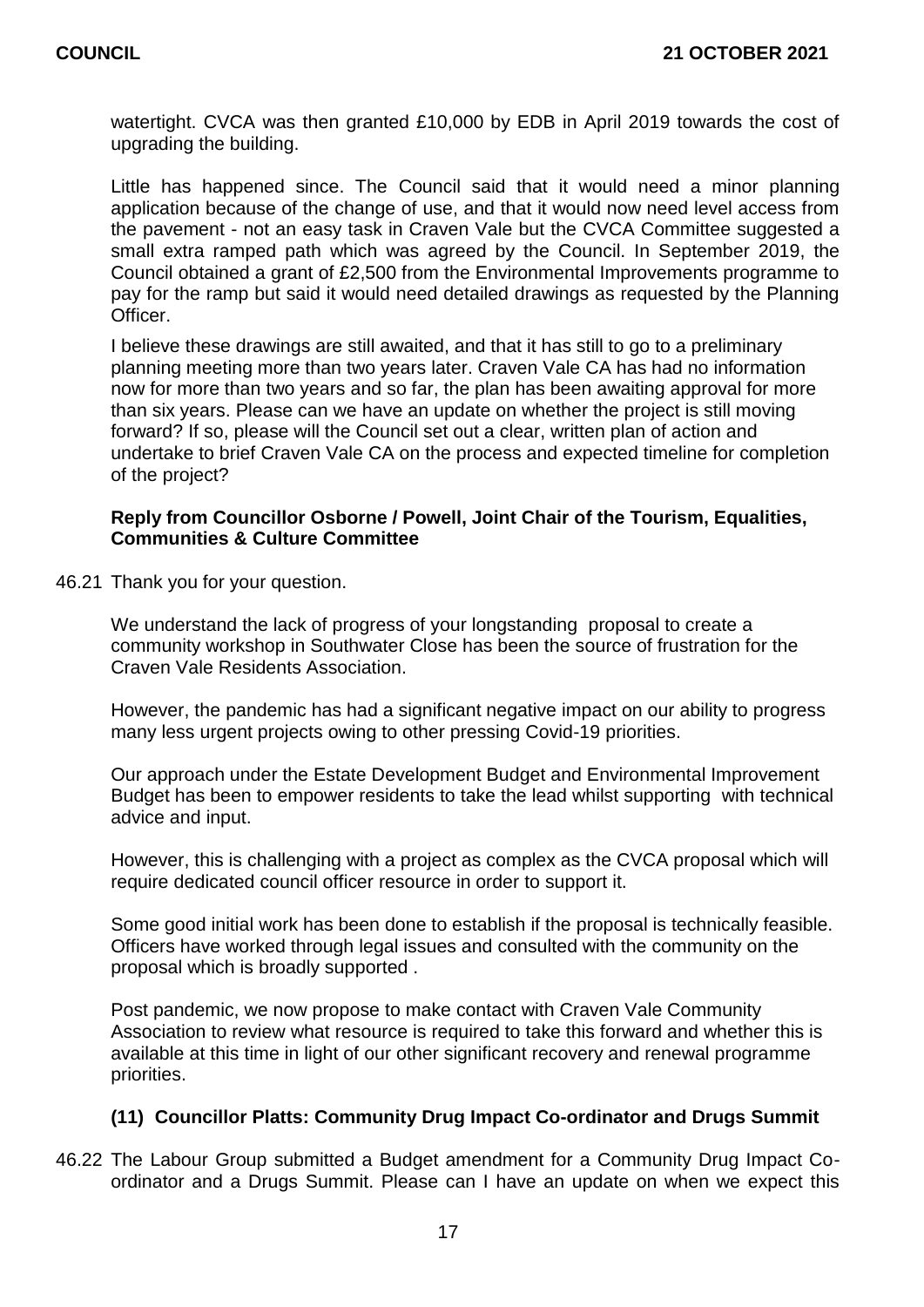watertight. CVCA was then granted £10,000 by EDB in April 2019 towards the cost of upgrading the building.

Little has happened since. The Council said that it would need a minor planning application because of the change of use, and that it would now need level access from the pavement - not an easy task in Craven Vale but the CVCA Committee suggested a small extra ramped path which was agreed by the Council. In September 2019, the Council obtained a grant of £2,500 from the Environmental Improvements programme to pay for the ramp but said it would need detailed drawings as requested by the Planning Officer.

I believe these drawings are still awaited, and that it has still to go to a preliminary planning meeting more than two years later. Craven Vale CA has had no information now for more than two years and so far, the plan has been awaiting approval for more than six years. Please can we have an update on whether the project is still moving forward? If so, please will the Council set out a clear, written plan of action and undertake to brief Craven Vale CA on the process and expected timeline for completion of the project?

**Reply from Councillor Osborne / Powell, Joint Chair of the Tourism, Equalities, Communities & Culture Committee**

46.21 Thank you for your question.

We understand the lack of progress of your longstanding proposal to create a community workshop in Southwater Close has been the source of frustration for the Craven Vale Residents Association.

However, the pandemic has had a significant negative impact on our ability to progress many less urgent projects owing to other pressing Covid-19 priorities.

Our approach under the Estate Development Budget and Environmental Improvement Budget has been to empower residents to take the lead whilst supporting with technical advice and input.

However, this is challenging with a project as complex as the CVCA proposal which will require dedicated council officer resource in order to support it.

Some good initial work has been done to establish if the proposal is technically feasible. Officers have worked through legal issues and consulted with the community on the proposal which is broadly supported .

Post pandemic, we now propose to make contact with Craven Vale Community Association to review what resource is required to take this forward and whether this is available at this time in light of our other significant recovery and renewal programme priorities.

**(11) Councillor Platts: Community Drug Impact Co-ordinator and Drugs Summit**

46.22 The Labour Group submitted a Budget amendment for a Community Drug Impact Co-ordinator and a Drugs Summit. Please can I have an update on when we expect this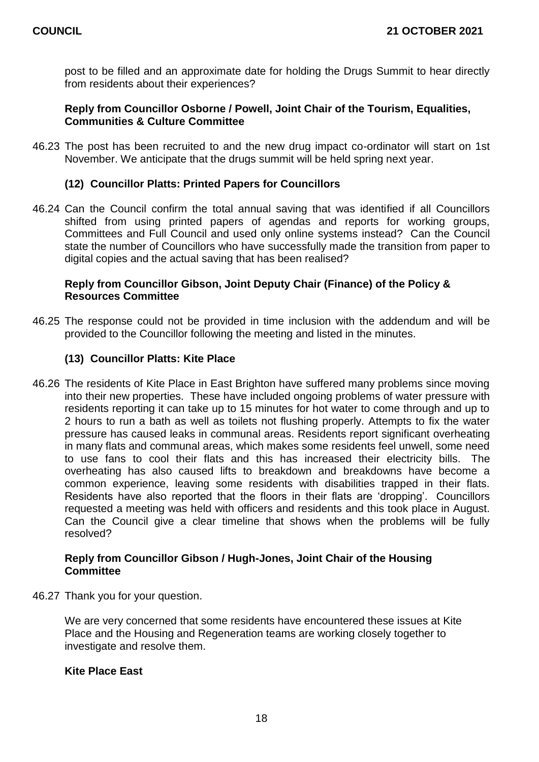post to be filled and an approximate date for holding the Drugs Summit to hear directly from residents about their experiences?

**Reply from Councillor Osborne / Powell, Joint Chair of the Tourism, Equalities, Communities & Culture Committee**

46.23 The post has been recruited to and the new drug impact co-ordinator will start on 1st November. We anticipate that the drugs summit will be held spring next year.

### (12) Councillor Platts: Printed Papers for Councillors

46.24 Can the Council confirm the total annual saving that was identified if all Councillors shifted from using printed papers of agendas and reports for working groups, Committees and Full Council and used only online systems instead? Can the Council state the number of Councillors who have successfully made the transition from paper to digital copies and the actual saving that has been realised?

**Reply from Councillor Gibson, Joint Deputy Chair (Finance) of the Policy & Resources Committee**

46.25 The response could not be provided in time inclusion with the addendum and will be provided to the Councillor following the meeting and listed in the minutes.

### (13) Councillor Platts: Kite Place

46.26 The residents of Kite Place in East Brighton have suffered many problems since moving into their new properties. These have included ongoing problems of water pressure with residents reporting it can take up to 15 minutes for hot water to come through and up to 2 hours to run a bath as well as toilets not flushing properly. Attempts to fix the water pressure has caused leaks in communal areas. Residents report significant overheating in many flats and communal areas, which makes some residents feel unwell, some need to use fans to cool their flats and this has increased their electricity bills. The overheating has also caused lifts to breakdown and breakdowns have become a common experience, leaving some residents with disabilities trapped in their flats. Residents have also reported that the floors in their flats are 'dropping'. Councillors requested a meeting was held with officers and residents and this took place in August. Can the Council give a clear timeline that shows when the problems will be fully resolved?

**Reply from Councillor Gibson / Hugh-Jones, Joint Chair of the Housing Committee**

46.27 Thank you for your question.

We are very concerned that some residents have encountered these issues at Kite Place and the Housing and Regeneration teams are working closely together to investigate and resolve them.

**Kite Place East**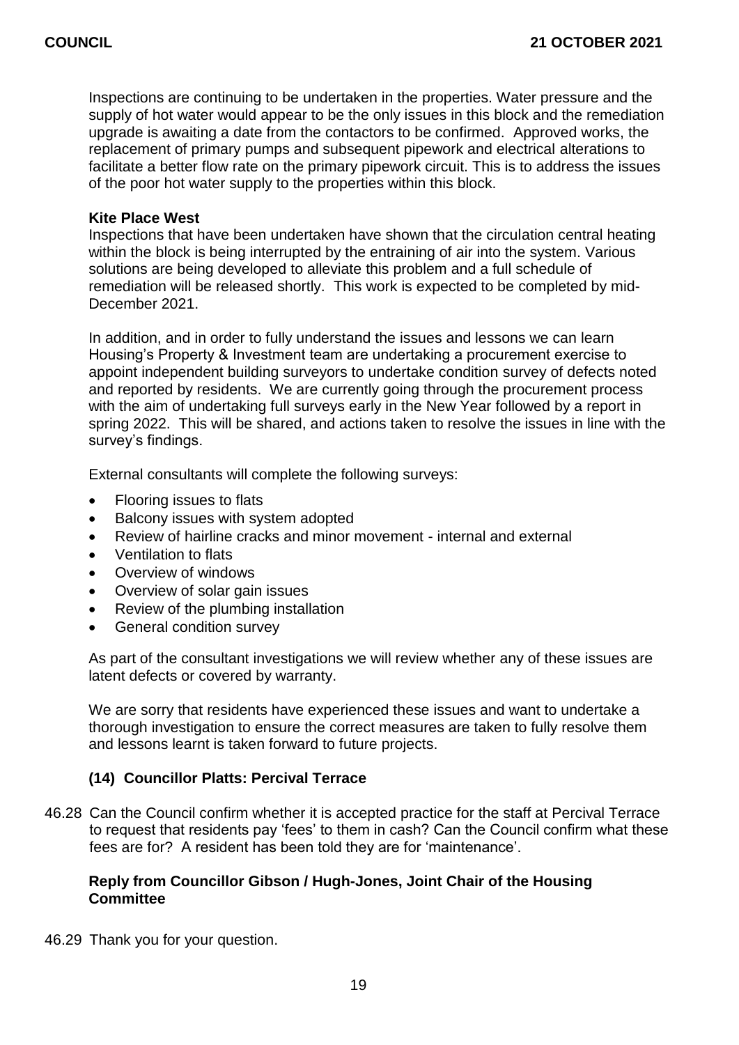Inspections are continuing to be undertaken in the properties. Water pressure and the supply of hot water would appear to be the only issues in this block and the remediation upgrade is awaiting a date from the contactors to be confirmed. Approved works, the replacement of primary pumps and subsequent pipework and electrical alterations to facilitate a better flow rate on the primary pipework circuit. This is to address the issues of the poor hot water supply to the properties within this block.

**Kite Place West**

Inspections that have been undertaken have shown that the circulation central heating within the block is being interrupted by the entraining of air into the system. Various solutions are being developed to alleviate this problem and a full schedule of remediation will be released shortly. This work is expected to be completed by mid-December 2021.

In addition, and in order to fully understand the issues and lessons we can learn Housing's Property & Investment team are undertaking a procurement exercise to appoint independent building surveyors to undertake condition survey of defects noted and reported by residents. We are currently going through the procurement process with the aim of undertaking full surveys early in the New Year followed by a report in spring 2022. This will be shared, and actions taken to resolve the issues in line with the survey's findings.

External consultants will complete the following surveys:

- Flooring issues to flats
- Balcony issues with system adopted
- Review of hairline cracks and minor movement - internal and external
- Ventilation to flats
- Overview of windows
- Overview of solar gain issues
- Review of the plumbing installation
- General condition survey

As part of the consultant investigations we will review whether any of these issues are latent defects or covered by warranty.

We are sorry that residents have experienced these issues and want to undertake a thorough investigation to ensure the correct measures are taken to fully resolve them and lessons learnt is taken forward to future projects.

**(14) Councillor Platts: Percival Terrace**

46.28 Can the Council confirm whether it is accepted practice for the staff at Percival Terrace to request that residents pay 'fees' to them in cash? Can the Council confirm what these fees are for? A resident has been told they are for 'maintenance'.

**Reply from Councillor Gibson / Hugh-Jones, Joint Chair of the Housing Committee**

46.29 Thank you for your question.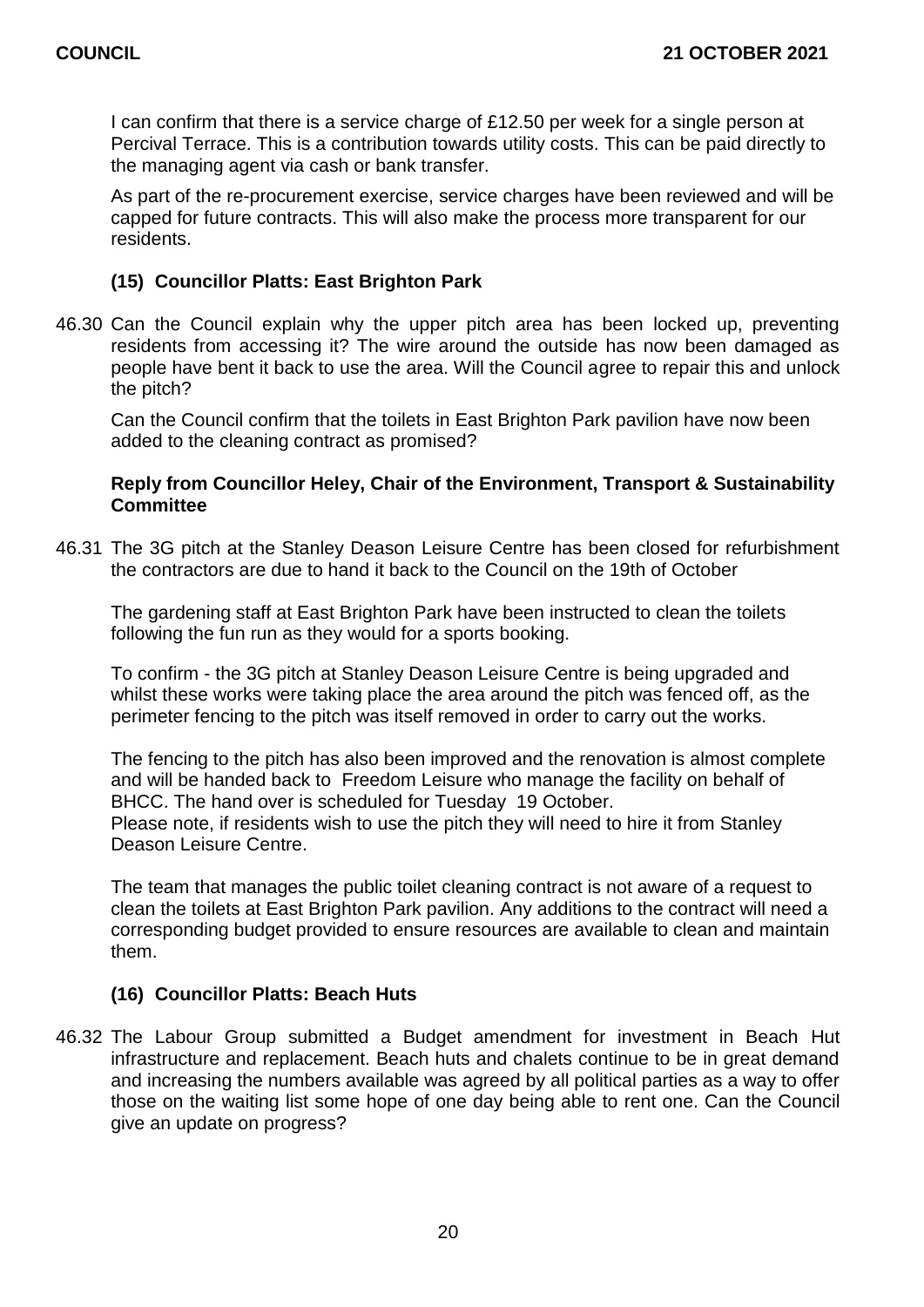I can confirm that there is a service charge of £12.50 per week for a single person at Percival Terrace. This is a contribution towards utility costs. This can be paid directly to the managing agent via cash or bank transfer.

As part of the re-procurement exercise, service charges have been reviewed and will be capped for future contracts. This will also make the process more transparent for our residents.

### (15) Councillor Platts: East Brighton Park

46.30 Can the Council explain why the upper pitch area has been locked up, preventing residents from accessing it? The wire around the outside has now been damaged as people have bent it back to use the area. Will the Council agree to repair this and unlock the pitch?

Can the Council confirm that the toilets in East Brighton Park pavilion have now been added to the cleaning contract as promised?

**Reply from Councillor Heley, Chair of the Environment, Transport & Sustainability Committee**

46.31 The 3G pitch at the Stanley Deason Leisure Centre has been closed for refurbishment the contractors are due to hand it back to the Council on the 19th of October

The gardening staff at East Brighton Park have been instructed to clean the toilets following the fun run as they would for a sports booking.

To confirm - the 3G pitch at Stanley Deason Leisure Centre is being upgraded and whilst these works were taking place the area around the pitch was fenced off, as the perimeter fencing to the pitch was itself removed in order to carry out the works.

The fencing to the pitch has also been improved and the renovation is almost complete and will be handed back to Freedom Leisure who manage the facility on behalf of BHCC. The hand over is scheduled for Tuesday 19 October.
Please note, if residents wish to use the pitch they will need to hire it from Stanley Deason Leisure Centre.

The team that manages the public toilet cleaning contract is not aware of a request to clean the toilets at East Brighton Park pavilion. Any additions to the contract will need a corresponding budget provided to ensure resources are available to clean and maintain them.

### (16) Councillor Platts: Beach Huts

46.32 The Labour Group submitted a Budget amendment for investment in Beach Hut infrastructure and replacement. Beach huts and chalets continue to be in great demand and increasing the numbers available was agreed by all political parties as a way to offer those on the waiting list some hope of one day being able to rent one. Can the Council give an update on progress?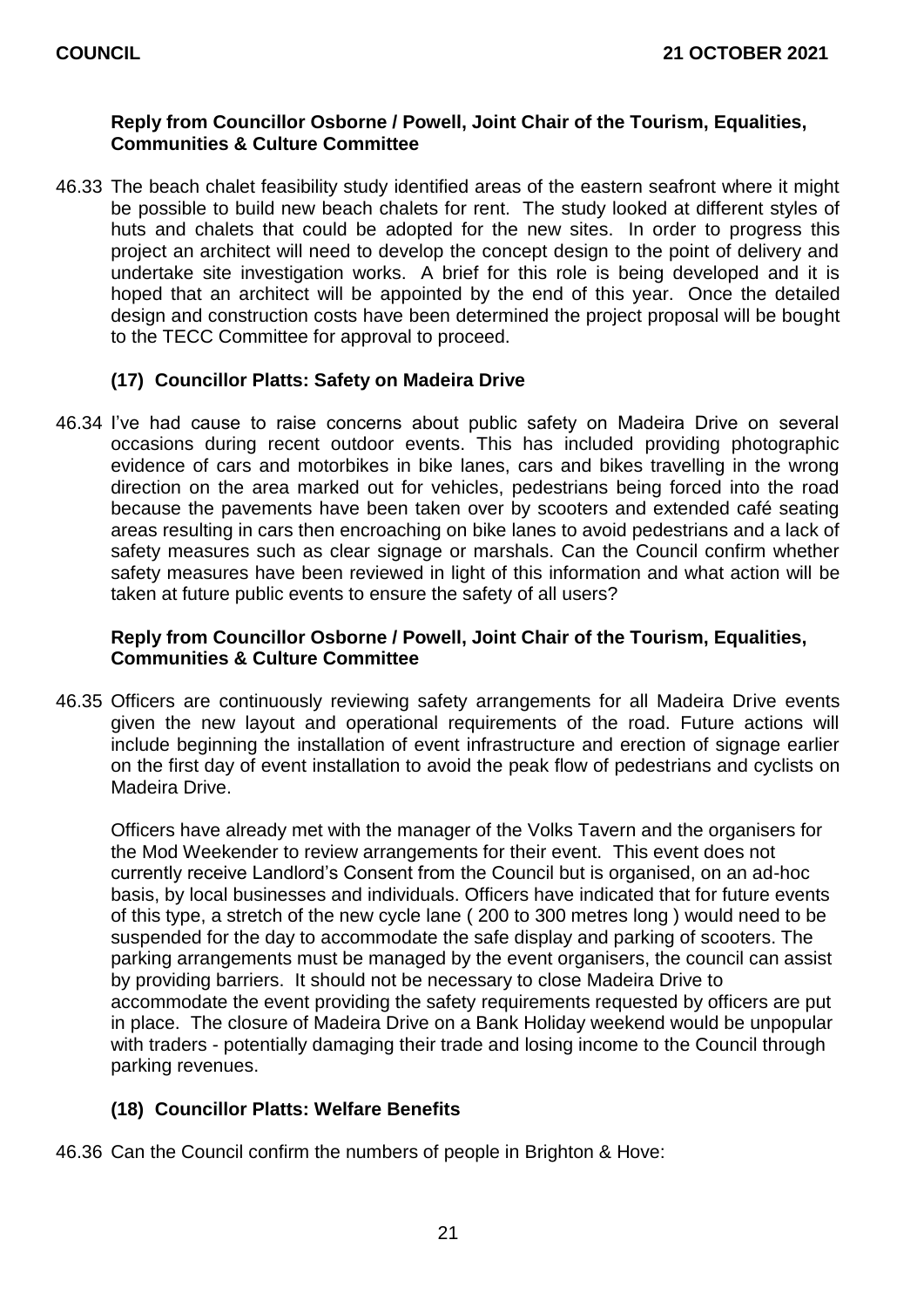**Reply from Councillor Osborne / Powell, Joint Chair of the Tourism, Equalities, Communities & Culture Committee**

46.33 The beach chalet feasibility study identified areas of the eastern seafront where it might be possible to build new beach chalets for rent. The study looked at different styles of huts and chalets that could be adopted for the new sites. In order to progress this project an architect will need to develop the concept design to the point of delivery and undertake site investigation works. A brief for this role is being developed and it is hoped that an architect will be appointed by the end of this year. Once the detailed design and construction costs have been determined the project proposal will be bought to the TECC Committee for approval to proceed.

**(17) Councillor Platts: Safety on Madeira Drive**

46.34 I've had cause to raise concerns about public safety on Madeira Drive on several occasions during recent outdoor events. This has included providing photographic evidence of cars and motorbikes in bike lanes, cars and bikes travelling in the wrong direction on the area marked out for vehicles, pedestrians being forced into the road because the pavements have been taken over by scooters and extended café seating areas resulting in cars then encroaching on bike lanes to avoid pedestrians and a lack of safety measures such as clear signage or marshals. Can the Council confirm whether safety measures have been reviewed in light of this information and what action will be taken at future public events to ensure the safety of all users?

**Reply from Councillor Osborne / Powell, Joint Chair of the Tourism, Equalities, Communities & Culture Committee**

46.35 Officers are continuously reviewing safety arrangements for all Madeira Drive events given the new layout and operational requirements of the road. Future actions will include beginning the installation of event infrastructure and erection of signage earlier on the first day of event installation to avoid the peak flow of pedestrians and cyclists on Madeira Drive.

Officers have already met with the manager of the Volks Tavern and the organisers for the Mod Weekender to review arrangements for their event. This event does not currently receive Landlord's Consent from the Council but is organised, on an ad-hoc basis, by local businesses and individuals. Officers have indicated that for future events of this type, a stretch of the new cycle lane ( 200 to 300 metres long ) would need to be suspended for the day to accommodate the safe display and parking of scooters. The parking arrangements must be managed by the event organisers, the council can assist by providing barriers. It should not be necessary to close Madeira Drive to accommodate the event providing the safety requirements requested by officers are put in place. The closure of Madeira Drive on a Bank Holiday weekend would be unpopular with traders - potentially damaging their trade and losing income to the Council through parking revenues.

**(18) Councillor Platts: Welfare Benefits**

46.36 Can the Council confirm the numbers of people in Brighton & Hove: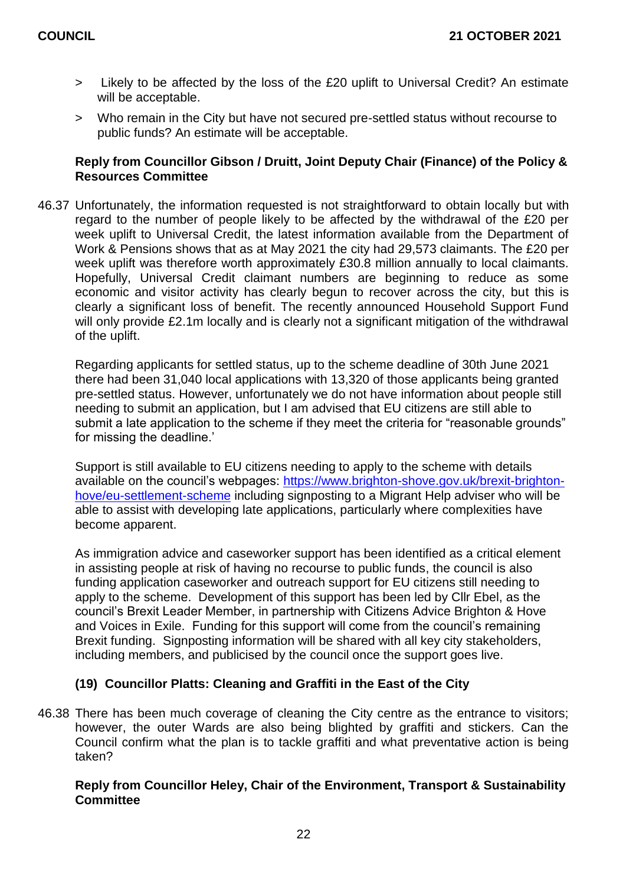> Likely to be affected by the loss of the £20 uplift to Universal Credit? An estimate will be acceptable.

> Who remain in the City but have not secured pre-settled status without recourse to public funds? An estimate will be acceptable.

**Reply from Councillor Gibson / Druitt, Joint Deputy Chair (Finance) of the Policy & Resources Committee**

46.37 Unfortunately, the information requested is not straightforward to obtain locally but with regard to the number of people likely to be affected by the withdrawal of the £20 per week uplift to Universal Credit, the latest information available from the Department of Work & Pensions shows that as at May 2021 the city had 29,573 claimants. The £20 per week uplift was therefore worth approximately £30.8 million annually to local claimants. Hopefully, Universal Credit claimant numbers are beginning to reduce as some economic and visitor activity has clearly begun to recover across the city, but this is clearly a significant loss of benefit. The recently announced Household Support Fund will only provide £2.1m locally and is clearly not a significant mitigation of the withdrawal of the uplift.

Regarding applicants for settled status, up to the scheme deadline of 30th June 2021 there had been 31,040 local applications with 13,320 of those applicants being granted pre-settled status. However, unfortunately we do not have information about people still needing to submit an application, but I am advised that EU citizens are still able to submit a late application to the scheme if they meet the criteria for "reasonable grounds" for missing the deadline.'

Support is still available to EU citizens needing to apply to the scheme with details available on the council's webpages: https://www.brighton-shove.gov.uk/brexit-brighton-hove/eu-settlement-scheme including signposting to a Migrant Help adviser who will be able to assist with developing late applications, particularly where complexities have become apparent.

As immigration advice and caseworker support has been identified as a critical element in assisting people at risk of having no recourse to public funds, the council is also funding application caseworker and outreach support for EU citizens still needing to apply to the scheme. Development of this support has been led by Cllr Ebel, as the council's Brexit Leader Member, in partnership with Citizens Advice Brighton & Hove and Voices in Exile. Funding for this support will come from the council's remaining Brexit funding. Signposting information will be shared with all key city stakeholders, including members, and publicised by the council once the support goes live.

### (19) Councillor Platts: Cleaning and Graffiti in the East of the City

46.38 There has been much coverage of cleaning the City centre as the entrance to visitors; however, the outer Wards are also being blighted by graffiti and stickers. Can the Council confirm what the plan is to tackle graffiti and what preventative action is being taken?

**Reply from Councillor Heley, Chair of the Environment, Transport & Sustainability Committee**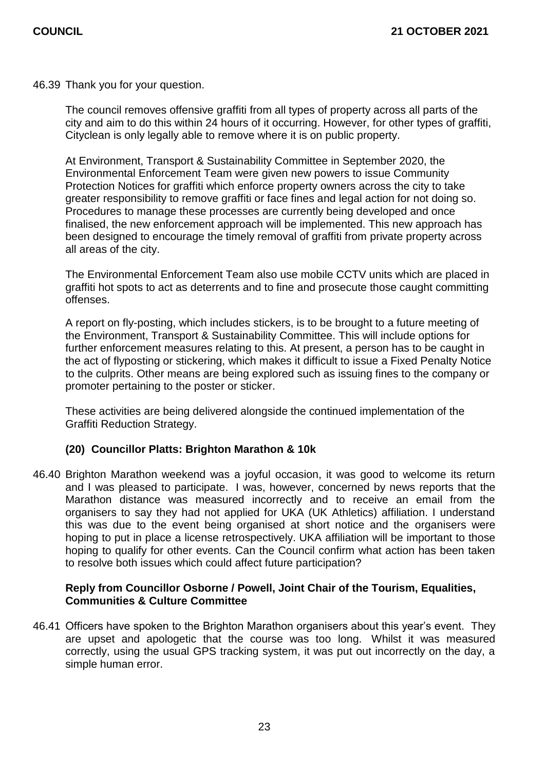46.39 Thank you for your question.

The council removes offensive graffiti from all types of property across all parts of the city and aim to do this within 24 hours of it occurring. However, for other types of graffiti, Cityclean is only legally able to remove where it is on public property.

At Environment, Transport & Sustainability Committee in September 2020, the Environmental Enforcement Team were given new powers to issue Community Protection Notices for graffiti which enforce property owners across the city to take greater responsibility to remove graffiti or face fines and legal action for not doing so. Procedures to manage these processes are currently being developed and once finalised, the new enforcement approach will be implemented. This new approach has been designed to encourage the timely removal of graffiti from private property across all areas of the city.

The Environmental Enforcement Team also use mobile CCTV units which are placed in graffiti hot spots to act as deterrents and to fine and prosecute those caught committing offenses.

A report on fly-posting, which includes stickers, is to be brought to a future meeting of the Environment, Transport & Sustainability Committee. This will include options for further enforcement measures relating to this. At present, a person has to be caught in the act of flyposting or stickering, which makes it difficult to issue a Fixed Penalty Notice to the culprits. Other means are being explored such as issuing fines to the company or promoter pertaining to the poster or sticker.

These activities are being delivered alongside the continued implementation of the Graffiti Reduction Strategy.

**(20) Councillor Platts: Brighton Marathon & 10k**

46.40 Brighton Marathon weekend was a joyful occasion, it was good to welcome its return and I was pleased to participate. I was, however, concerned by news reports that the Marathon distance was measured incorrectly and to receive an email from the organisers to say they had not applied for UKA (UK Athletics) affiliation. I understand this was due to the event being organised at short notice and the organisers were hoping to put in place a license retrospectively. UKA affiliation will be important to those hoping to qualify for other events. Can the Council confirm what action has been taken to resolve both issues which could affect future participation?

**Reply from Councillor Osborne / Powell, Joint Chair of the Tourism, Equalities, Communities & Culture Committee**

46.41 Officers have spoken to the Brighton Marathon organisers about this year's event. They are upset and apologetic that the course was too long. Whilst it was measured correctly, using the usual GPS tracking system, it was put out incorrectly on the day, a simple human error.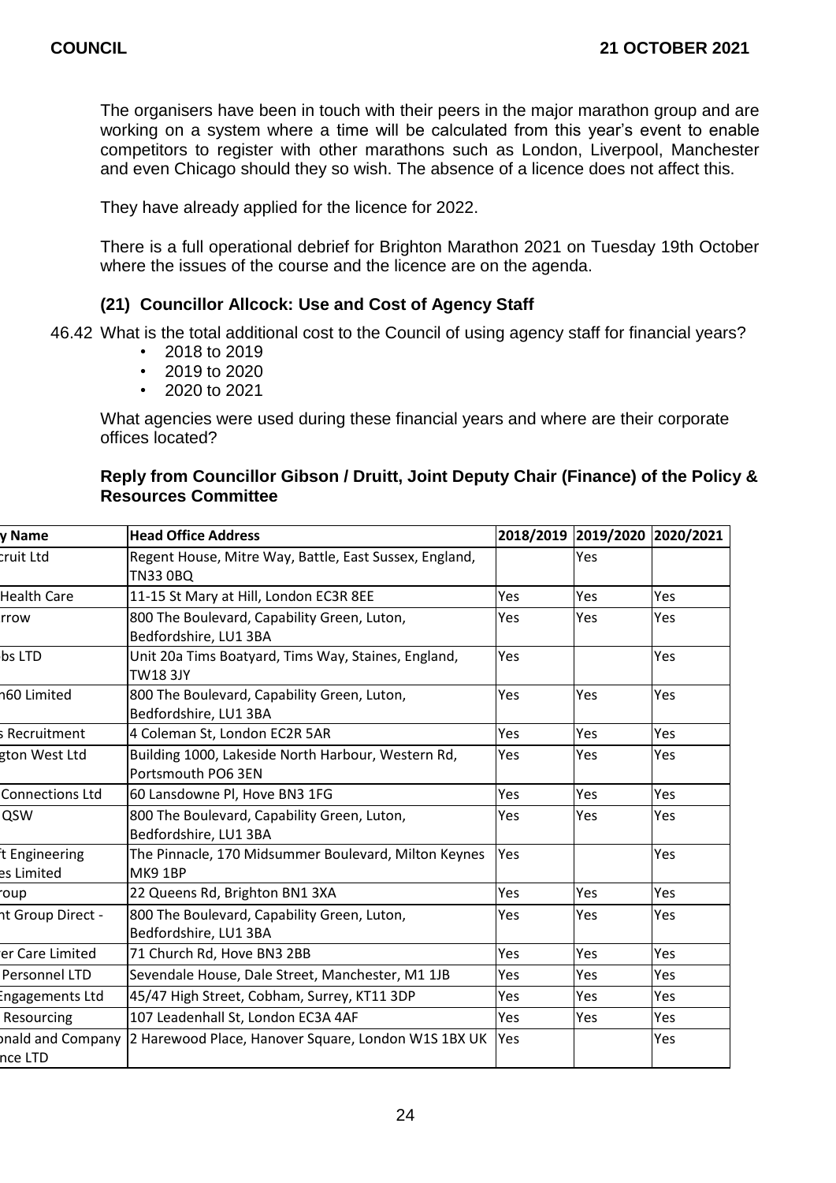The organisers have been in touch with their peers in the major marathon group and are working on a system where a time will be calculated from this year's event to enable competitors to register with other marathons such as London, Liverpool, Manchester and even Chicago should they so wish. The absence of a licence does not affect this.

They have already applied for the licence for 2022.

There is a full operational debrief for Brighton Marathon 2021 on Tuesday 19th October where the issues of the course and the licence are on the agenda.

### (21) Councillor Allcock: Use and Cost of Agency Staff

46.42 What is the total additional cost to the Council of using agency staff for financial years?

- 2018 to 2019
- 2019 to 2020
- 2020 to 2021

What agencies were used during these financial years and where are their corporate offices located?

**Reply from Councillor Gibson / Druitt, Joint Deputy Chair (Finance) of the Policy & Resources Committee**

| y Name | Head Office Address | 2018/2019 | 2019/2020 | 2020/2021 |
|---|---|---|---|---|
| cruit Ltd | Regent House, Mitre Way, Battle, East Sussex, England, TN33 0BQ | | Yes | |
| Health Care | 11-15 St Mary at Hill, London EC3R 8EE | Yes | Yes | Yes |
| rrow | 800 The Boulevard, Capability Green, Luton, Bedfordshire, LU1 3BA | Yes | Yes | Yes |
| bs LTD | Unit 20a Tims Boatyard, Tims Way, Staines, England, TW18 3JY | Yes | | Yes |
| n60 Limited | 800 The Boulevard, Capability Green, Luton, Bedfordshire, LU1 3BA | Yes | Yes | Yes |
| s Recruitment | 4 Coleman St, London EC2R 5AR | Yes | Yes | Yes |
| gton West Ltd | Building 1000, Lakeside North Harbour, Western Rd, Portsmouth PO6 3EN | Yes | Yes | Yes |
| Connections Ltd | 60 Lansdowne Pl, Hove BN3 1FG | Yes | Yes | Yes |
| QSW | 800 The Boulevard, Capability Green, Luton, Bedfordshire, LU1 3BA | Yes | Yes | Yes |
| t Engineering es Limited | The Pinnacle, 170 Midsummer Boulevard, Milton Keynes MK9 1BP | Yes | | Yes |
| roup | 22 Queens Rd, Brighton BN1 3XA | Yes | Yes | Yes |
| nt Group Direct - | 800 The Boulevard, Capability Green, Luton, Bedfordshire, LU1 3BA | Yes | Yes | Yes |
| er Care Limited | 71 Church Rd, Hove BN3 2BB | Yes | Yes | Yes |
| Personnel LTD | Sevendale House, Dale Street, Manchester, M1 1JB | Yes | Yes | Yes |
| Engagements Ltd | 45/47 High Street, Cobham, Surrey, KT11 3DP | Yes | Yes | Yes |
| Resourcing | 107 Leadenhall St, London EC3A 4AF | Yes | Yes | Yes |
| onald and Company nce LTD | 2 Harewood Place, Hanover Square, London W1S 1BX UK | Yes | | Yes |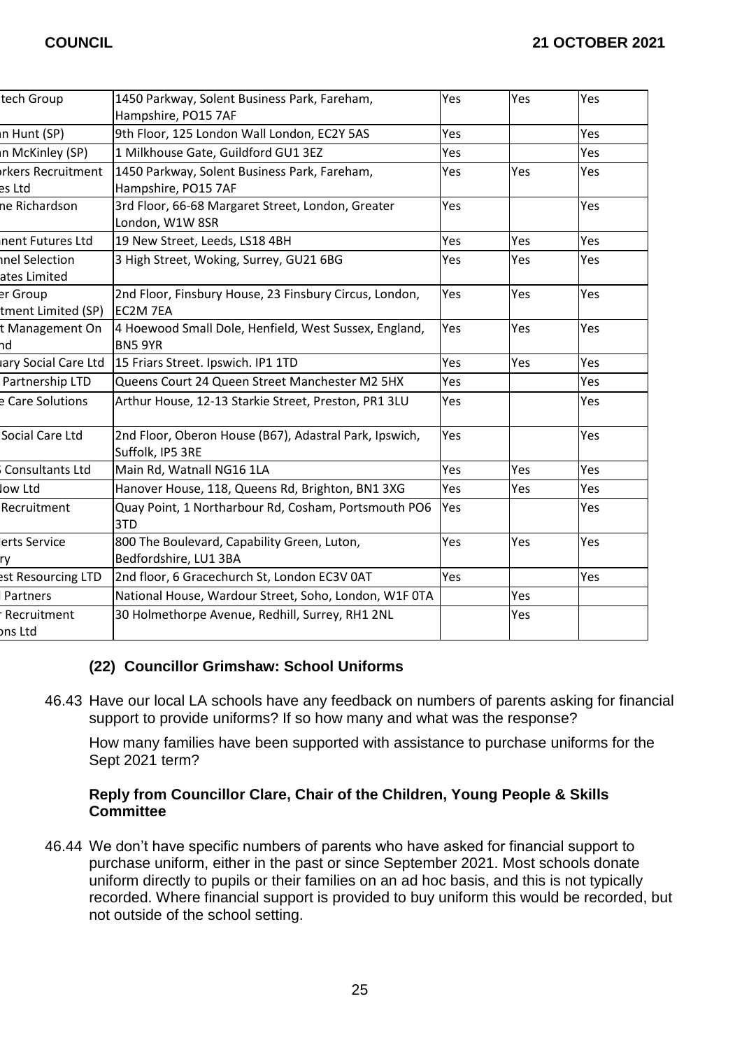| tech Group | 1450 Parkway, Solent Business Park, Fareham, Hampshire, PO15 7AF | Yes | Yes | Yes |
|---|---|---|---|---|
| n Hunt (SP) | 9th Floor, 125 London Wall London, EC2Y 5AS | Yes | | Yes |
| n McKinley (SP) | 1 Milkhouse Gate, Guildford GU1 3EZ | Yes | | Yes |
| rkers Recruitment es Ltd | 1450 Parkway, Solent Business Park, Fareham, Hampshire, PO15 7AF | Yes | Yes | Yes |
| ne Richardson | 3rd Floor, 66-68 Margaret Street, London, Greater London, W1W 8SR | Yes | | Yes |
| nent Futures Ltd | 19 New Street, Leeds, LS18 4BH | Yes | Yes | Yes |
| nnel Selection ates Limited | 3 High Street, Woking, Surrey, GU21 6BG | Yes | Yes | Yes |
| er Group tment Limited (SP) | 2nd Floor, Finsbury House, 23 Finsbury Circus, London, EC2M 7EA | Yes | Yes | Yes |
| t Management On nd | 4 Hoewood Small Dole, Henfield, West Sussex, England, BN5 9YR | Yes | Yes | Yes |
| uary Social Care Ltd | 15 Friars Street. Ipswich. IP1 1TD | Yes | Yes | Yes |
| Partnership LTD | Queens Court 24 Queen Street Manchester M2 5HX | Yes | | Yes |
| e Care Solutions | Arthur House, 12-13 Starkie Street, Preston, PR1 3LU | Yes | | Yes |
| Social Care Ltd | 2nd Floor, Oberon House (B67), Adastral Park, Ipswich, Suffolk, IP5 3RE | Yes | | Yes |
| Consultants Ltd | Main Rd, Watnall NG16 1LA | Yes | Yes | Yes |
| low Ltd | Hanover House, 118, Queens Rd, Brighton, BN1 3XG | Yes | Yes | Yes |
| Recruitment | Quay Point, 1 Northarbour Rd, Cosham, Portsmouth PO6 3TD | Yes | | Yes |
| erts Service ry | 800 The Boulevard, Capability Green, Luton, Bedfordshire, LU1 3BA | Yes | Yes | Yes |
| est Resourcing LTD | 2nd floor, 6 Gracechurch St, London EC3V 0AT | Yes | | Yes |
| Partners | National House, Wardour Street, Soho, London, W1F 0TA | | Yes | |
| Recruitment ons Ltd | 30 Holmethorpe Avenue, Redhill, Surrey, RH1 2NL | | Yes | |

### (22) Councillor Grimshaw: School Uniforms

46.43 Have our local LA schools have any feedback on numbers of parents asking for financial support to provide uniforms? If so how many and what was the response?

How many families have been supported with assistance to purchase uniforms for the Sept 2021 term?

**Reply from Councillor Clare, Chair of the Children, Young People & Skills Committee**

46.44 We don't have specific numbers of parents who have asked for financial support to purchase uniform, either in the past or since September 2021. Most schools donate uniform directly to pupils or their families on an ad hoc basis, and this is not typically recorded. Where financial support is provided to buy uniform this would be recorded, but not outside of the school setting.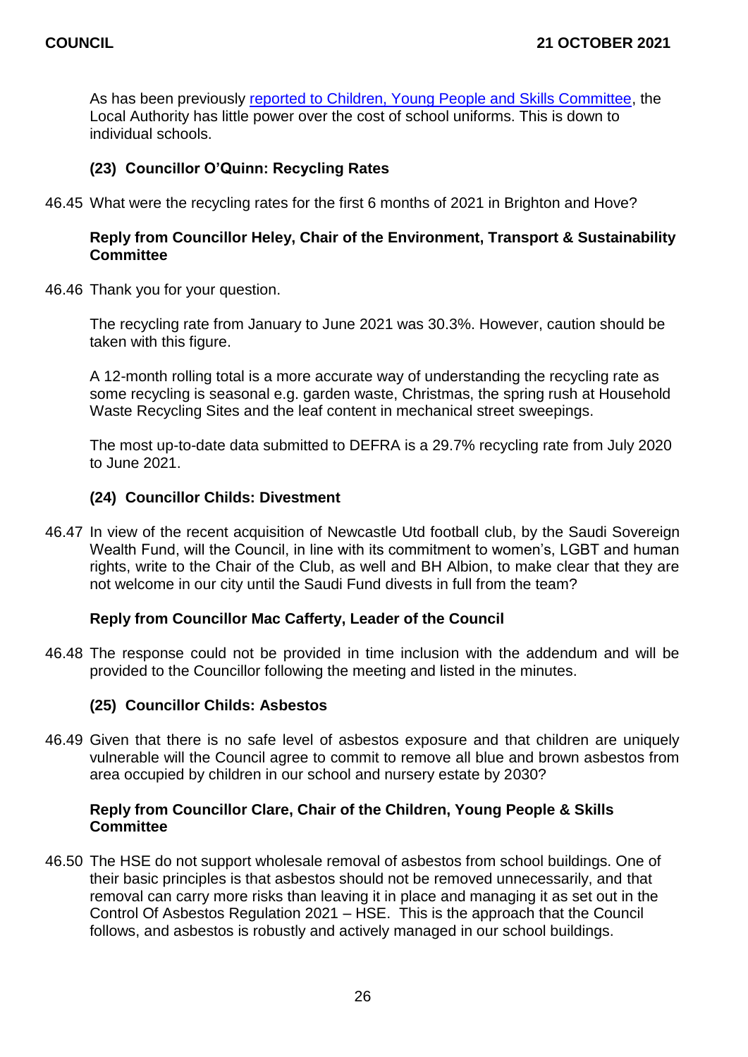As has been previously [reported to Children, Young People and Skills Committee](), the Local Authority has little power over the cost of school uniforms. This is down to individual schools.

### (23) Councillor O'Quinn: Recycling Rates

46.45 What were the recycling rates for the first 6 months of 2021 in Brighton and Hove?

**Reply from Councillor Heley, Chair of the Environment, Transport & Sustainability Committee**

46.46 Thank you for your question.

The recycling rate from January to June 2021 was 30.3%. However, caution should be taken with this figure.

A 12-month rolling total is a more accurate way of understanding the recycling rate as some recycling is seasonal e.g. garden waste, Christmas, the spring rush at Household Waste Recycling Sites and the leaf content in mechanical street sweepings.

The most up-to-date data submitted to DEFRA is a 29.7% recycling rate from July 2020 to June 2021.

### (24) Councillor Childs: Divestment

46.47 In view of the recent acquisition of Newcastle Utd football club, by the Saudi Sovereign Wealth Fund, will the Council, in line with its commitment to women's, LGBT and human rights, write to the Chair of the Club, as well and BH Albion, to make clear that they are not welcome in our city until the Saudi Fund divests in full from the team?

**Reply from Councillor Mac Cafferty, Leader of the Council**

46.48 The response could not be provided in time inclusion with the addendum and will be provided to the Councillor following the meeting and listed in the minutes.

### (25) Councillor Childs: Asbestos

46.49 Given that there is no safe level of asbestos exposure and that children are uniquely vulnerable will the Council agree to commit to remove all blue and brown asbestos from area occupied by children in our school and nursery estate by 2030?

**Reply from Councillor Clare, Chair of the Children, Young People & Skills Committee**

46.50 The HSE do not support wholesale removal of asbestos from school buildings. One of their basic principles is that asbestos should not be removed unnecessarily, and that removal can carry more risks than leaving it in place and managing it as set out in the Control Of Asbestos Regulation 2021 – HSE. This is the approach that the Council follows, and asbestos is robustly and actively managed in our school buildings.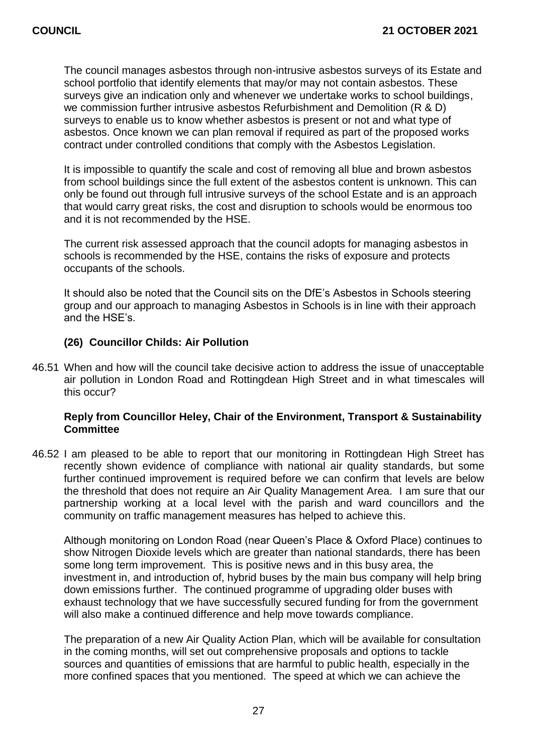The council manages asbestos through non-intrusive asbestos surveys of its Estate and school portfolio that identify elements that may/or may not contain asbestos. These surveys give an indication only and whenever we undertake works to school buildings, we commission further intrusive asbestos Refurbishment and Demolition (R & D) surveys to enable us to know whether asbestos is present or not and what type of asbestos. Once known we can plan removal if required as part of the proposed works contract under controlled conditions that comply with the Asbestos Legislation.

It is impossible to quantify the scale and cost of removing all blue and brown asbestos from school buildings since the full extent of the asbestos content is unknown. This can only be found out through full intrusive surveys of the school Estate and is an approach that would carry great risks, the cost and disruption to schools would be enormous too and it is not recommended by the HSE.

The current risk assessed approach that the council adopts for managing asbestos in schools is recommended by the HSE, contains the risks of exposure and protects occupants of the schools.

It should also be noted that the Council sits on the DfE's Asbestos in Schools steering group and our approach to managing Asbestos in Schools is in line with their approach and the HSE's.

### (26) Councillor Childs: Air Pollution

46.51 When and how will the council take decisive action to address the issue of unacceptable air pollution in London Road and Rottingdean High Street and in what timescales will this occur?

**Reply from Councillor Heley, Chair of the Environment, Transport & Sustainability Committee**

46.52 I am pleased to be able to report that our monitoring in Rottingdean High Street has recently shown evidence of compliance with national air quality standards, but some further continued improvement is required before we can confirm that levels are below the threshold that does not require an Air Quality Management Area. I am sure that our partnership working at a local level with the parish and ward councillors and the community on traffic management measures has helped to achieve this.

Although monitoring on London Road (near Queen's Place & Oxford Place) continues to show Nitrogen Dioxide levels which are greater than national standards, there has been some long term improvement. This is positive news and in this busy area, the investment in, and introduction of, hybrid buses by the main bus company will help bring down emissions further. The continued programme of upgrading older buses with exhaust technology that we have successfully secured funding for from the government will also make a continued difference and help move towards compliance.

The preparation of a new Air Quality Action Plan, which will be available for consultation in the coming months, will set out comprehensive proposals and options to tackle sources and quantities of emissions that are harmful to public health, especially in the more confined spaces that you mentioned. The speed at which we can achieve the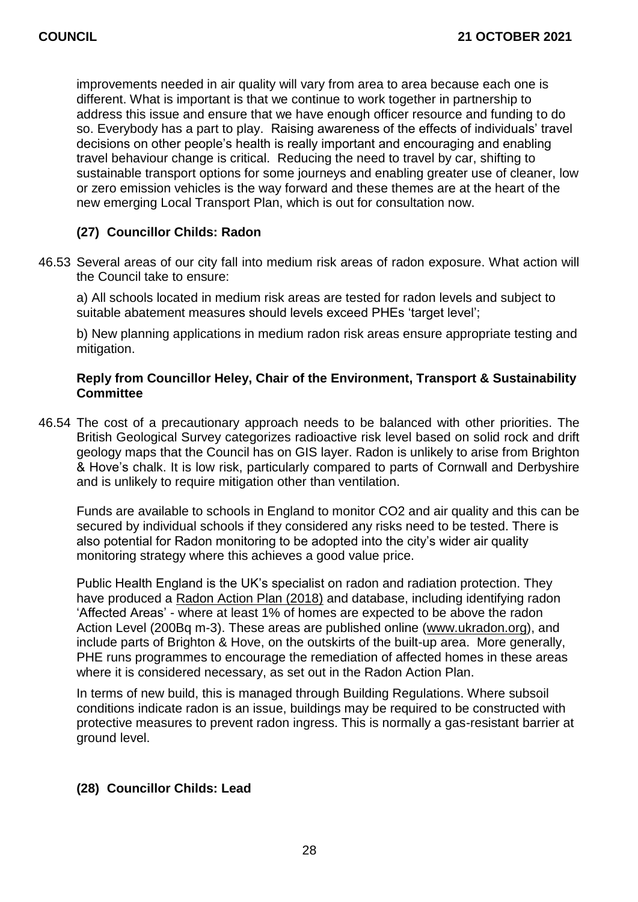improvements needed in air quality will vary from area to area because each one is different. What is important is that we continue to work together in partnership to address this issue and ensure that we have enough officer resource and funding to do so. Everybody has a part to play. Raising awareness of the effects of individuals' travel decisions on other people's health is really important and encouraging and enabling travel behaviour change is critical. Reducing the need to travel by car, shifting to sustainable transport options for some journeys and enabling greater use of cleaner, low or zero emission vehicles is the way forward and these themes are at the heart of the new emerging Local Transport Plan, which is out for consultation now.

### (27) Councillor Childs: Radon

46.53 Several areas of our city fall into medium risk areas of radon exposure. What action will the Council take to ensure:

a) All schools located in medium risk areas are tested for radon levels and subject to suitable abatement measures should levels exceed PHEs 'target level';

b) New planning applications in medium radon risk areas ensure appropriate testing and mitigation.

**Reply from Councillor Heley, Chair of the Environment, Transport & Sustainability Committee**

46.54 The cost of a precautionary approach needs to be balanced with other priorities. The British Geological Survey categorizes radioactive risk level based on solid rock and drift geology maps that the Council has on GIS layer. Radon is unlikely to arise from Brighton & Hove's chalk. It is low risk, particularly compared to parts of Cornwall and Derbyshire and is unlikely to require mitigation other than ventilation.

Funds are available to schools in England to monitor $CO_2$ and air quality and this can be secured by individual schools if they considered any risks need to be tested. There is also potential for Radon monitoring to be adopted into the city's wider air quality monitoring strategy where this achieves a good value price.

Public Health England is the UK's specialist on radon and radiation protection. They have produced a Radon Action Plan (2018) and database, including identifying radon 'Affected Areas' - where at least 1% of homes are expected to be above the radon Action Level (200Bq m-3). These areas are published online (www.ukradon.org), and include parts of Brighton & Hove, on the outskirts of the built-up area. More generally, PHE runs programmes to encourage the remediation of affected homes in these areas where it is considered necessary, as set out in the Radon Action Plan.

In terms of new build, this is managed through Building Regulations. Where subsoil conditions indicate radon is an issue, buildings may be required to be constructed with protective measures to prevent radon ingress. This is normally a gas-resistant barrier at ground level.

### (28) Councillor Childs: Lead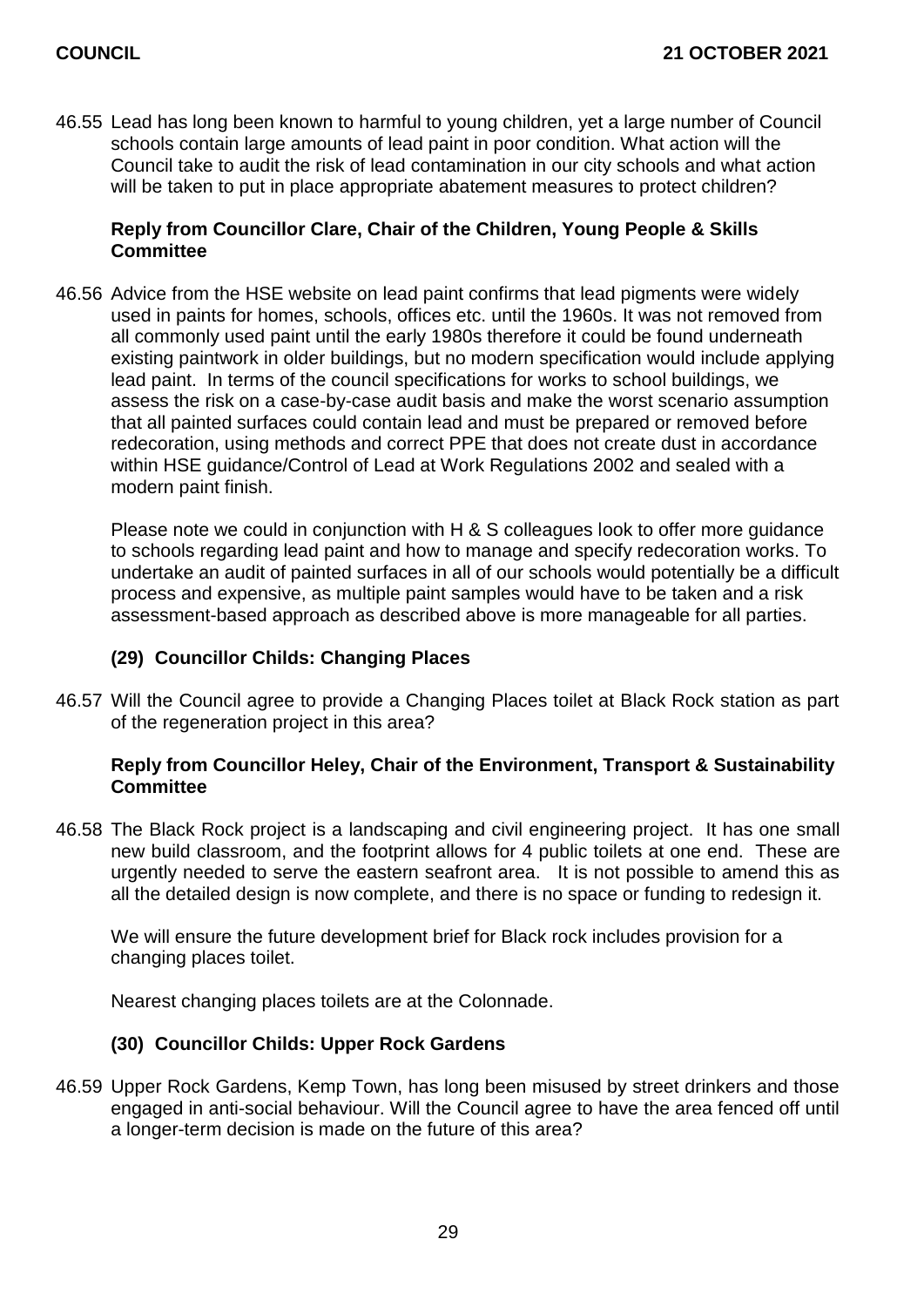46.55 Lead has long been known to harmful to young children, yet a large number of Council schools contain large amounts of lead paint in poor condition. What action will the Council take to audit the risk of lead contamination in our city schools and what action will be taken to put in place appropriate abatement measures to protect children?

**Reply from Councillor Clare, Chair of the Children, Young People & Skills Committee**

46.56 Advice from the HSE website on lead paint confirms that lead pigments were widely used in paints for homes, schools, offices etc. until the 1960s. It was not removed from all commonly used paint until the early 1980s therefore it could be found underneath existing paintwork in older buildings, but no modern specification would include applying lead paint. In terms of the council specifications for works to school buildings, we assess the risk on a case-by-case audit basis and make the worst scenario assumption that all painted surfaces could contain lead and must be prepared or removed before redecoration, using methods and correct PPE that does not create dust in accordance within HSE guidance/Control of Lead at Work Regulations 2002 and sealed with a modern paint finish.

Please note we could in conjunction with H & S colleagues look to offer more guidance to schools regarding lead paint and how to manage and specify redecoration works. To undertake an audit of painted surfaces in all of our schools would potentially be a difficult process and expensive, as multiple paint samples would have to be taken and a risk assessment-based approach as described above is more manageable for all parties.

### (29) Councillor Childs: Changing Places

46.57 Will the Council agree to provide a Changing Places toilet at Black Rock station as part of the regeneration project in this area?

**Reply from Councillor Heley, Chair of the Environment, Transport & Sustainability Committee**

46.58 The Black Rock project is a landscaping and civil engineering project. It has one small new build classroom, and the footprint allows for 4 public toilets at one end. These are urgently needed to serve the eastern seafront area. It is not possible to amend this as all the detailed design is now complete, and there is no space or funding to redesign it.

We will ensure the future development brief for Black rock includes provision for a changing places toilet.

Nearest changing places toilets are at the Colonnade.

### (30) Councillor Childs: Upper Rock Gardens

46.59 Upper Rock Gardens, Kemp Town, has long been misused by street drinkers and those engaged in anti-social behaviour. Will the Council agree to have the area fenced off until a longer-term decision is made on the future of this area?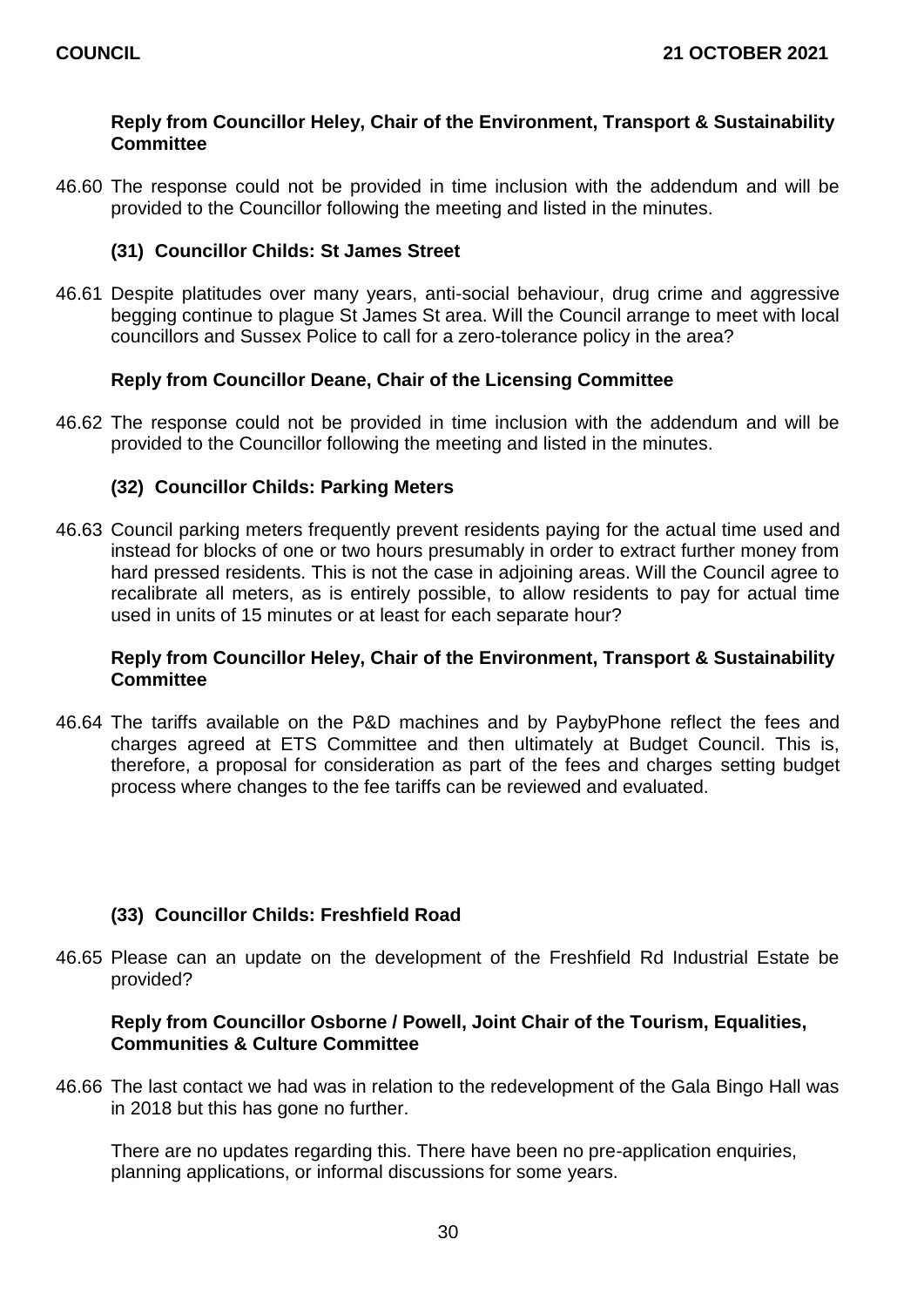**Reply from Councillor Heley, Chair of the Environment, Transport & Sustainability Committee**

46.60 The response could not be provided in time inclusion with the addendum and will be provided to the Councillor following the meeting and listed in the minutes.

**(31) Councillor Childs: St James Street**

46.61 Despite platitudes over many years, anti-social behaviour, drug crime and aggressive begging continue to plague St James St area. Will the Council arrange to meet with local councillors and Sussex Police to call for a zero-tolerance policy in the area?

**Reply from Councillor Deane, Chair of the Licensing Committee**

46.62 The response could not be provided in time inclusion with the addendum and will be provided to the Councillor following the meeting and listed in the minutes.

**(32) Councillor Childs: Parking Meters**

46.63 Council parking meters frequently prevent residents paying for the actual time used and instead for blocks of one or two hours presumably in order to extract further money from hard pressed residents. This is not the case in adjoining areas. Will the Council agree to recalibrate all meters, as is entirely possible, to allow residents to pay for actual time used in units of 15 minutes or at least for each separate hour?

**Reply from Councillor Heley, Chair of the Environment, Transport & Sustainability Committee**

46.64 The tariffs available on the P&D machines and by PaybyPhone reflect the fees and charges agreed at ETS Committee and then ultimately at Budget Council. This is, therefore, a proposal for consideration as part of the fees and charges setting budget process where changes to the fee tariffs can be reviewed and evaluated.

**(33) Councillor Childs: Freshfield Road**

46.65 Please can an update on the development of the Freshfield Rd Industrial Estate be provided?

**Reply from Councillor Osborne / Powell, Joint Chair of the Tourism, Equalities, Communities & Culture Committee**

46.66 The last contact we had was in relation to the redevelopment of the Gala Bingo Hall was in 2018 but this has gone no further.

There are no updates regarding this. There have been no pre-application enquiries, planning applications, or informal discussions for some years.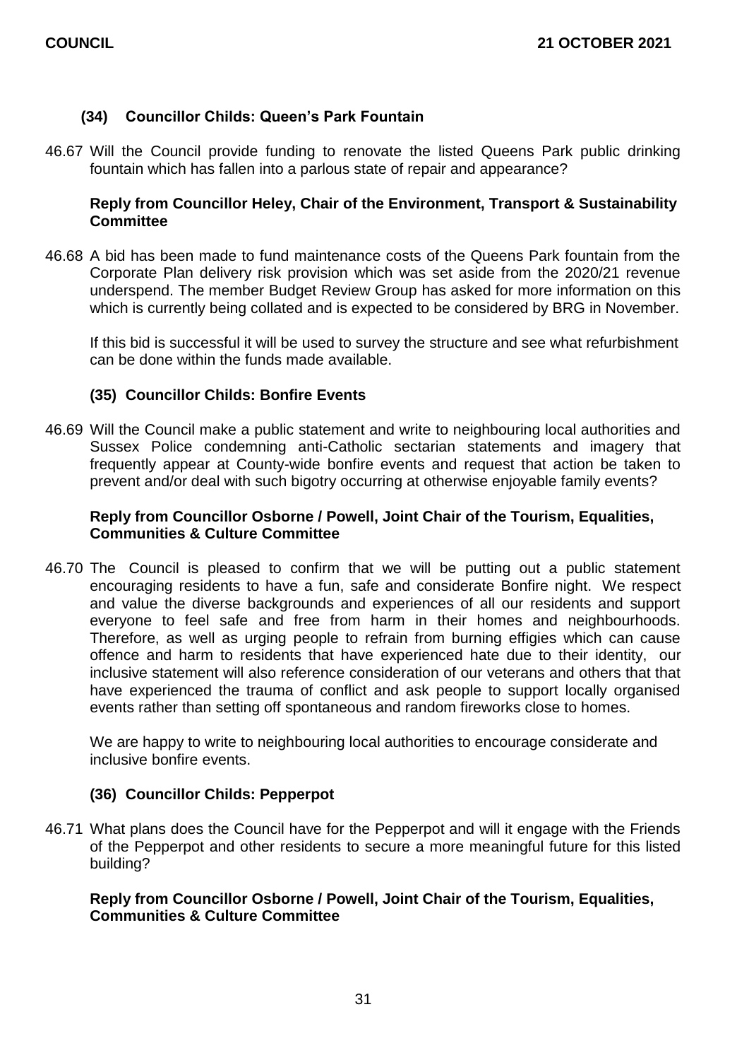### (34) Councillor Childs: Queen's Park Fountain

46.67 Will the Council provide funding to renovate the listed Queens Park public drinking fountain which has fallen into a parlous state of repair and appearance?

**Reply from Councillor Heley, Chair of the Environment, Transport & Sustainability Committee**

46.68 A bid has been made to fund maintenance costs of the Queens Park fountain from the Corporate Plan delivery risk provision which was set aside from the 2020/21 revenue underspend. The member Budget Review Group has asked for more information on this which is currently being collated and is expected to be considered by BRG in November.

If this bid is successful it will be used to survey the structure and see what refurbishment can be done within the funds made available.

### (35) Councillor Childs: Bonfire Events

46.69 Will the Council make a public statement and write to neighbouring local authorities and Sussex Police condemning anti-Catholic sectarian statements and imagery that frequently appear at County-wide bonfire events and request that action be taken to prevent and/or deal with such bigotry occurring at otherwise enjoyable family events?

**Reply from Councillor Osborne / Powell, Joint Chair of the Tourism, Equalities, Communities & Culture Committee**

46.70 The Council is pleased to confirm that we will be putting out a public statement encouraging residents to have a fun, safe and considerate Bonfire night. We respect and value the diverse backgrounds and experiences of all our residents and support everyone to feel safe and free from harm in their homes and neighbourhoods. Therefore, as well as urging people to refrain from burning effigies which can cause offence and harm to residents that have experienced hate due to their identity, our inclusive statement will also reference consideration of our veterans and others that that have experienced the trauma of conflict and ask people to support locally organised events rather than setting off spontaneous and random fireworks close to homes.

We are happy to write to neighbouring local authorities to encourage considerate and inclusive bonfire events.

### (36) Councillor Childs: Pepperpot

46.71 What plans does the Council have for the Pepperpot and will it engage with the Friends of the Pepperpot and other residents to secure a more meaningful future for this listed building?

**Reply from Councillor Osborne / Powell, Joint Chair of the Tourism, Equalities, Communities & Culture Committee**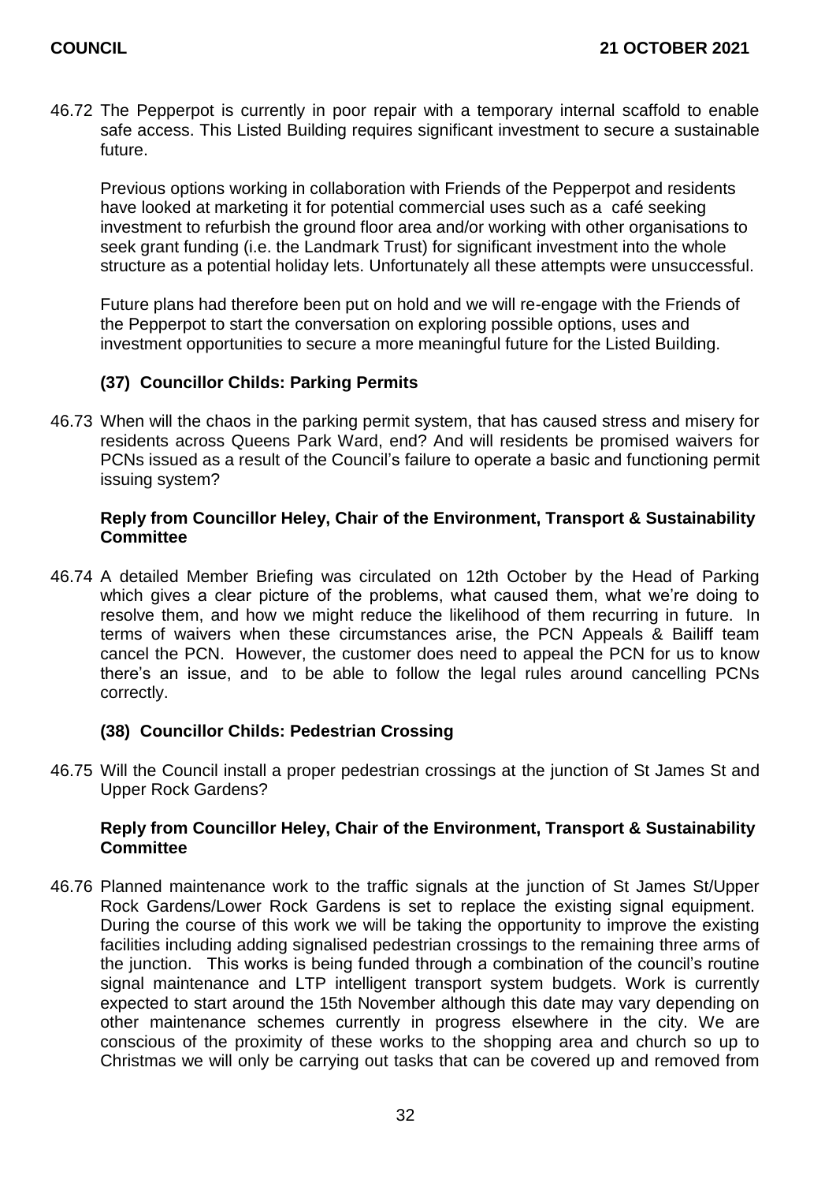46.72 The Pepperpot is currently in poor repair with a temporary internal scaffold to enable safe access. This Listed Building requires significant investment to secure a sustainable future.

Previous options working in collaboration with Friends of the Pepperpot and residents have looked at marketing it for potential commercial uses such as a café seeking investment to refurbish the ground floor area and/or working with other organisations to seek grant funding (i.e. the Landmark Trust) for significant investment into the whole structure as a potential holiday lets. Unfortunately all these attempts were unsuccessful.

Future plans had therefore been put on hold and we will re-engage with the Friends of the Pepperpot to start the conversation on exploring possible options, uses and investment opportunities to secure a more meaningful future for the Listed Building.

### (37) Councillor Childs: Parking Permits

46.73 When will the chaos in the parking permit system, that has caused stress and misery for residents across Queens Park Ward, end? And will residents be promised waivers for PCNs issued as a result of the Council's failure to operate a basic and functioning permit issuing system?

**Reply from Councillor Heley, Chair of the Environment, Transport & Sustainability Committee**

46.74 A detailed Member Briefing was circulated on 12th October by the Head of Parking which gives a clear picture of the problems, what caused them, what we're doing to resolve them, and how we might reduce the likelihood of them recurring in future. In terms of waivers when these circumstances arise, the PCN Appeals & Bailiff team cancel the PCN. However, the customer does need to appeal the PCN for us to know there's an issue, and to be able to follow the legal rules around cancelling PCNs correctly.

### (38) Councillor Childs: Pedestrian Crossing

46.75 Will the Council install a proper pedestrian crossings at the junction of St James St and Upper Rock Gardens?

**Reply from Councillor Heley, Chair of the Environment, Transport & Sustainability Committee**

46.76 Planned maintenance work to the traffic signals at the junction of St James St/Upper Rock Gardens/Lower Rock Gardens is set to replace the existing signal equipment. During the course of this work we will be taking the opportunity to improve the existing facilities including adding signalised pedestrian crossings to the remaining three arms of the junction. This works is being funded through a combination of the council's routine signal maintenance and LTP intelligent transport system budgets. Work is currently expected to start around the 15th November although this date may vary depending on other maintenance schemes currently in progress elsewhere in the city. We are conscious of the proximity of these works to the shopping area and church so up to Christmas we will only be carrying out tasks that can be covered up and removed from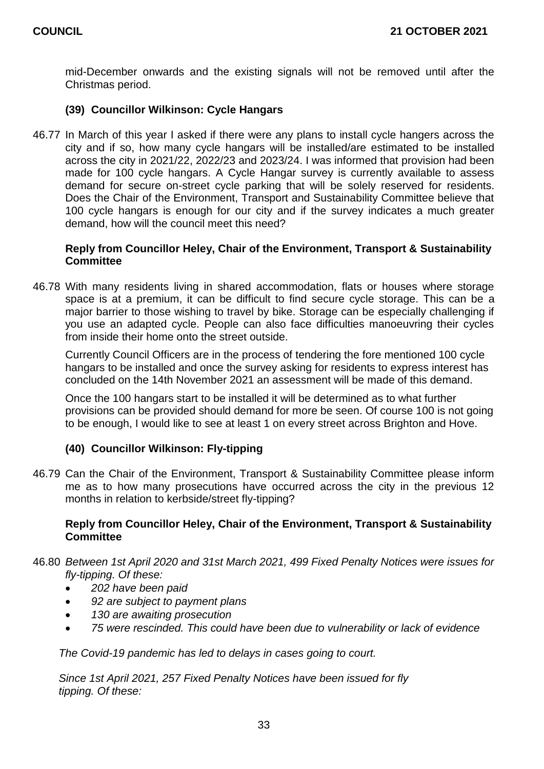mid-December onwards and the existing signals will not be removed until after the Christmas period.

### (39) Councillor Wilkinson: Cycle Hangars

46.77 In March of this year I asked if there were any plans to install cycle hangers across the city and if so, how many cycle hangars will be installed/are estimated to be installed across the city in 2021/22, 2022/23 and 2023/24. I was informed that provision had been made for 100 cycle hangars. A Cycle Hangar survey is currently available to assess demand for secure on-street cycle parking that will be solely reserved for residents. Does the Chair of the Environment, Transport and Sustainability Committee believe that 100 cycle hangars is enough for our city and if the survey indicates a much greater demand, how will the council meet this need?

**Reply from Councillor Heley, Chair of the Environment, Transport & Sustainability Committee**

46.78 With many residents living in shared accommodation, flats or houses where storage space is at a premium, it can be difficult to find secure cycle storage. This can be a major barrier to those wishing to travel by bike. Storage can be especially challenging if you use an adapted cycle. People can also face difficulties manoeuvring their cycles from inside their home onto the street outside.

Currently Council Officers are in the process of tendering the fore mentioned 100 cycle hangars to be installed and once the survey asking for residents to express interest has concluded on the 14th November 2021 an assessment will be made of this demand.

Once the 100 hangars start to be installed it will be determined as to what further provisions can be provided should demand for more be seen. Of course 100 is not going to be enough, I would like to see at least 1 on every street across Brighton and Hove.

### (40) Councillor Wilkinson: Fly-tipping

46.79 Can the Chair of the Environment, Transport & Sustainability Committee please inform me as to how many prosecutions have occurred across the city in the previous 12 months in relation to kerbside/street fly-tipping?

**Reply from Councillor Heley, Chair of the Environment, Transport & Sustainability Committee**

46.80 *Between 1st April 2020 and 31st March 2021, 499 Fixed Penalty Notices were issues for fly-tipping. Of these:*

- *202 have been paid*
- *92 are subject to payment plans*
- *130 are awaiting prosecution*
- *75 were rescinded. This could have been due to vulnerability or lack of evidence*

*The Covid-19 pandemic has led to delays in cases going to court.*

*Since 1st April 2021, 257 Fixed Penalty Notices have been issued for fly tipping. Of these:*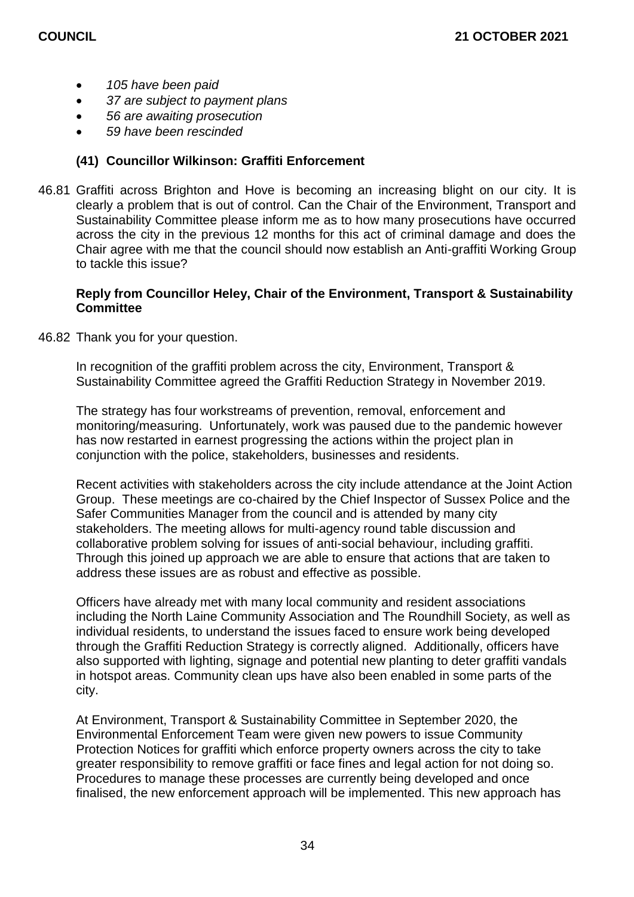- *105 have been paid*
- *37 are subject to payment plans*
- *56 are awaiting prosecution*
- *59 have been rescinded*

### (41) Councillor Wilkinson: Graffiti Enforcement

46.81 Graffiti across Brighton and Hove is becoming an increasing blight on our city. It is clearly a problem that is out of control. Can the Chair of the Environment, Transport and Sustainability Committee please inform me as to how many prosecutions have occurred across the city in the previous 12 months for this act of criminal damage and does the Chair agree with me that the council should now establish an Anti-graffiti Working Group to tackle this issue?

**Reply from Councillor Heley, Chair of the Environment, Transport & Sustainability Committee**

46.82 Thank you for your question.

In recognition of the graffiti problem across the city, Environment, Transport & Sustainability Committee agreed the Graffiti Reduction Strategy in November 2019.

The strategy has four workstreams of prevention, removal, enforcement and monitoring/measuring. Unfortunately, work was paused due to the pandemic however has now restarted in earnest progressing the actions within the project plan in conjunction with the police, stakeholders, businesses and residents.

Recent activities with stakeholders across the city include attendance at the Joint Action Group. These meetings are co-chaired by the Chief Inspector of Sussex Police and the Safer Communities Manager from the council and is attended by many city stakeholders. The meeting allows for multi-agency round table discussion and collaborative problem solving for issues of anti-social behaviour, including graffiti. Through this joined up approach we are able to ensure that actions that are taken to address these issues are as robust and effective as possible.

Officers have already met with many local community and resident associations including the North Laine Community Association and The Roundhill Society, as well as individual residents, to understand the issues faced to ensure work being developed through the Graffiti Reduction Strategy is correctly aligned. Additionally, officers have also supported with lighting, signage and potential new planting to deter graffiti vandals in hotspot areas. Community clean ups have also been enabled in some parts of the city.

At Environment, Transport & Sustainability Committee in September 2020, the Environmental Enforcement Team were given new powers to issue Community Protection Notices for graffiti which enforce property owners across the city to take greater responsibility to remove graffiti or face fines and legal action for not doing so. Procedures to manage these processes are currently being developed and once finalised, the new enforcement approach will be implemented. This new approach has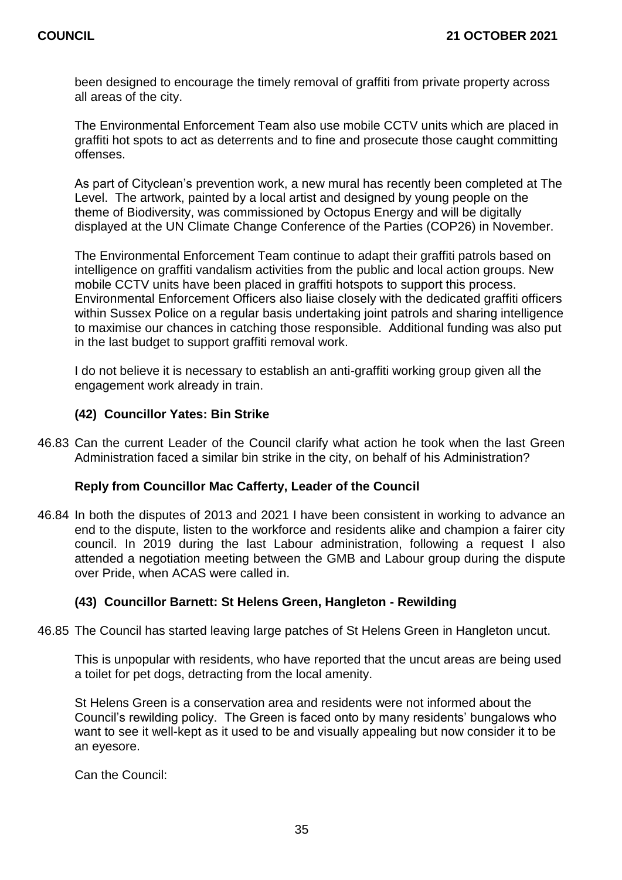been designed to encourage the timely removal of graffiti from private property across all areas of the city.

The Environmental Enforcement Team also use mobile CCTV units which are placed in graffiti hot spots to act as deterrents and to fine and prosecute those caught committing offenses.

As part of Cityclean's prevention work, a new mural has recently been completed at The Level. The artwork, painted by a local artist and designed by young people on the theme of Biodiversity, was commissioned by Octopus Energy and will be digitally displayed at the UN Climate Change Conference of the Parties (COP26) in November.

The Environmental Enforcement Team continue to adapt their graffiti patrols based on intelligence on graffiti vandalism activities from the public and local action groups. New mobile CCTV units have been placed in graffiti hotspots to support this process. Environmental Enforcement Officers also liaise closely with the dedicated graffiti officers within Sussex Police on a regular basis undertaking joint patrols and sharing intelligence to maximise our chances in catching those responsible. Additional funding was also put in the last budget to support graffiti removal work.

I do not believe it is necessary to establish an anti-graffiti working group given all the engagement work already in train.

### (42) Councillor Yates: Bin Strike

46.83 Can the current Leader of the Council clarify what action he took when the last Green Administration faced a similar bin strike in the city, on behalf of his Administration?

**Reply from Councillor Mac Cafferty, Leader of the Council**

46.84 In both the disputes of 2013 and 2021 I have been consistent in working to advance an end to the dispute, listen to the workforce and residents alike and champion a fairer city council. In 2019 during the last Labour administration, following a request I also attended a negotiation meeting between the GMB and Labour group during the dispute over Pride, when ACAS were called in.

### (43) Councillor Barnett: St Helens Green, Hangleton - Rewilding

46.85 The Council has started leaving large patches of St Helens Green in Hangleton uncut.

This is unpopular with residents, who have reported that the uncut areas are being used a toilet for pet dogs, detracting from the local amenity.

St Helens Green is a conservation area and residents were not informed about the Council's rewilding policy. The Green is faced onto by many residents' bungalows who want to see it well-kept as it used to be and visually appealing but now consider it to be an eyesore.

Can the Council: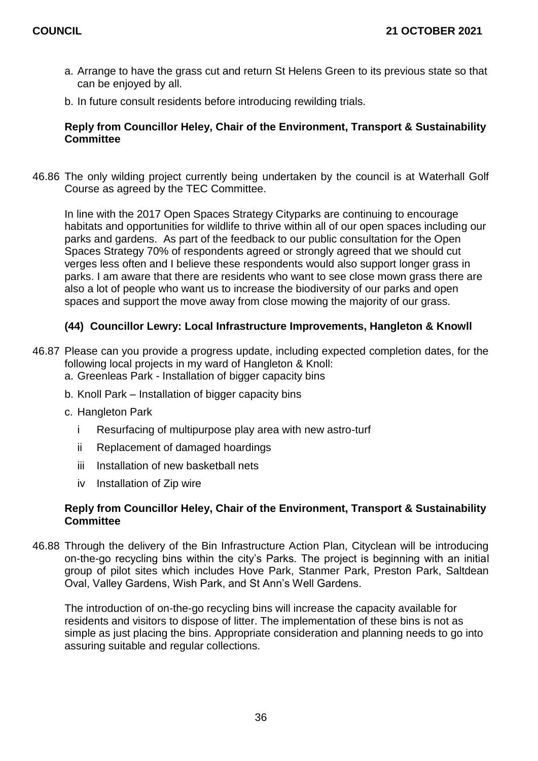a. Arrange to have the grass cut and return St Helens Green to its previous state so that can be enjoyed by all.

b. In future consult residents before introducing rewilding trials.

**Reply from Councillor Heley, Chair of the Environment, Transport & Sustainability Committee**

46.86 The only wilding project currently being undertaken by the council is at Waterhall Golf Course as agreed by the TEC Committee.

In line with the 2017 Open Spaces Strategy Cityparks are continuing to encourage habitats and opportunities for wildlife to thrive within all of our open spaces including our parks and gardens. As part of the feedback to our public consultation for the Open Spaces Strategy 70% of respondents agreed or strongly agreed that we should cut verges less often and I believe these respondents would also support longer grass in parks. I am aware that there are residents who want to see close mown grass there are also a lot of people who want us to increase the biodiversity of our parks and open spaces and support the move away from close mowing the majority of our grass.

### (44) Councillor Lewry: Local Infrastructure Improvements, Hangleton & Knowll

46.87 Please can you provide a progress update, including expected completion dates, for the following local projects in my ward of Hangleton & Knoll:

a. Greenleas Park - Installation of bigger capacity bins

b. Knoll Park – Installation of bigger capacity bins

c. Hangleton Park

   i Resurfacing of multipurpose play area with new astro-turf

   ii Replacement of damaged hoardings

   iii Installation of new basketball nets

   iv Installation of Zip wire

**Reply from Councillor Heley, Chair of the Environment, Transport & Sustainability Committee**

46.88 Through the delivery of the Bin Infrastructure Action Plan, Cityclean will be introducing on-the-go recycling bins within the city's Parks. The project is beginning with an initial group of pilot sites which includes Hove Park, Stanmer Park, Preston Park, Saltdean Oval, Valley Gardens, Wish Park, and St Ann's Well Gardens.

The introduction of on-the-go recycling bins will increase the capacity available for residents and visitors to dispose of litter. The implementation of these bins is not as simple as just placing the bins. Appropriate consideration and planning needs to go into assuring suitable and regular collections.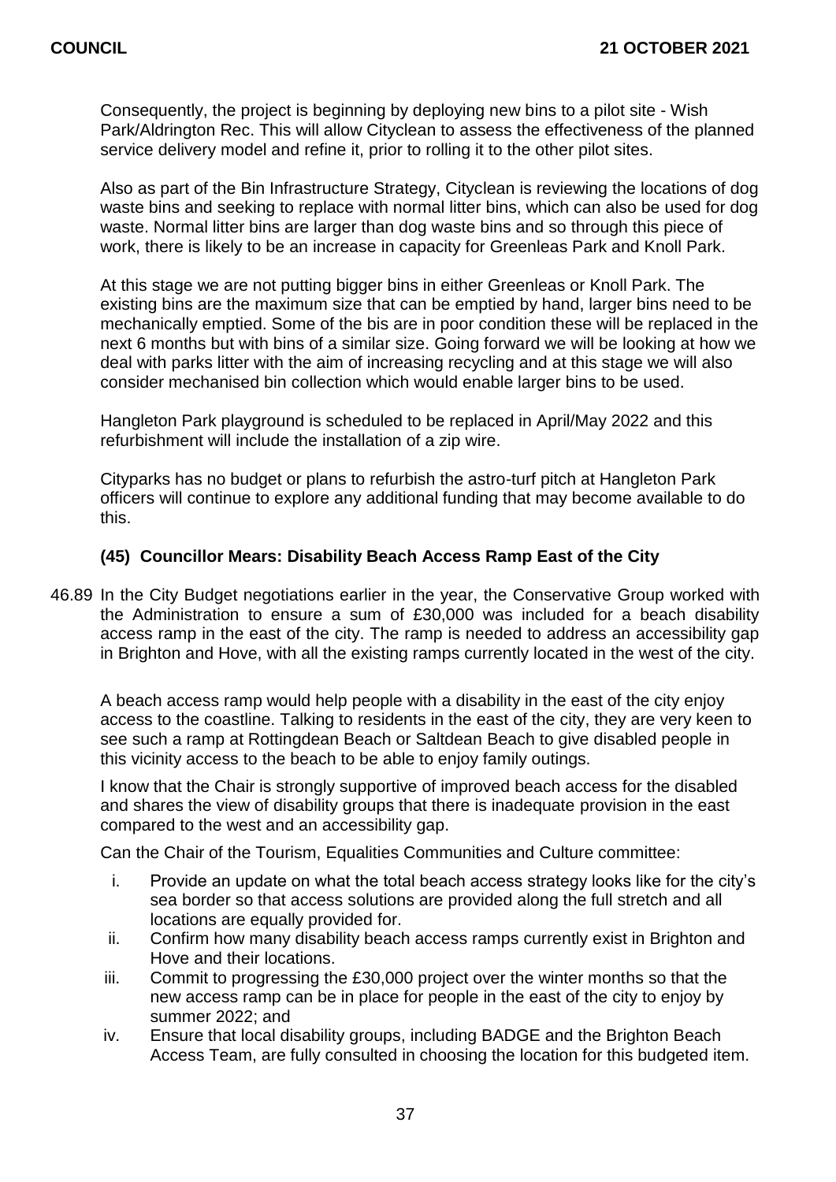Consequently, the project is beginning by deploying new bins to a pilot site - Wish Park/Aldrington Rec. This will allow Cityclean to assess the effectiveness of the planned service delivery model and refine it, prior to rolling it to the other pilot sites.

Also as part of the Bin Infrastructure Strategy, Cityclean is reviewing the locations of dog waste bins and seeking to replace with normal litter bins, which can also be used for dog waste. Normal litter bins are larger than dog waste bins and so through this piece of work, there is likely to be an increase in capacity for Greenleas Park and Knoll Park.

At this stage we are not putting bigger bins in either Greenleas or Knoll Park. The existing bins are the maximum size that can be emptied by hand, larger bins need to be mechanically emptied. Some of the bis are in poor condition these will be replaced in the next 6 months but with bins of a similar size. Going forward we will be looking at how we deal with parks litter with the aim of increasing recycling and at this stage we will also consider mechanised bin collection which would enable larger bins to be used.

Hangleton Park playground is scheduled to be replaced in April/May 2022 and this refurbishment will include the installation of a zip wire.

Cityparks has no budget or plans to refurbish the astro-turf pitch at Hangleton Park officers will continue to explore any additional funding that may become available to do this.

### (45) Councillor Mears: Disability Beach Access Ramp East of the City

46.89 In the City Budget negotiations earlier in the year, the Conservative Group worked with the Administration to ensure a sum of £30,000 was included for a beach disability access ramp in the east of the city. The ramp is needed to address an accessibility gap in Brighton and Hove, with all the existing ramps currently located in the west of the city.

A beach access ramp would help people with a disability in the east of the city enjoy access to the coastline. Talking to residents in the east of the city, they are very keen to see such a ramp at Rottingdean Beach or Saltdean Beach to give disabled people in this vicinity access to the beach to be able to enjoy family outings.

I know that the Chair is strongly supportive of improved beach access for the disabled and shares the view of disability groups that there is inadequate provision in the east compared to the west and an accessibility gap.

Can the Chair of the Tourism, Equalities Communities and Culture committee:

i. Provide an update on what the total beach access strategy looks like for the city's sea border so that access solutions are provided along the full stretch and all locations are equally provided for.
ii. Confirm how many disability beach access ramps currently exist in Brighton and Hove and their locations.
iii. Commit to progressing the £30,000 project over the winter months so that the new access ramp can be in place for people in the east of the city to enjoy by summer 2022; and
iv. Ensure that local disability groups, including BADGE and the Brighton Beach Access Team, are fully consulted in choosing the location for this budgeted item.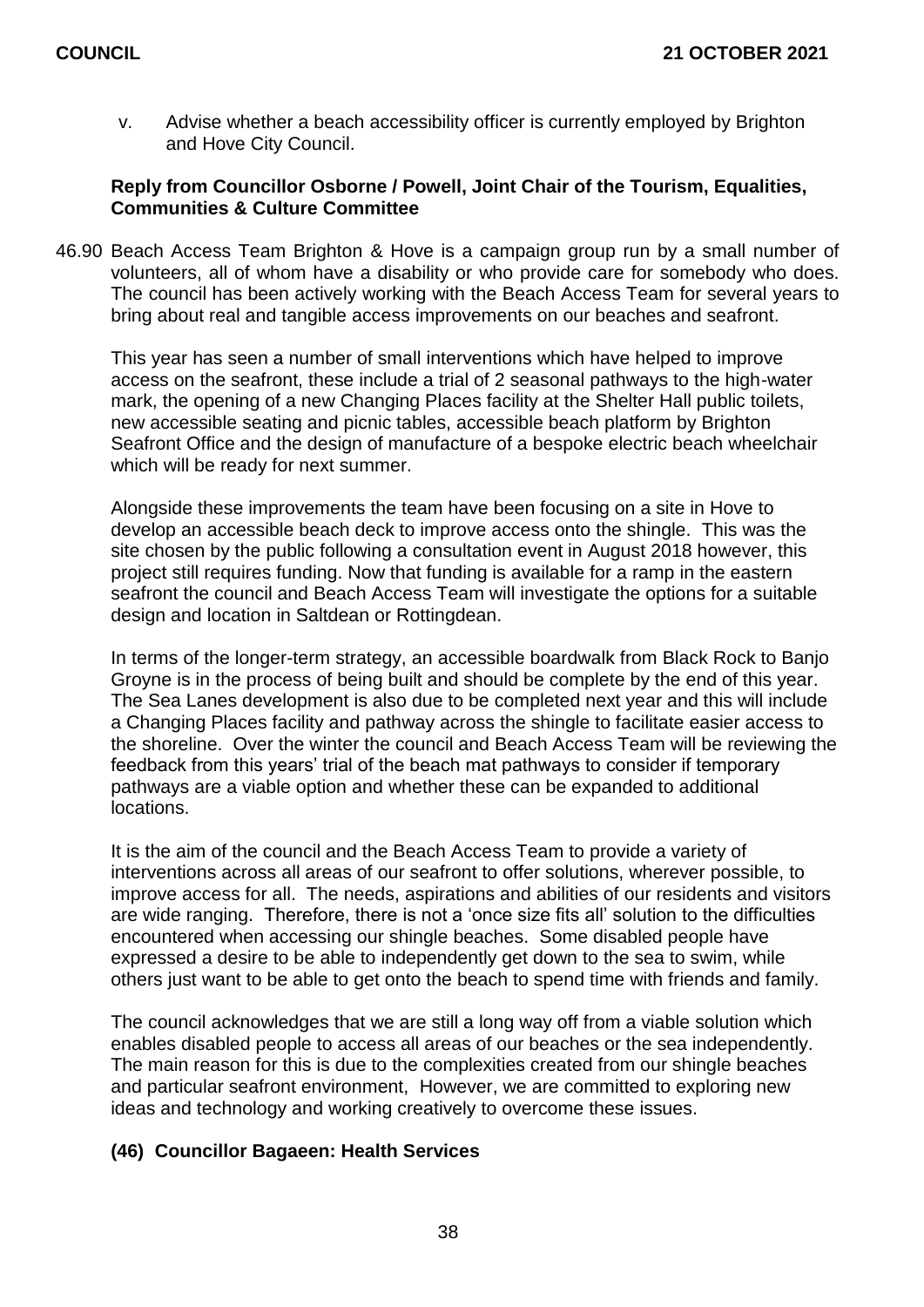v. Advise whether a beach accessibility officer is currently employed by Brighton and Hove City Council.

**Reply from Councillor Osborne / Powell, Joint Chair of the Tourism, Equalities, Communities & Culture Committee**

46.90 Beach Access Team Brighton & Hove is a campaign group run by a small number of volunteers, all of whom have a disability or who provide care for somebody who does. The council has been actively working with the Beach Access Team for several years to bring about real and tangible access improvements on our beaches and seafront.

This year has seen a number of small interventions which have helped to improve access on the seafront, these include a trial of 2 seasonal pathways to the high-water mark, the opening of a new Changing Places facility at the Shelter Hall public toilets, new accessible seating and picnic tables, accessible beach platform by Brighton Seafront Office and the design of manufacture of a bespoke electric beach wheelchair which will be ready for next summer.

Alongside these improvements the team have been focusing on a site in Hove to develop an accessible beach deck to improve access onto the shingle. This was the site chosen by the public following a consultation event in August 2018 however, this project still requires funding. Now that funding is available for a ramp in the eastern seafront the council and Beach Access Team will investigate the options for a suitable design and location in Saltdean or Rottingdean.

In terms of the longer-term strategy, an accessible boardwalk from Black Rock to Banjo Groyne is in the process of being built and should be complete by the end of this year. The Sea Lanes development is also due to be completed next year and this will include a Changing Places facility and pathway across the shingle to facilitate easier access to the shoreline. Over the winter the council and Beach Access Team will be reviewing the feedback from this years' trial of the beach mat pathways to consider if temporary pathways are a viable option and whether these can be expanded to additional locations.

It is the aim of the council and the Beach Access Team to provide a variety of interventions across all areas of our seafront to offer solutions, wherever possible, to improve access for all. The needs, aspirations and abilities of our residents and visitors are wide ranging. Therefore, there is not a 'once size fits all' solution to the difficulties encountered when accessing our shingle beaches. Some disabled people have expressed a desire to be able to independently get down to the sea to swim, while others just want to be able to get onto the beach to spend time with friends and family.

The council acknowledges that we are still a long way off from a viable solution which enables disabled people to access all areas of our beaches or the sea independently. The main reason for this is due to the complexities created from our shingle beaches and particular seafront environment, However, we are committed to exploring new ideas and technology and working creatively to overcome these issues.

### (46) Councillor Bagaeen: Health Services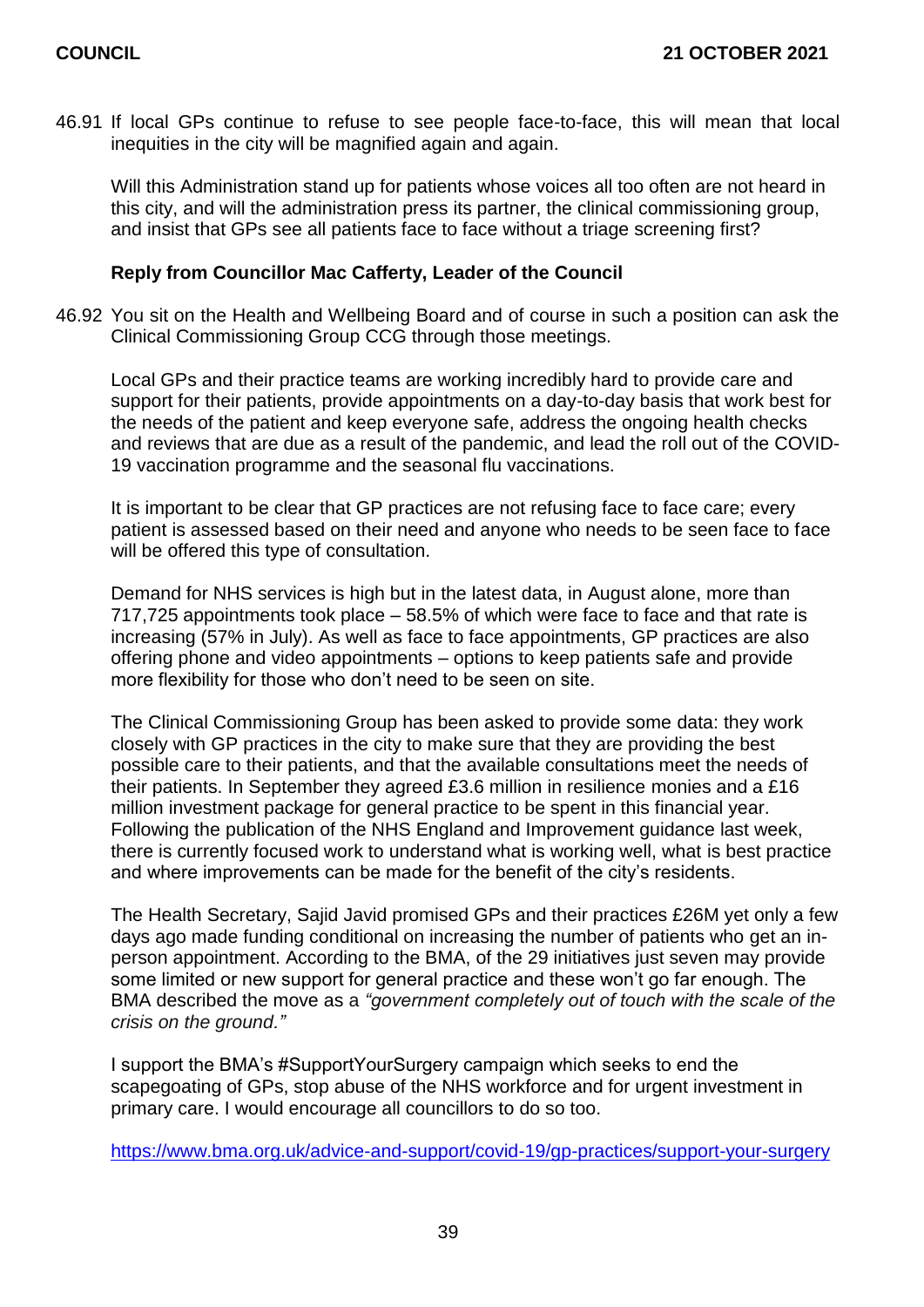46.91 If local GPs continue to refuse to see people face-to-face, this will mean that local inequities in the city will be magnified again and again.

Will this Administration stand up for patients whose voices all too often are not heard in this city, and will the administration press its partner, the clinical commissioning group, and insist that GPs see all patients face to face without a triage screening first?

**Reply from Councillor Mac Cafferty, Leader of the Council**

46.92 You sit on the Health and Wellbeing Board and of course in such a position can ask the Clinical Commissioning Group CCG through those meetings.

Local GPs and their practice teams are working incredibly hard to provide care and support for their patients, provide appointments on a day-to-day basis that work best for the needs of the patient and keep everyone safe, address the ongoing health checks and reviews that are due as a result of the pandemic, and lead the roll out of the COVID-19 vaccination programme and the seasonal flu vaccinations.

It is important to be clear that GP practices are not refusing face to face care; every patient is assessed based on their need and anyone who needs to be seen face to face will be offered this type of consultation.

Demand for NHS services is high but in the latest data, in August alone, more than 717,725 appointments took place – 58.5% of which were face to face and that rate is increasing (57% in July). As well as face to face appointments, GP practices are also offering phone and video appointments – options to keep patients safe and provide more flexibility for those who don't need to be seen on site.

The Clinical Commissioning Group has been asked to provide some data: they work closely with GP practices in the city to make sure that they are providing the best possible care to their patients, and that the available consultations meet the needs of their patients. In September they agreed £3.6 million in resilience monies and a £16 million investment package for general practice to be spent in this financial year. Following the publication of the NHS England and Improvement guidance last week, there is currently focused work to understand what is working well, what is best practice and where improvements can be made for the benefit of the city's residents.

The Health Secretary, Sajid Javid promised GPs and their practices £26M yet only a few days ago made funding conditional on increasing the number of patients who get an in-person appointment. According to the BMA, of the 29 initiatives just seven may provide some limited or new support for general practice and these won't go far enough. The BMA described the move as a *"government completely out of touch with the scale of the crisis on the ground."*

I support the BMA's #SupportYourSurgery campaign which seeks to end the scapegoating of GPs, stop abuse of the NHS workforce and for urgent investment in primary care. I would encourage all councillors to do so too.

https://www.bma.org.uk/advice-and-support/covid-19/gp-practices/support-your-surgery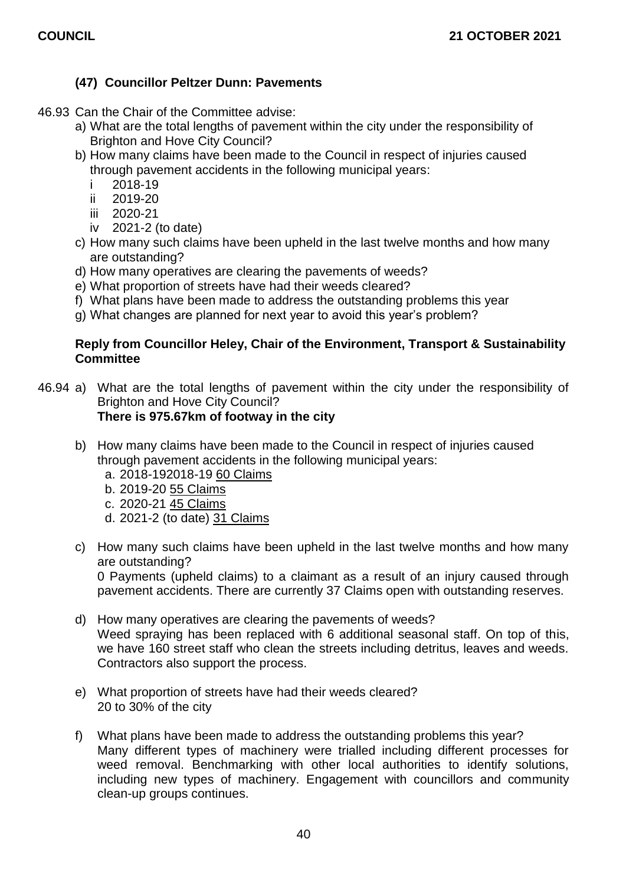### (47) Councillor Peltzer Dunn: Pavements

46.93 Can the Chair of the Committee advise:

a) What are the total lengths of pavement within the city under the responsibility of Brighton and Hove City Council?

b) How many claims have been made to the Council in respect of injuries caused through pavement accidents in the following municipal years:

   i 2018-19

   ii 2019-20

   iii 2020-21

   iv 2021-2 (to date)

c) How many such claims have been upheld in the last twelve months and how many are outstanding?

d) How many operatives are clearing the pavements of weeds?

e) What proportion of streets have had their weeds cleared?

f) What plans have been made to address the outstanding problems this year

g) What changes are planned for next year to avoid this year's problem?

**Reply from Councillor Heley, Chair of the Environment, Transport & Sustainability Committee**

46.94 a) What are the total lengths of pavement within the city under the responsibility of Brighton and Hove City Council?

**There is 975.67km of footway in the city**

b) How many claims have been made to the Council in respect of injuries caused through pavement accidents in the following municipal years:

   a. 2018-192018-19 60 Claims

   b. 2019-20 55 Claims

   c. 2020-21 45 Claims

   d. 2021-2 (to date) 31 Claims

c) How many such claims have been upheld in the last twelve months and how many are outstanding?

0 Payments (upheld claims) to a claimant as a result of an injury caused through pavement accidents. There are currently 37 Claims open with outstanding reserves.

d) How many operatives are clearing the pavements of weeds?

Weed spraying has been replaced with 6 additional seasonal staff. On top of this, we have 160 street staff who clean the streets including detritus, leaves and weeds. Contractors also support the process.

e) What proportion of streets have had their weeds cleared?

20 to 30% of the city

f) What plans have been made to address the outstanding problems this year?

Many different types of machinery were trialled including different processes for weed removal. Benchmarking with other local authorities to identify solutions, including new types of machinery. Engagement with councillors and community clean-up groups continues.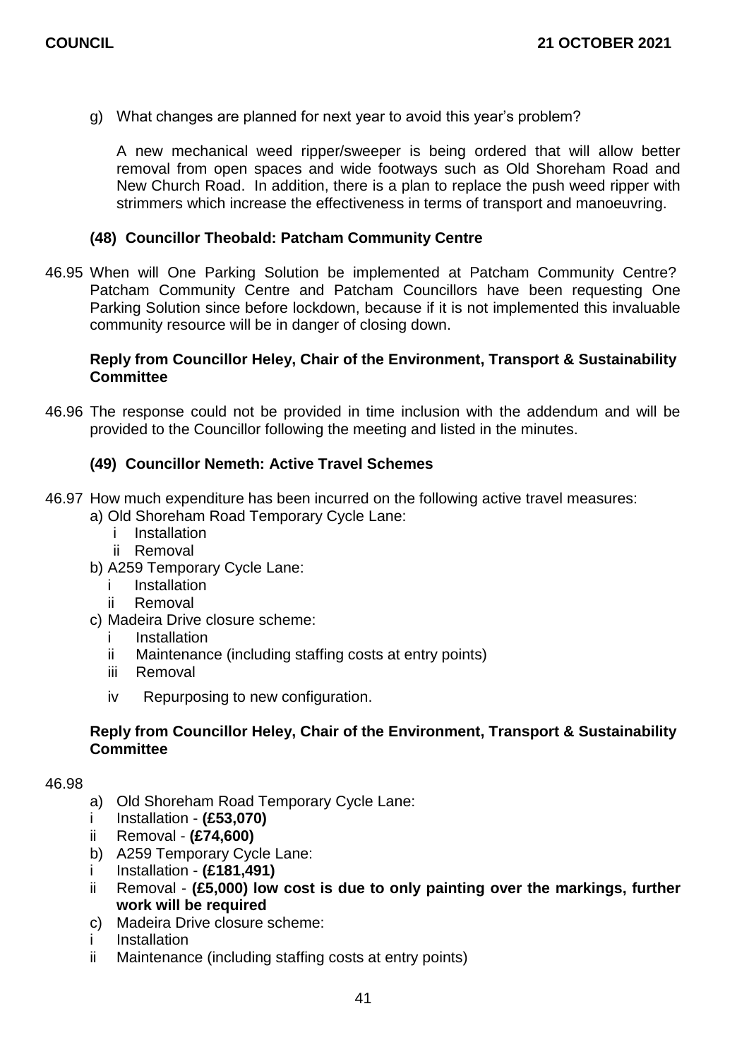g) What changes are planned for next year to avoid this year's problem?

A new mechanical weed ripper/sweeper is being ordered that will allow better removal from open spaces and wide footways such as Old Shoreham Road and New Church Road. In addition, there is a plan to replace the push weed ripper with strimmers which increase the effectiveness in terms of transport and manoeuvring.

### (48) Councillor Theobald: Patcham Community Centre

46.95 When will One Parking Solution be implemented at Patcham Community Centre? Patcham Community Centre and Patcham Councillors have been requesting One Parking Solution since before lockdown, because if it is not implemented this invaluable community resource will be in danger of closing down.

**Reply from Councillor Heley, Chair of the Environment, Transport & Sustainability Committee**

46.96 The response could not be provided in time inclusion with the addendum and will be provided to the Councillor following the meeting and listed in the minutes.

### (49) Councillor Nemeth: Active Travel Schemes

46.97 How much expenditure has been incurred on the following active travel measures:

a) Old Shoreham Road Temporary Cycle Lane:
   - i Installation
   - ii Removal

b) A259 Temporary Cycle Lane:
   - i Installation
   - ii Removal

c) Madeira Drive closure scheme:
   - i Installation
   - ii Maintenance (including staffing costs at entry points)
   - iii Removal
   - iv Repurposing to new configuration.

**Reply from Councillor Heley, Chair of the Environment, Transport & Sustainability Committee**

46.98

a) Old Shoreham Road Temporary Cycle Lane:
   - i Installation - **(£53,070)**
   - ii Removal - **(£74,600)**

b) A259 Temporary Cycle Lane:
   - i Installation - **(£181,491)**
   - ii Removal - **(£5,000) low cost is due to only painting over the markings, further work will be required**

c) Madeira Drive closure scheme:
   - i Installation
   - ii Maintenance (including staffing costs at entry points)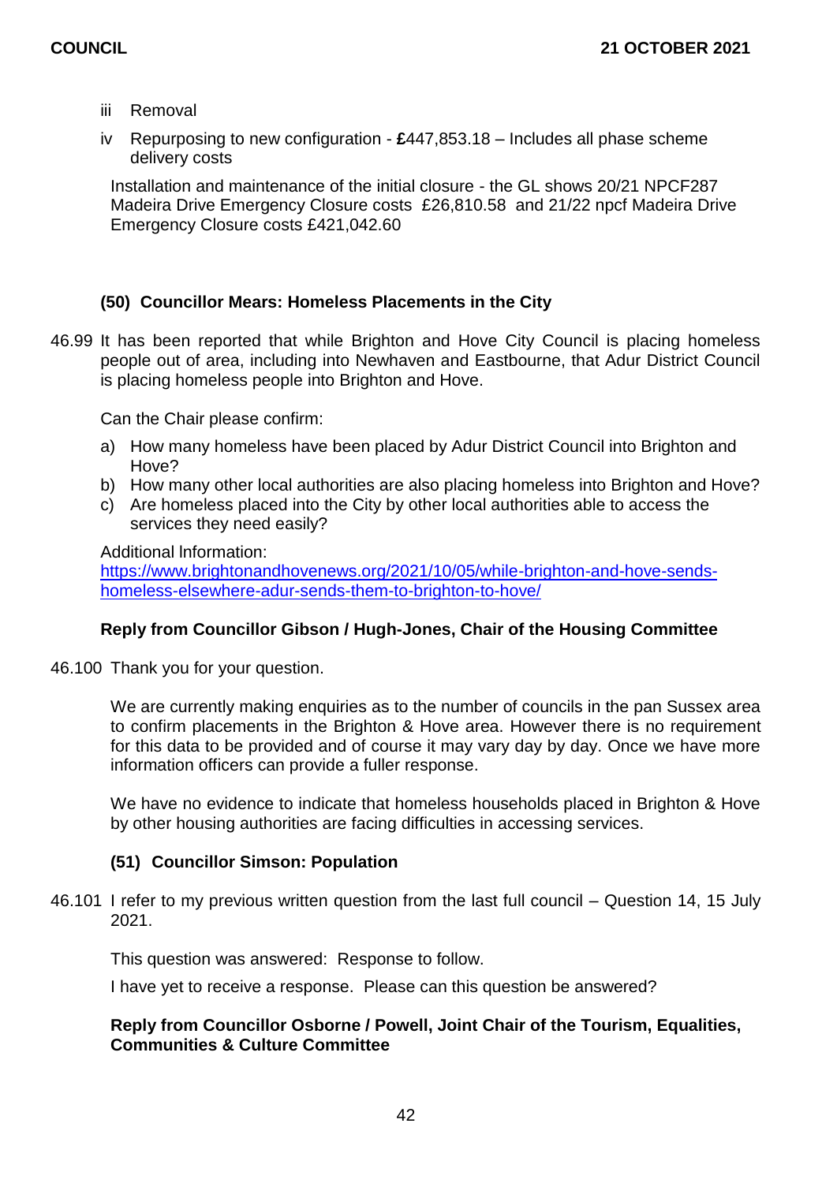iii Removal

iv Repurposing to new configuration - **£**447,853.18 – Includes all phase scheme delivery costs

Installation and maintenance of the initial closure - the GL shows 20/21 NPCF287 Madeira Drive Emergency Closure costs £26,810.58 and 21/22 npcf Madeira Drive Emergency Closure costs £421,042.60

### (50) Councillor Mears: Homeless Placements in the City

46.99 It has been reported that while Brighton and Hove City Council is placing homeless people out of area, including into Newhaven and Eastbourne, that Adur District Council is placing homeless people into Brighton and Hove.

Can the Chair please confirm:

a) How many homeless have been placed by Adur District Council into Brighton and Hove?
b) How many other local authorities are also placing homeless into Brighton and Hove?
c) Are homeless placed into the City by other local authorities able to access the services they need easily?

Additional Information:
https://www.brightonandhovenews.org/2021/10/05/while-brighton-and-hove-sends-homeless-elsewhere-adur-sends-them-to-brighton-to-hove/

**Reply from Councillor Gibson / Hugh-Jones, Chair of the Housing Committee**

46.100 Thank you for your question.

We are currently making enquiries as to the number of councils in the pan Sussex area to confirm placements in the Brighton & Hove area. However there is no requirement for this data to be provided and of course it may vary day by day. Once we have more information officers can provide a fuller response.

We have no evidence to indicate that homeless households placed in Brighton & Hove by other housing authorities are facing difficulties in accessing services.

### (51) Councillor Simson: Population

46.101 I refer to my previous written question from the last full council – Question 14, 15 July 2021.

This question was answered: Response to follow.

I have yet to receive a response. Please can this question be answered?

**Reply from Councillor Osborne / Powell, Joint Chair of the Tourism, Equalities, Communities & Culture Committee**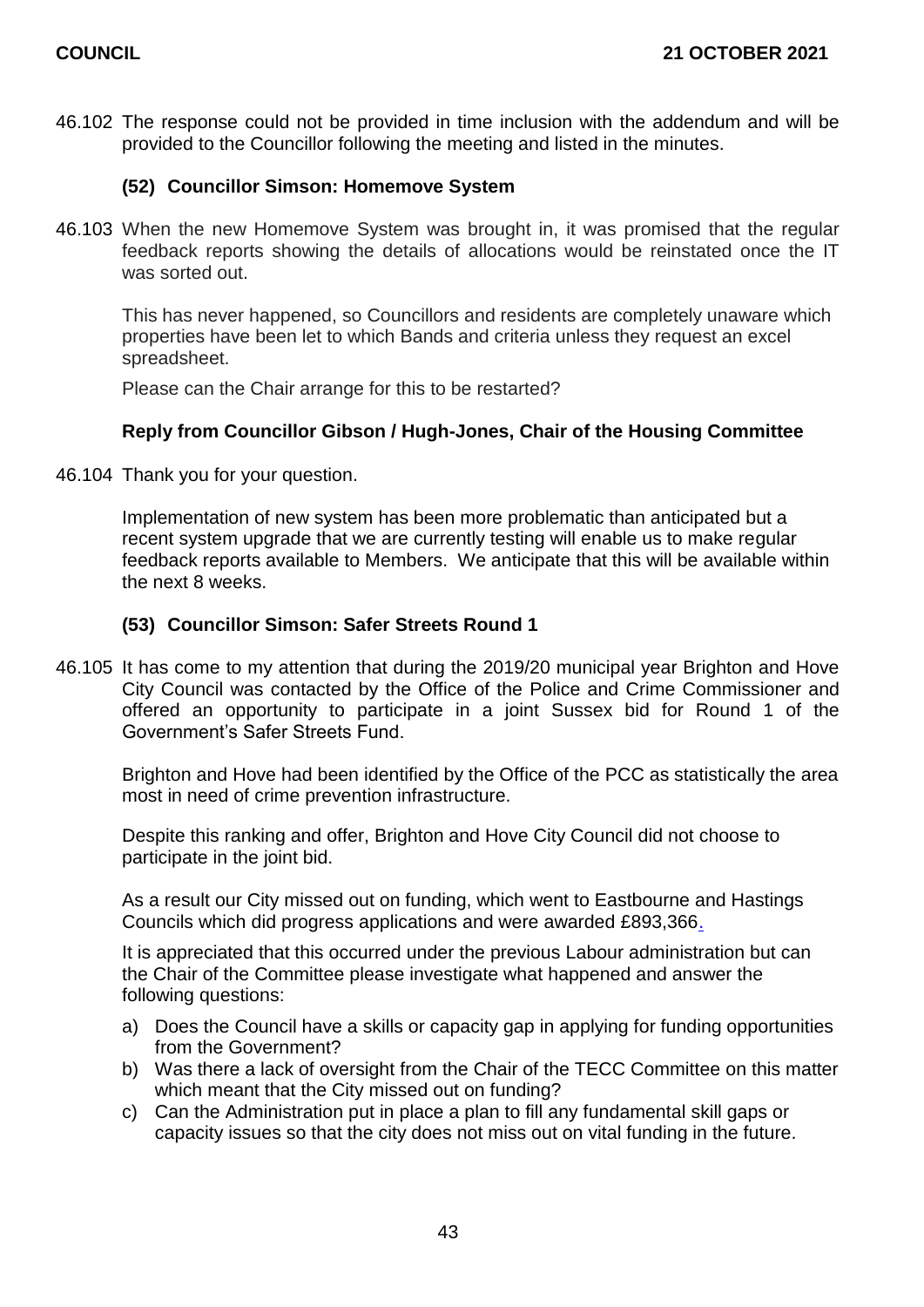46.102 The response could not be provided in time inclusion with the addendum and will be provided to the Councillor following the meeting and listed in the minutes.

### (52) Councillor Simson: Homemove System

46.103 When the new Homemove System was brought in, it was promised that the regular feedback reports showing the details of allocations would be reinstated once the IT was sorted out.

This has never happened, so Councillors and residents are completely unaware which properties have been let to which Bands and criteria unless they request an excel spreadsheet.

Please can the Chair arrange for this to be restarted?

### Reply from Councillor Gibson / Hugh-Jones, Chair of the Housing Committee

46.104 Thank you for your question.

Implementation of new system has been more problematic than anticipated but a recent system upgrade that we are currently testing will enable us to make regular feedback reports available to Members. We anticipate that this will be available within the next 8 weeks.

### (53) Councillor Simson: Safer Streets Round 1

46.105 It has come to my attention that during the 2019/20 municipal year Brighton and Hove City Council was contacted by the Office of the Police and Crime Commissioner and offered an opportunity to participate in a joint Sussex bid for Round 1 of the Government's Safer Streets Fund.

Brighton and Hove had been identified by the Office of the PCC as statistically the area most in need of crime prevention infrastructure.

Despite this ranking and offer, Brighton and Hove City Council did not choose to participate in the joint bid.

As a result our City missed out on funding, which went to Eastbourne and Hastings Councils which did progress applications and were awarded £893,366.

It is appreciated that this occurred under the previous Labour administration but can the Chair of the Committee please investigate what happened and answer the following questions:

a) Does the Council have a skills or capacity gap in applying for funding opportunities from the Government?
b) Was there a lack of oversight from the Chair of the TECC Committee on this matter which meant that the City missed out on funding?
c) Can the Administration put in place a plan to fill any fundamental skill gaps or capacity issues so that the city does not miss out on vital funding in the future.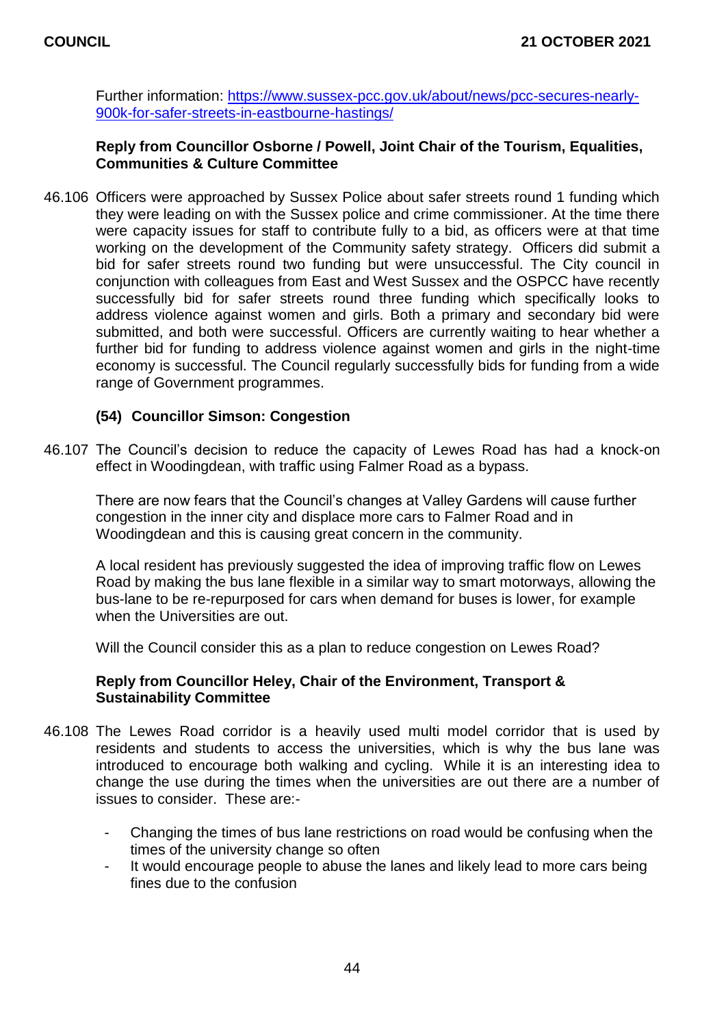Further information: [https://www.sussex-pcc.gov.uk/about/news/pcc-secures-nearly-900k-for-safer-streets-in-eastbourne-hastings/](https://www.sussex-pcc.gov.uk/about/news/pcc-secures-nearly-900k-for-safer-streets-in-eastbourne-hastings/)

**Reply from Councillor Osborne / Powell, Joint Chair of the Tourism, Equalities, Communities & Culture Committee**

46.106 Officers were approached by Sussex Police about safer streets round 1 funding which they were leading on with the Sussex police and crime commissioner. At the time there were capacity issues for staff to contribute fully to a bid, as officers were at that time working on the development of the Community safety strategy. Officers did submit a bid for safer streets round two funding but were unsuccessful. The City council in conjunction with colleagues from East and West Sussex and the OSPCC have recently successfully bid for safer streets round three funding which specifically looks to address violence against women and girls. Both a primary and secondary bid were submitted, and both were successful. Officers are currently waiting to hear whether a further bid for funding to address violence against women and girls in the night-time economy is successful. The Council regularly successfully bids for funding from a wide range of Government programmes.

**(54) Councillor Simson: Congestion**

46.107 The Council's decision to reduce the capacity of Lewes Road has had a knock-on effect in Woodingdean, with traffic using Falmer Road as a bypass.

There are now fears that the Council's changes at Valley Gardens will cause further congestion in the inner city and displace more cars to Falmer Road and in Woodingdean and this is causing great concern in the community.

A local resident has previously suggested the idea of improving traffic flow on Lewes Road by making the bus lane flexible in a similar way to smart motorways, allowing the bus-lane to be re-repurposed for cars when demand for buses is lower, for example when the Universities are out.

Will the Council consider this as a plan to reduce congestion on Lewes Road?

**Reply from Councillor Heley, Chair of the Environment, Transport & Sustainability Committee**

46.108 The Lewes Road corridor is a heavily used multi model corridor that is used by residents and students to access the universities, which is why the bus lane was introduced to encourage both walking and cycling. While it is an interesting idea to change the use during the times when the universities are out there are a number of issues to consider. These are:-

- Changing the times of bus lane restrictions on road would be confusing when the times of the university change so often
- It would encourage people to abuse the lanes and likely lead to more cars being fines due to the confusion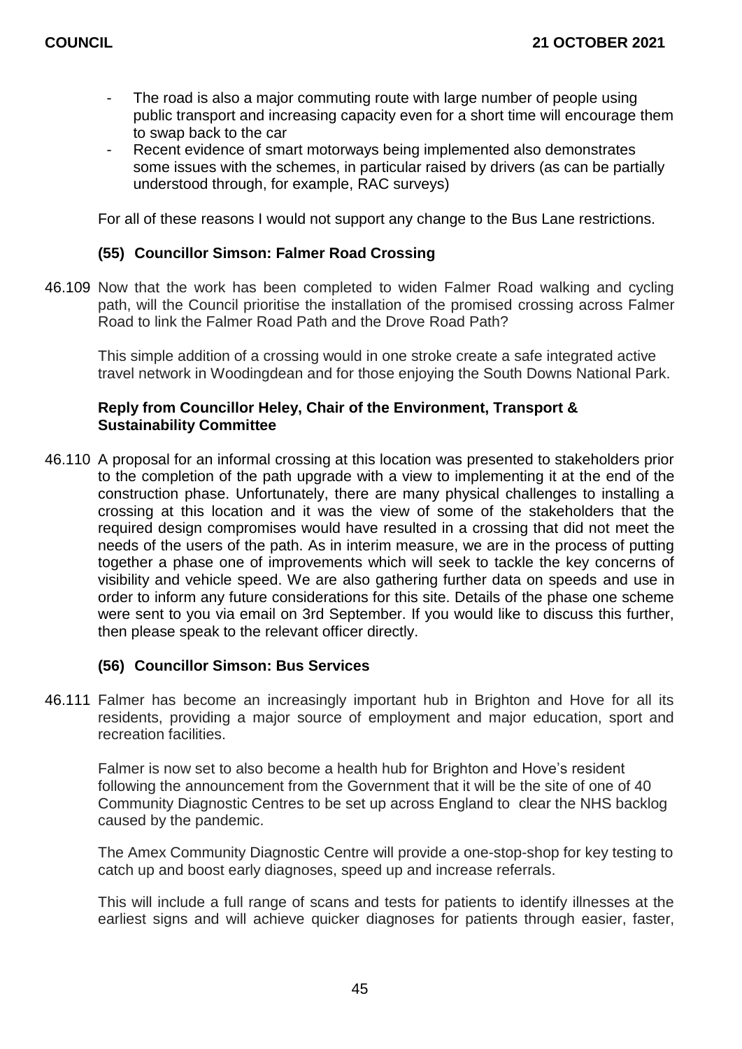- The road is also a major commuting route with large number of people using public transport and increasing capacity even for a short time will encourage them to swap back to the car
- Recent evidence of smart motorways being implemented also demonstrates some issues with the schemes, in particular raised by drivers (as can be partially understood through, for example, RAC surveys)

For all of these reasons I would not support any change to the Bus Lane restrictions.

### (55) Councillor Simson: Falmer Road Crossing

46.109 Now that the work has been completed to widen Falmer Road walking and cycling path, will the Council prioritise the installation of the promised crossing across Falmer Road to link the Falmer Road Path and the Drove Road Path?

This simple addition of a crossing would in one stroke create a safe integrated active travel network in Woodingdean and for those enjoying the South Downs National Park.

**Reply from Councillor Heley, Chair of the Environment, Transport & Sustainability Committee**

46.110 A proposal for an informal crossing at this location was presented to stakeholders prior to the completion of the path upgrade with a view to implementing it at the end of the construction phase. Unfortunately, there are many physical challenges to installing a crossing at this location and it was the view of some of the stakeholders that the required design compromises would have resulted in a crossing that did not meet the needs of the users of the path. As in interim measure, we are in the process of putting together a phase one of improvements which will seek to tackle the key concerns of visibility and vehicle speed. We are also gathering further data on speeds and use in order to inform any future considerations for this site. Details of the phase one scheme were sent to you via email on 3rd September. If you would like to discuss this further, then please speak to the relevant officer directly.

### (56) Councillor Simson: Bus Services

46.111 Falmer has become an increasingly important hub in Brighton and Hove for all its residents, providing a major source of employment and major education, sport and recreation facilities.

Falmer is now set to also become a health hub for Brighton and Hove's resident following the announcement from the Government that it will be the site of one of 40 Community Diagnostic Centres to be set up across England to clear the NHS backlog caused by the pandemic.

The Amex Community Diagnostic Centre will provide a one-stop-shop for key testing to catch up and boost early diagnoses, speed up and increase referrals.

This will include a full range of scans and tests for patients to identify illnesses at the earliest signs and will achieve quicker diagnoses for patients through easier, faster,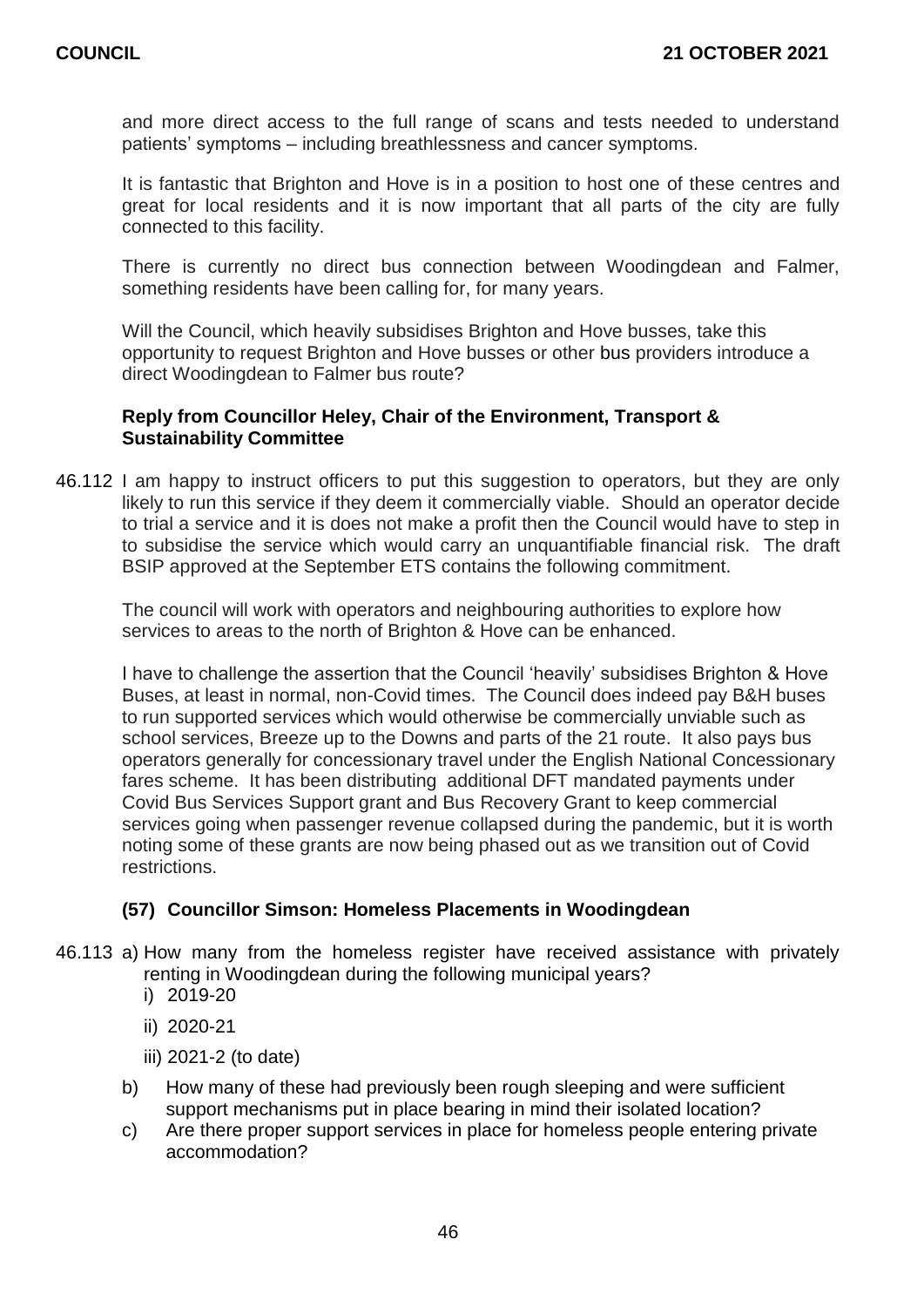and more direct access to the full range of scans and tests needed to understand patients' symptoms – including breathlessness and cancer symptoms.

It is fantastic that Brighton and Hove is in a position to host one of these centres and great for local residents and it is now important that all parts of the city are fully connected to this facility.

There is currently no direct bus connection between Woodingdean and Falmer, something residents have been calling for, for many years.

Will the Council, which heavily subsidises Brighton and Hove busses, take this opportunity to request Brighton and Hove busses or other bus providers introduce a direct Woodingdean to Falmer bus route?

**Reply from Councillor Heley, Chair of the Environment, Transport & Sustainability Committee**

46.112 I am happy to instruct officers to put this suggestion to operators, but they are only likely to run this service if they deem it commercially viable. Should an operator decide to trial a service and it is does not make a profit then the Council would have to step in to subsidise the service which would carry an unquantifiable financial risk. The draft BSIP approved at the September ETS contains the following commitment.

The council will work with operators and neighbouring authorities to explore how services to areas to the north of Brighton & Hove can be enhanced.

I have to challenge the assertion that the Council 'heavily' subsidises Brighton & Hove Buses, at least in normal, non-Covid times. The Council does indeed pay B&H buses to run supported services which would otherwise be commercially unviable such as school services, Breeze up to the Downs and parts of the 21 route. It also pays bus operators generally for concessionary travel under the English National Concessionary fares scheme. It has been distributing additional DFT mandated payments under Covid Bus Services Support grant and Bus Recovery Grant to keep commercial services going when passenger revenue collapsed during the pandemic, but it is worth noting some of these grants are now being phased out as we transition out of Covid restrictions.

### (57) Councillor Simson: Homeless Placements in Woodingdean

46.113 a) How many from the homeless register have received assistance with privately renting in Woodingdean during the following municipal years?
   i) 2019-20
   ii) 2020-21
   iii) 2021-2 (to date)

b) How many of these had previously been rough sleeping and were sufficient support mechanisms put in place bearing in mind their isolated location?

c) Are there proper support services in place for homeless people entering private accommodation?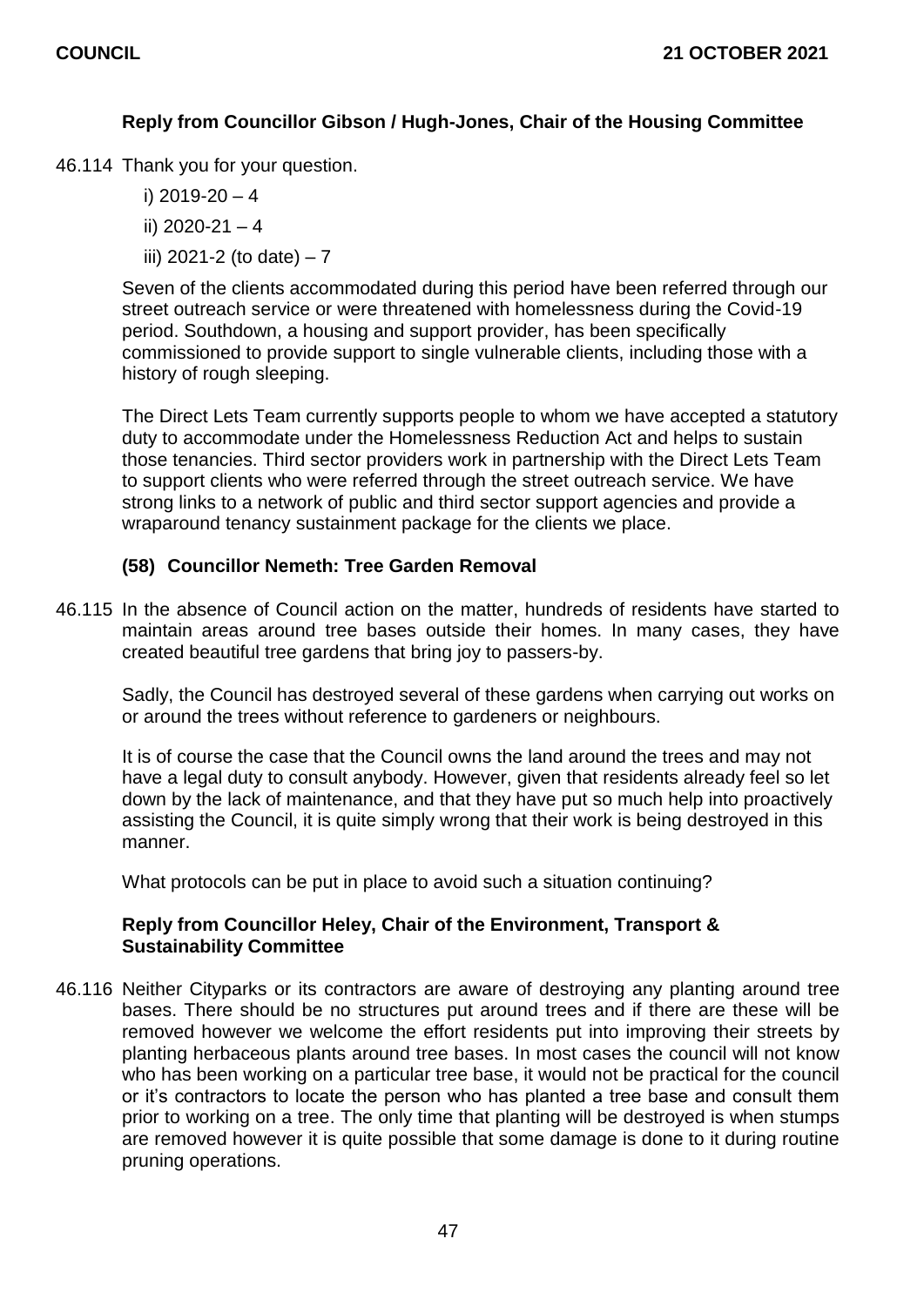**Reply from Councillor Gibson / Hugh-Jones, Chair of the Housing Committee**

46.114 Thank you for your question.

i) 2019-20 – 4

ii) 2020-21 – 4

iii) 2021-2 (to date) – 7

Seven of the clients accommodated during this period have been referred through our street outreach service or were threatened with homelessness during the Covid-19 period. Southdown, a housing and support provider, has been specifically commissioned to provide support to single vulnerable clients, including those with a history of rough sleeping.

The Direct Lets Team currently supports people to whom we have accepted a statutory duty to accommodate under the Homelessness Reduction Act and helps to sustain those tenancies. Third sector providers work in partnership with the Direct Lets Team to support clients who were referred through the street outreach service. We have strong links to a network of public and third sector support agencies and provide a wraparound tenancy sustainment package for the clients we place.

### (58) Councillor Nemeth: Tree Garden Removal

46.115 In the absence of Council action on the matter, hundreds of residents have started to maintain areas around tree bases outside their homes. In many cases, they have created beautiful tree gardens that bring joy to passers-by.

Sadly, the Council has destroyed several of these gardens when carrying out works on or around the trees without reference to gardeners or neighbours.

It is of course the case that the Council owns the land around the trees and may not have a legal duty to consult anybody. However, given that residents already feel so let down by the lack of maintenance, and that they have put so much help into proactively assisting the Council, it is quite simply wrong that their work is being destroyed in this manner.

What protocols can be put in place to avoid such a situation continuing?

**Reply from Councillor Heley, Chair of the Environment, Transport & Sustainability Committee**

46.116 Neither Cityparks or its contractors are aware of destroying any planting around tree bases. There should be no structures put around trees and if there are these will be removed however we welcome the effort residents put into improving their streets by planting herbaceous plants around tree bases. In most cases the council will not know who has been working on a particular tree base, it would not be practical for the council or it's contractors to locate the person who has planted a tree base and consult them prior to working on a tree. The only time that planting will be destroyed is when stumps are removed however it is quite possible that some damage is done to it during routine pruning operations.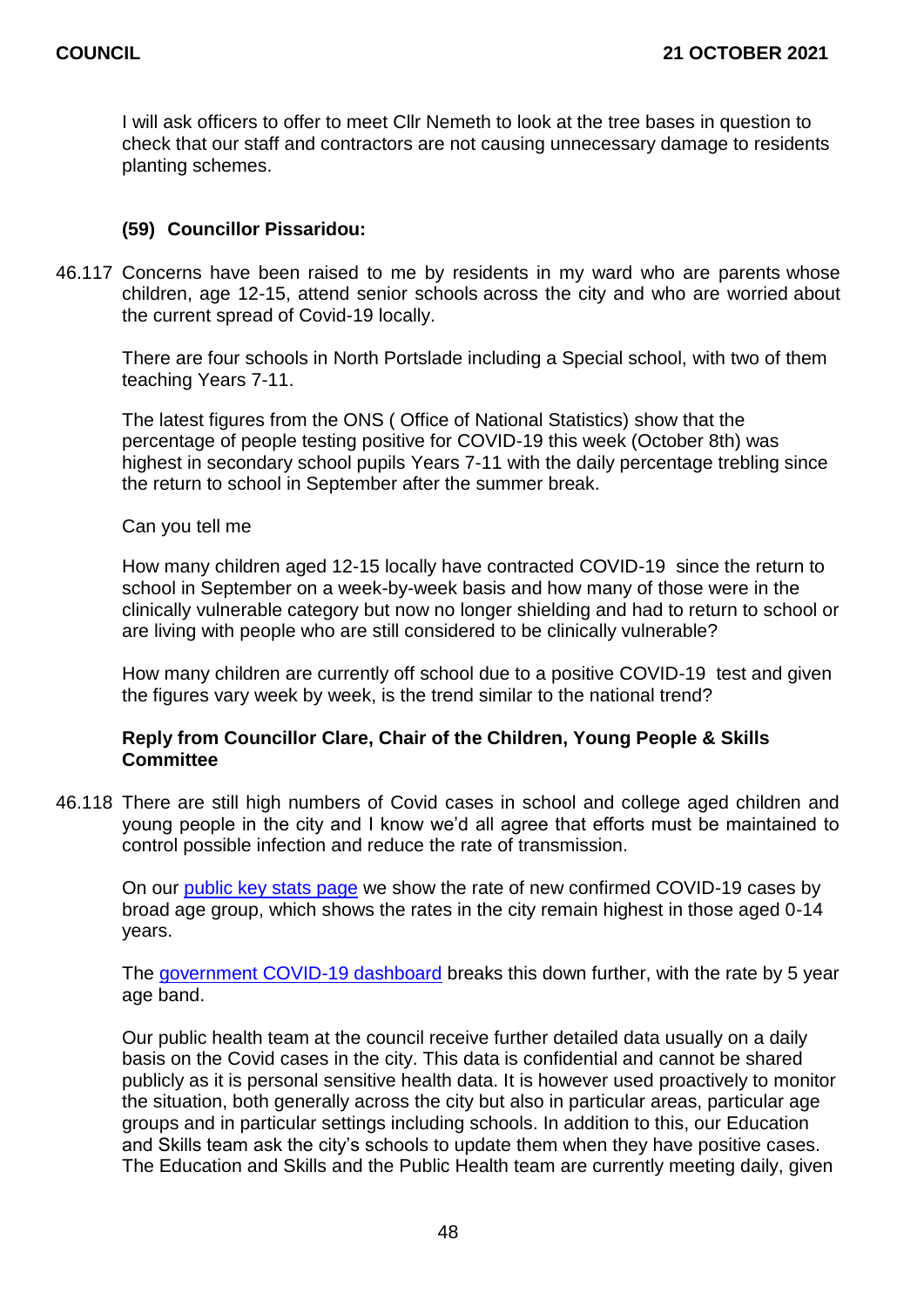I will ask officers to offer to meet Cllr Nemeth to look at the tree bases in question to check that our staff and contractors are not causing unnecessary damage to residents planting schemes.

### (59) Councillor Pissaridou:

46.117 Concerns have been raised to me by residents in my ward who are parents whose children, age 12-15, attend senior schools across the city and who are worried about the current spread of Covid-19 locally.

There are four schools in North Portslade including a Special school, with two of them teaching Years 7-11.

The latest figures from the ONS ( Office of National Statistics) show that the percentage of people testing positive for COVID-19 this week (October 8th) was highest in secondary school pupils Years 7-11 with the daily percentage trebling since the return to school in September after the summer break.

Can you tell me

How many children aged 12-15 locally have contracted COVID-19 since the return to school in September on a week-by-week basis and how many of those were in the clinically vulnerable category but now no longer shielding and had to return to school or are living with people who are still considered to be clinically vulnerable?

How many children are currently off school due to a positive COVID-19 test and given the figures vary week by week, is the trend similar to the national trend?

**Reply from Councillor Clare, Chair of the Children, Young People & Skills Committee**

46.118 There are still high numbers of Covid cases in school and college aged children and young people in the city and I know we'd all agree that efforts must be maintained to control possible infection and reduce the rate of transmission.

On our public key stats page we show the rate of new confirmed COVID-19 cases by broad age group, which shows the rates in the city remain highest in those aged 0-14 years.

The government COVID-19 dashboard breaks this down further, with the rate by 5 year age band.

Our public health team at the council receive further detailed data usually on a daily basis on the Covid cases in the city. This data is confidential and cannot be shared publicly as it is personal sensitive health data. It is however used proactively to monitor the situation, both generally across the city but also in particular areas, particular age groups and in particular settings including schools. In addition to this, our Education and Skills team ask the city's schools to update them when they have positive cases. The Education and Skills and the Public Health team are currently meeting daily, given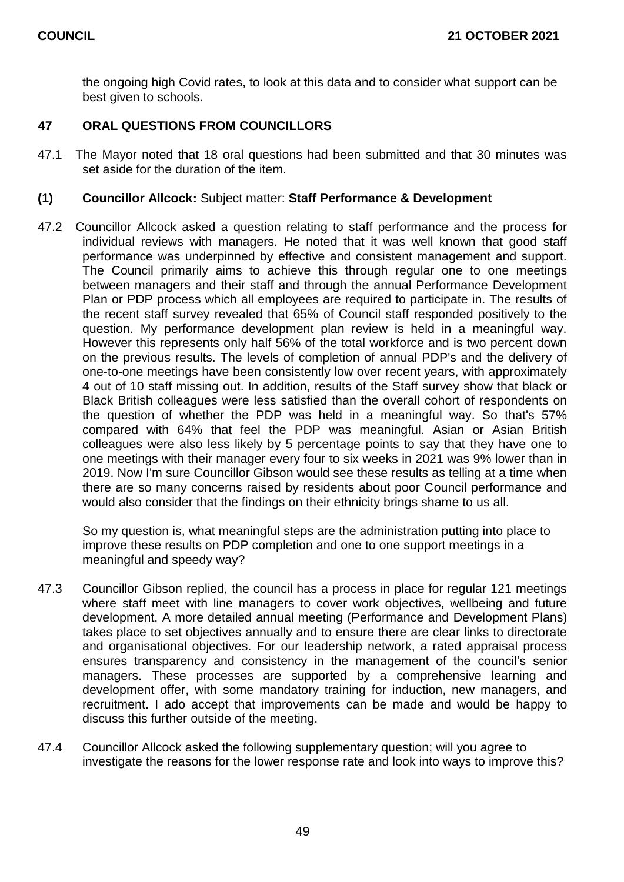the ongoing high Covid rates, to look at this data and to consider what support can be best given to schools.

## 47 ORAL QUESTIONS FROM COUNCILLORS

47.1 The Mayor noted that 18 oral questions had been submitted and that 30 minutes was set aside for the duration of the item.

### (1) Councillor Allcock: Subject matter: **Staff Performance & Development**

47.2 Councillor Allcock asked a question relating to staff performance and the process for individual reviews with managers. He noted that it was well known that good staff performance was underpinned by effective and consistent management and support. The Council primarily aims to achieve this through regular one to one meetings between managers and their staff and through the annual Performance Development Plan or PDP process which all employees are required to participate in. The results of the recent staff survey revealed that 65% of Council staff responded positively to the question. My performance development plan review is held in a meaningful way. However this represents only half 56% of the total workforce and is two percent down on the previous results. The levels of completion of annual PDP's and the delivery of one-to-one meetings have been consistently low over recent years, with approximately 4 out of 10 staff missing out. In addition, results of the Staff survey show that black or Black British colleagues were less satisfied than the overall cohort of respondents on the question of whether the PDP was held in a meaningful way. So that's 57% compared with 64% that feel the PDP was meaningful. Asian or Asian British colleagues were also less likely by 5 percentage points to say that they have one to one meetings with their manager every four to six weeks in 2021 was 9% lower than in 2019. Now I'm sure Councillor Gibson would see these results as telling at a time when there are so many concerns raised by residents about poor Council performance and would also consider that the findings on their ethnicity brings shame to us all.

So my question is, what meaningful steps are the administration putting into place to improve these results on PDP completion and one to one support meetings in a meaningful and speedy way?

47.3 Councillor Gibson replied, the council has a process in place for regular 121 meetings where staff meet with line managers to cover work objectives, wellbeing and future development. A more detailed annual meeting (Performance and Development Plans) takes place to set objectives annually and to ensure there are clear links to directorate and organisational objectives. For our leadership network, a rated appraisal process ensures transparency and consistency in the management of the council's senior managers. These processes are supported by a comprehensive learning and development offer, with some mandatory training for induction, new managers, and recruitment. I ado accept that improvements can be made and would be happy to discuss this further outside of the meeting.

47.4 Councillor Allcock asked the following supplementary question; will you agree to investigate the reasons for the lower response rate and look into ways to improve this?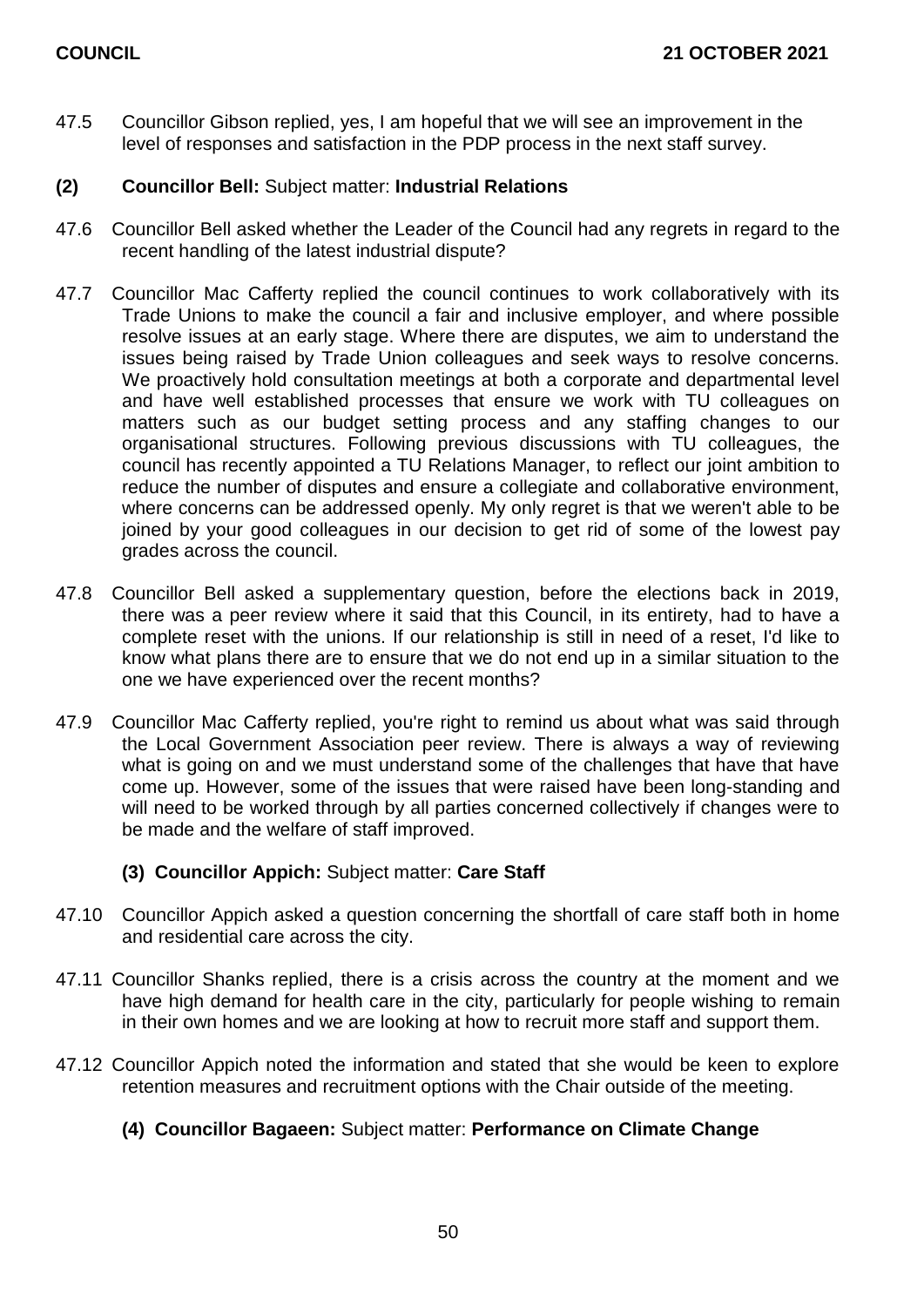47.5 Councillor Gibson replied, yes, I am hopeful that we will see an improvement in the level of responses and satisfaction in the PDP process in the next staff survey.

**(2) Councillor Bell:** Subject matter: **Industrial Relations**

47.6 Councillor Bell asked whether the Leader of the Council had any regrets in regard to the recent handling of the latest industrial dispute?

47.7 Councillor Mac Cafferty replied the council continues to work collaboratively with its Trade Unions to make the council a fair and inclusive employer, and where possible resolve issues at an early stage. Where there are disputes, we aim to understand the issues being raised by Trade Union colleagues and seek ways to resolve concerns. We proactively hold consultation meetings at both a corporate and departmental level and have well established processes that ensure we work with TU colleagues on matters such as our budget setting process and any staffing changes to our organisational structures. Following previous discussions with TU colleagues, the council has recently appointed a TU Relations Manager, to reflect our joint ambition to reduce the number of disputes and ensure a collegiate and collaborative environment, where concerns can be addressed openly. My only regret is that we weren't able to be joined by your good colleagues in our decision to get rid of some of the lowest pay grades across the council.

47.8 Councillor Bell asked a supplementary question, before the elections back in 2019, there was a peer review where it said that this Council, in its entirety, had to have a complete reset with the unions. If our relationship is still in need of a reset, I'd like to know what plans there are to ensure that we do not end up in a similar situation to the one we have experienced over the recent months?

47.9 Councillor Mac Cafferty replied, you're right to remind us about what was said through the Local Government Association peer review. There is always a way of reviewing what is going on and we must understand some of the challenges that have that have come up. However, some of the issues that were raised have been long-standing and will need to be worked through by all parties concerned collectively if changes were to be made and the welfare of staff improved.

**(3) Councillor Appich:** Subject matter: **Care Staff**

47.10 Councillor Appich asked a question concerning the shortfall of care staff both in home and residential care across the city.

47.11 Councillor Shanks replied, there is a crisis across the country at the moment and we have high demand for health care in the city, particularly for people wishing to remain in their own homes and we are looking at how to recruit more staff and support them.

47.12 Councillor Appich noted the information and stated that she would be keen to explore retention measures and recruitment options with the Chair outside of the meeting.

**(4) Councillor Bagaeen:** Subject matter: **Performance on Climate Change**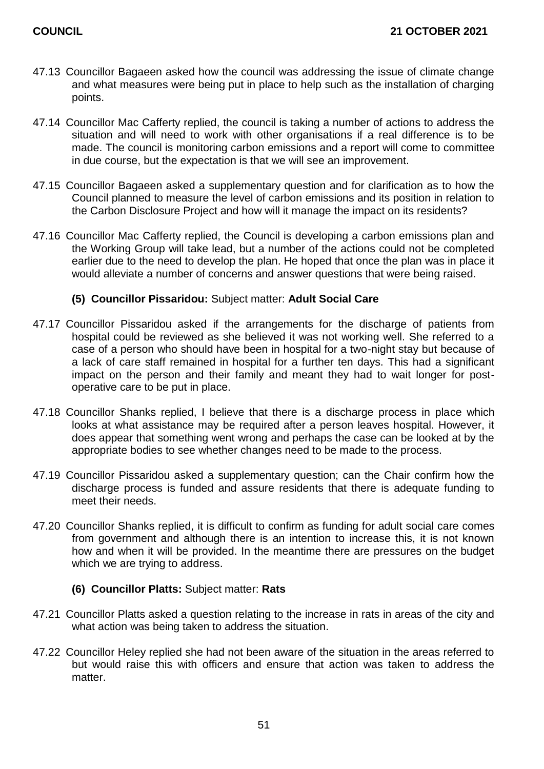47.13 Councillor Bagaeen asked how the council was addressing the issue of climate change and what measures were being put in place to help such as the installation of charging points.

47.14 Councillor Mac Cafferty replied, the council is taking a number of actions to address the situation and will need to work with other organisations if a real difference is to be made. The council is monitoring carbon emissions and a report will come to committee in due course, but the expectation is that we will see an improvement.

47.15 Councillor Bagaeen asked a supplementary question and for clarification as to how the Council planned to measure the level of carbon emissions and its position in relation to the Carbon Disclosure Project and how will it manage the impact on its residents?

47.16 Councillor Mac Cafferty replied, the Council is developing a carbon emissions plan and the Working Group will take lead, but a number of the actions could not be completed earlier due to the need to develop the plan. He hoped that once the plan was in place it would alleviate a number of concerns and answer questions that were being raised.

**(5) Councillor Pissaridou:** Subject matter: **Adult Social Care**

47.17 Councillor Pissaridou asked if the arrangements for the discharge of patients from hospital could be reviewed as she believed it was not working well. She referred to a case of a person who should have been in hospital for a two-night stay but because of a lack of care staff remained in hospital for a further ten days. This had a significant impact on the person and their family and meant they had to wait longer for post-operative care to be put in place.

47.18 Councillor Shanks replied, I believe that there is a discharge process in place which looks at what assistance may be required after a person leaves hospital. However, it does appear that something went wrong and perhaps the case can be looked at by the appropriate bodies to see whether changes need to be made to the process.

47.19 Councillor Pissaridou asked a supplementary question; can the Chair confirm how the discharge process is funded and assure residents that there is adequate funding to meet their needs.

47.20 Councillor Shanks replied, it is difficult to confirm as funding for adult social care comes from government and although there is an intention to increase this, it is not known how and when it will be provided. In the meantime there are pressures on the budget which we are trying to address.

**(6) Councillor Platts:** Subject matter: **Rats**

47.21 Councillor Platts asked a question relating to the increase in rats in areas of the city and what action was being taken to address the situation.

47.22 Councillor Heley replied she had not been aware of the situation in the areas referred to but would raise this with officers and ensure that action was taken to address the matter.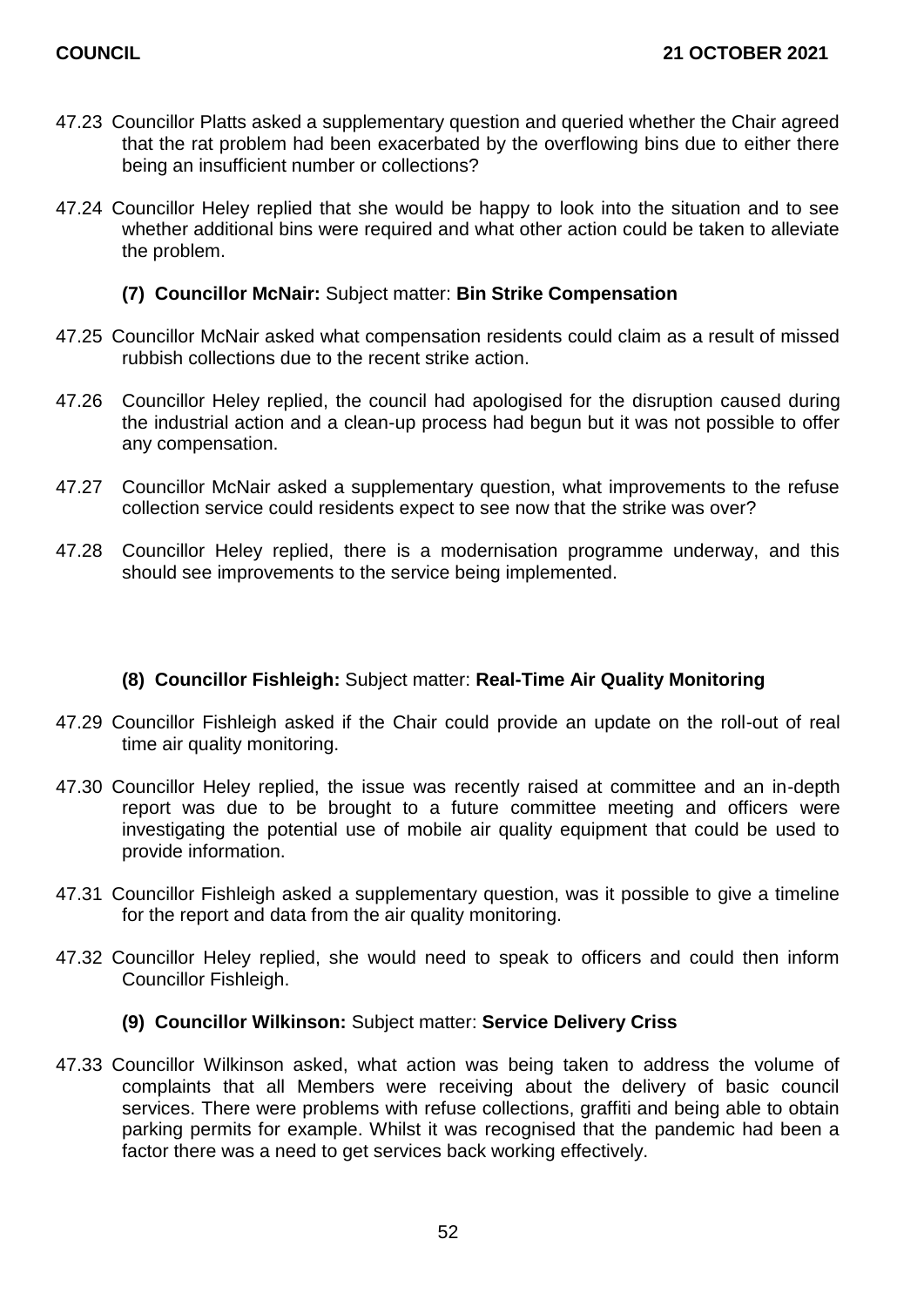47.23 Councillor Platts asked a supplementary question and queried whether the Chair agreed that the rat problem had been exacerbated by the overflowing bins due to either there being an insufficient number or collections?

47.24 Councillor Heley replied that she would be happy to look into the situation and to see whether additional bins were required and what other action could be taken to alleviate the problem.

**(7) Councillor McNair:** Subject matter: **Bin Strike Compensation**

47.25 Councillor McNair asked what compensation residents could claim as a result of missed rubbish collections due to the recent strike action.

47.26 Councillor Heley replied, the council had apologised for the disruption caused during the industrial action and a clean-up process had begun but it was not possible to offer any compensation.

47.27 Councillor McNair asked a supplementary question, what improvements to the refuse collection service could residents expect to see now that the strike was over?

47.28 Councillor Heley replied, there is a modernisation programme underway, and this should see improvements to the service being implemented.

**(8) Councillor Fishleigh:** Subject matter: **Real-Time Air Quality Monitoring**

47.29 Councillor Fishleigh asked if the Chair could provide an update on the roll-out of real time air quality monitoring.

47.30 Councillor Heley replied, the issue was recently raised at committee and an in-depth report was due to be brought to a future committee meeting and officers were investigating the potential use of mobile air quality equipment that could be used to provide information.

47.31 Councillor Fishleigh asked a supplementary question, was it possible to give a timeline for the report and data from the air quality monitoring.

47.32 Councillor Heley replied, she would need to speak to officers and could then inform Councillor Fishleigh.

**(9) Councillor Wilkinson:** Subject matter: **Service Delivery Criss**

47.33 Councillor Wilkinson asked, what action was being taken to address the volume of complaints that all Members were receiving about the delivery of basic council services. There were problems with refuse collections, graffiti and being able to obtain parking permits for example. Whilst it was recognised that the pandemic had been a factor there was a need to get services back working effectively.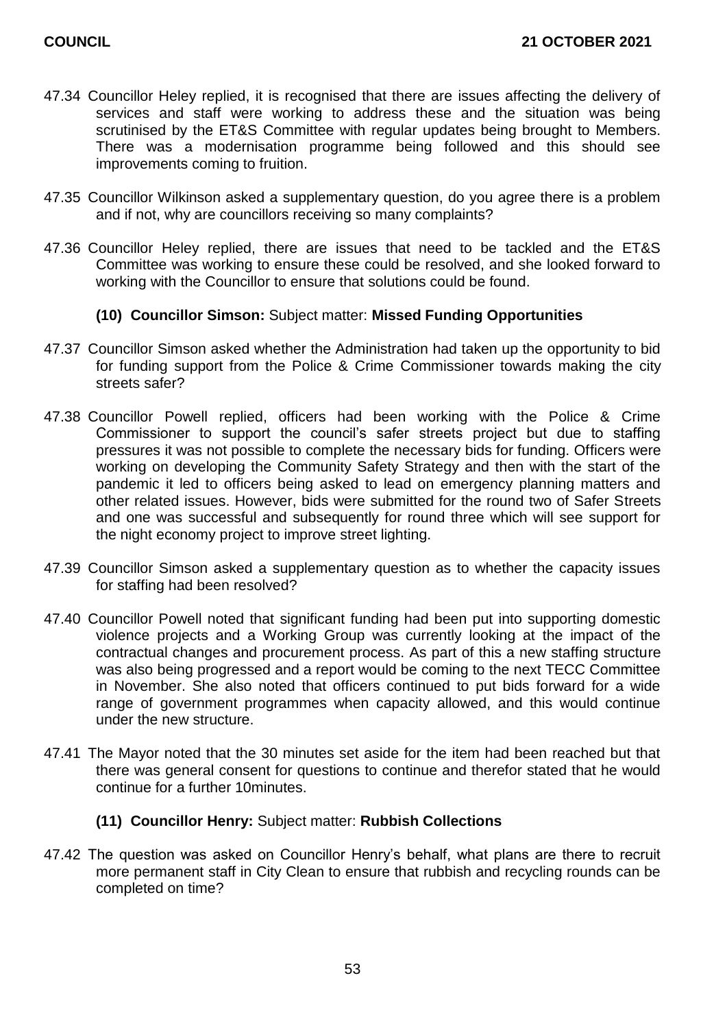47.34 Councillor Heley replied, it is recognised that there are issues affecting the delivery of services and staff were working to address these and the situation was being scrutinised by the ET&S Committee with regular updates being brought to Members. There was a modernisation programme being followed and this should see improvements coming to fruition.

47.35 Councillor Wilkinson asked a supplementary question, do you agree there is a problem and if not, why are councillors receiving so many complaints?

47.36 Councillor Heley replied, there are issues that need to be tackled and the ET&S Committee was working to ensure these could be resolved, and she looked forward to working with the Councillor to ensure that solutions could be found.

**(10) Councillor Simson:** Subject matter: **Missed Funding Opportunities**

47.37 Councillor Simson asked whether the Administration had taken up the opportunity to bid for funding support from the Police & Crime Commissioner towards making the city streets safer?

47.38 Councillor Powell replied, officers had been working with the Police & Crime Commissioner to support the council's safer streets project but due to staffing pressures it was not possible to complete the necessary bids for funding. Officers were working on developing the Community Safety Strategy and then with the start of the pandemic it led to officers being asked to lead on emergency planning matters and other related issues. However, bids were submitted for the round two of Safer Streets and one was successful and subsequently for round three which will see support for the night economy project to improve street lighting.

47.39 Councillor Simson asked a supplementary question as to whether the capacity issues for staffing had been resolved?

47.40 Councillor Powell noted that significant funding had been put into supporting domestic violence projects and a Working Group was currently looking at the impact of the contractual changes and procurement process. As part of this a new staffing structure was also being progressed and a report would be coming to the next TECC Committee in November. She also noted that officers continued to put bids forward for a wide range of government programmes when capacity allowed, and this would continue under the new structure.

47.41 The Mayor noted that the 30 minutes set aside for the item had been reached but that there was general consent for questions to continue and therefor stated that he would continue for a further 10minutes.

**(11) Councillor Henry:** Subject matter: **Rubbish Collections**

47.42 The question was asked on Councillor Henry's behalf, what plans are there to recruit more permanent staff in City Clean to ensure that rubbish and recycling rounds can be completed on time?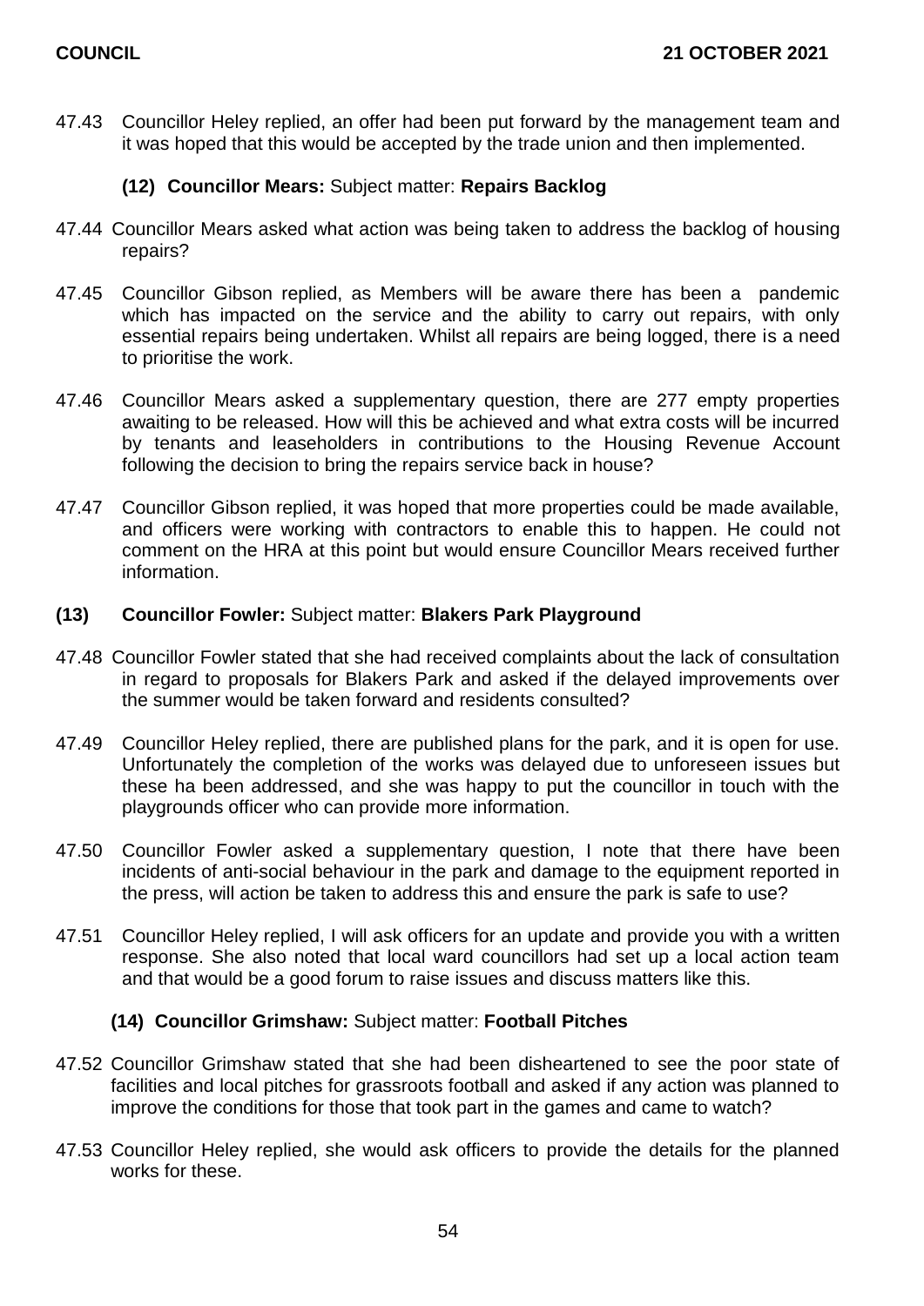47.43 Councillor Heley replied, an offer had been put forward by the management team and it was hoped that this would be accepted by the trade union and then implemented.

**(12) Councillor Mears:** Subject matter: **Repairs Backlog**

47.44 Councillor Mears asked what action was being taken to address the backlog of housing repairs?

47.45 Councillor Gibson replied, as Members will be aware there has been a pandemic which has impacted on the service and the ability to carry out repairs, with only essential repairs being undertaken. Whilst all repairs are being logged, there is a need to prioritise the work.

47.46 Councillor Mears asked a supplementary question, there are 277 empty properties awaiting to be released. How will this be achieved and what extra costs will be incurred by tenants and leaseholders in contributions to the Housing Revenue Account following the decision to bring the repairs service back in house?

47.47 Councillor Gibson replied, it was hoped that more properties could be made available, and officers were working with contractors to enable this to happen. He could not comment on the HRA at this point but would ensure Councillor Mears received further information.

**(13) Councillor Fowler:** Subject matter: **Blakers Park Playground**

47.48 Councillor Fowler stated that she had received complaints about the lack of consultation in regard to proposals for Blakers Park and asked if the delayed improvements over the summer would be taken forward and residents consulted?

47.49 Councillor Heley replied, there are published plans for the park, and it is open for use. Unfortunately the completion of the works was delayed due to unforeseen issues but these ha been addressed, and she was happy to put the councillor in touch with the playgrounds officer who can provide more information.

47.50 Councillor Fowler asked a supplementary question, I note that there have been incidents of anti-social behaviour in the park and damage to the equipment reported in the press, will action be taken to address this and ensure the park is safe to use?

47.51 Councillor Heley replied, I will ask officers for an update and provide you with a written response. She also noted that local ward councillors had set up a local action team and that would be a good forum to raise issues and discuss matters like this.

**(14) Councillor Grimshaw:** Subject matter: **Football Pitches**

47.52 Councillor Grimshaw stated that she had been disheartened to see the poor state of facilities and local pitches for grassroots football and asked if any action was planned to improve the conditions for those that took part in the games and came to watch?

47.53 Councillor Heley replied, she would ask officers to provide the details for the planned works for these.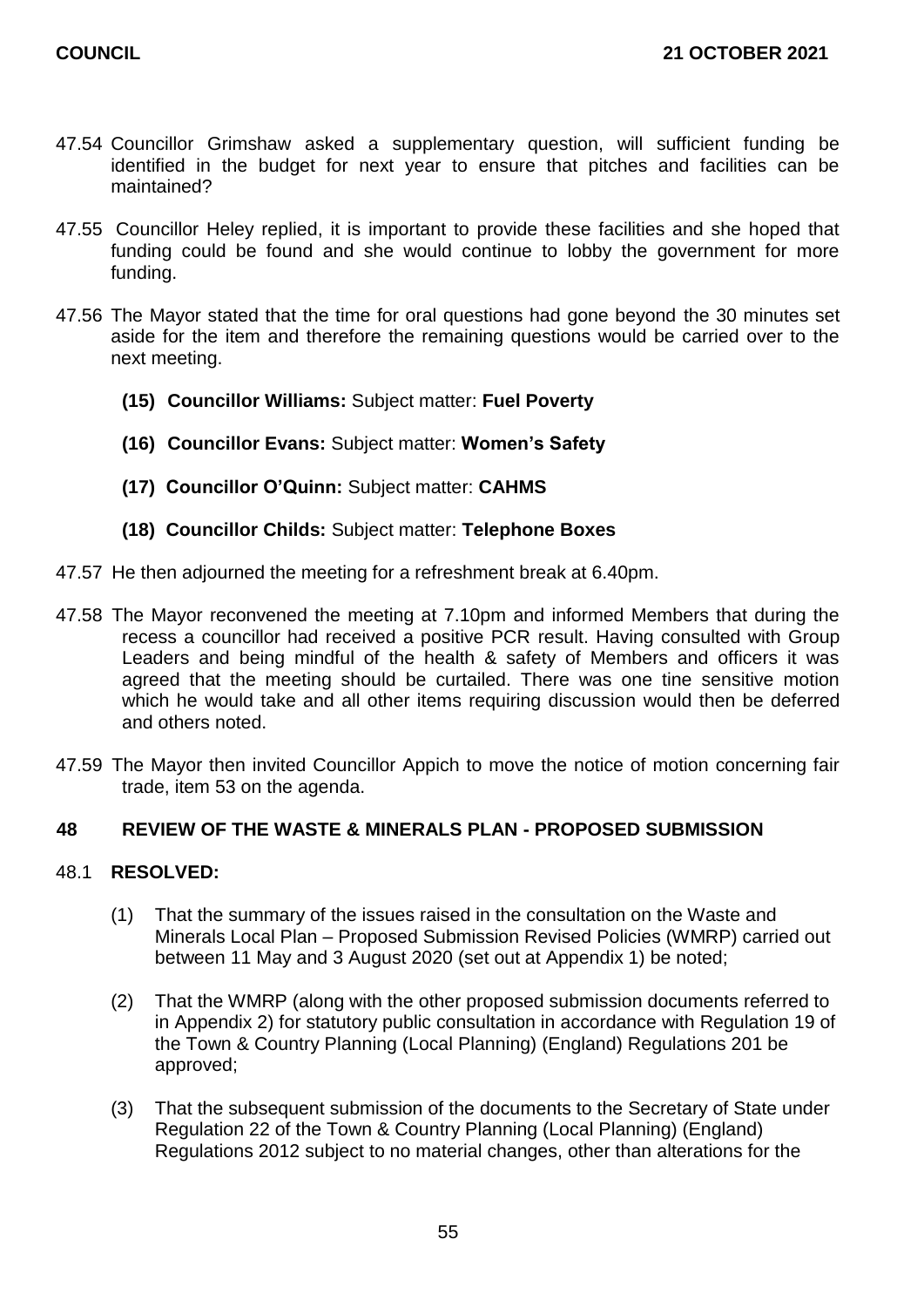47.54 Councillor Grimshaw asked a supplementary question, will sufficient funding be identified in the budget for next year to ensure that pitches and facilities can be maintained?

47.55 Councillor Heley replied, it is important to provide these facilities and she hoped that funding could be found and she would continue to lobby the government for more funding.

47.56 The Mayor stated that the time for oral questions had gone beyond the 30 minutes set aside for the item and therefore the remaining questions would be carried over to the next meeting.

> **(15) Councillor Williams:** Subject matter: **Fuel Poverty**
>
> **(16) Councillor Evans:** Subject matter: **Women's Safety**
>
> **(17) Councillor O'Quinn:** Subject matter: **CAHMS**
>
> **(18) Councillor Childs:** Subject matter: **Telephone Boxes**

47.57 He then adjourned the meeting for a refreshment break at 6.40pm.

47.58 The Mayor reconvened the meeting at 7.10pm and informed Members that during the recess a councillor had received a positive PCR result. Having consulted with Group Leaders and being mindful of the health & safety of Members and officers it was agreed that the meeting should be curtailed. There was one tine sensitive motion which he would take and all other items requiring discussion would then be deferred and others noted.

47.59 The Mayor then invited Councillor Appich to move the notice of motion concerning fair trade, item 53 on the agenda.

## 48 REVIEW OF THE WASTE & MINERALS PLAN - PROPOSED SUBMISSION

48.1 **RESOLVED:**

(1) That the summary of the issues raised in the consultation on the Waste and Minerals Local Plan – Proposed Submission Revised Policies (WMRP) carried out between 11 May and 3 August 2020 (set out at Appendix 1) be noted;

(2) That the WMRP (along with the other proposed submission documents referred to in Appendix 2) for statutory public consultation in accordance with Regulation 19 of the Town & Country Planning (Local Planning) (England) Regulations 201 be approved;

(3) That the subsequent submission of the documents to the Secretary of State under Regulation 22 of the Town & Country Planning (Local Planning) (England) Regulations 2012 subject to no material changes, other than alterations for the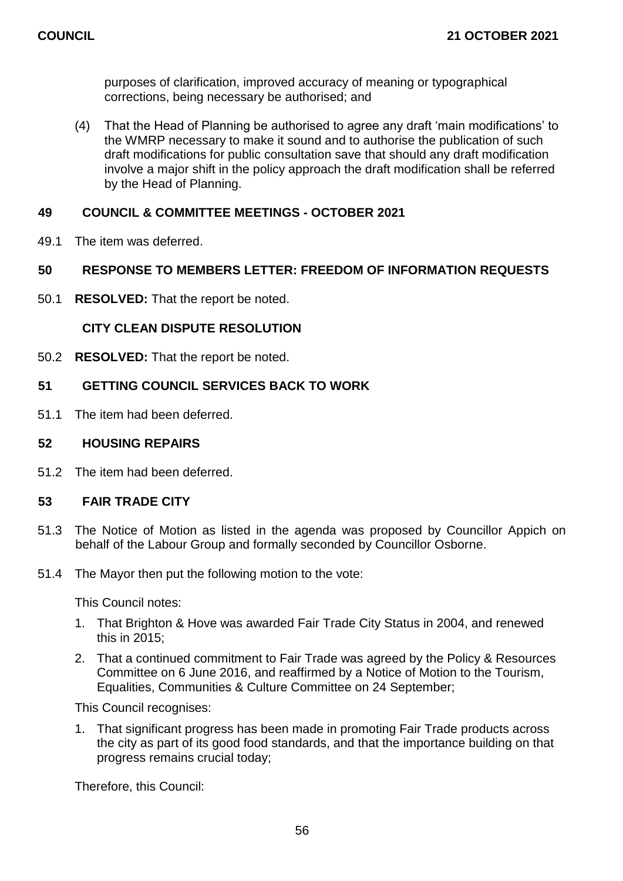purposes of clarification, improved accuracy of meaning or typographical corrections, being necessary be authorised; and

(4) That the Head of Planning be authorised to agree any draft 'main modifications' to the WMRP necessary to make it sound and to authorise the publication of such draft modifications for public consultation save that should any draft modification involve a major shift in the policy approach the draft modification shall be referred by the Head of Planning.

## 49 COUNCIL & COMMITTEE MEETINGS - OCTOBER 2021

49.1 The item was deferred.

## 50 RESPONSE TO MEMBERS LETTER: FREEDOM OF INFORMATION REQUESTS

50.1 **RESOLVED:** That the report be noted.

### CITY CLEAN DISPUTE RESOLUTION

50.2 **RESOLVED:** That the report be noted.

## 51 GETTING COUNCIL SERVICES BACK TO WORK

51.1 The item had been deferred.

## 52 HOUSING REPAIRS

51.2 The item had been deferred.

## 53 FAIR TRADE CITY

51.3 The Notice of Motion as listed in the agenda was proposed by Councillor Appich on behalf of the Labour Group and formally seconded by Councillor Osborne.

51.4 The Mayor then put the following motion to the vote:

This Council notes:

1. That Brighton & Hove was awarded Fair Trade City Status in 2004, and renewed this in 2015;
2. That a continued commitment to Fair Trade was agreed by the Policy & Resources Committee on 6 June 2016, and reaffirmed by a Notice of Motion to the Tourism, Equalities, Communities & Culture Committee on 24 September;

This Council recognises:

1. That significant progress has been made in promoting Fair Trade products across the city as part of its good food standards, and that the importance building on that progress remains crucial today;

Therefore, this Council: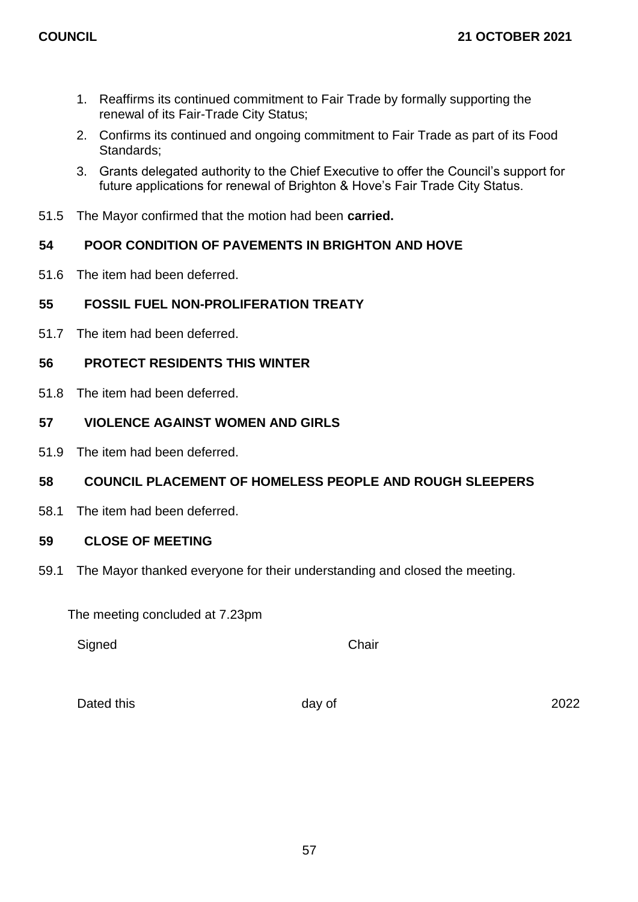1. Reaffirms its continued commitment to Fair Trade by formally supporting the renewal of its Fair-Trade City Status;
2. Confirms its continued and ongoing commitment to Fair Trade as part of its Food Standards;
3. Grants delegated authority to the Chief Executive to offer the Council's support for future applications for renewal of Brighton & Hove's Fair Trade City Status.

51.5 The Mayor confirmed that the motion had been **carried.**

## 54 POOR CONDITION OF PAVEMENTS IN BRIGHTON AND HOVE

51.6 The item had been deferred.

## 55 FOSSIL FUEL NON-PROLIFERATION TREATY

51.7 The item had been deferred.

## 56 PROTECT RESIDENTS THIS WINTER

51.8 The item had been deferred.

## 57 VIOLENCE AGAINST WOMEN AND GIRLS

51.9 The item had been deferred.

## 58 COUNCIL PLACEMENT OF HOMELESS PEOPLE AND ROUGH SLEEPERS

58.1 The item had been deferred.

## 59 CLOSE OF MEETING

59.1 The Mayor thanked everyone for their understanding and closed the meeting.

The meeting concluded at 7.23pm

Signed Chair

Dated this day of 2022